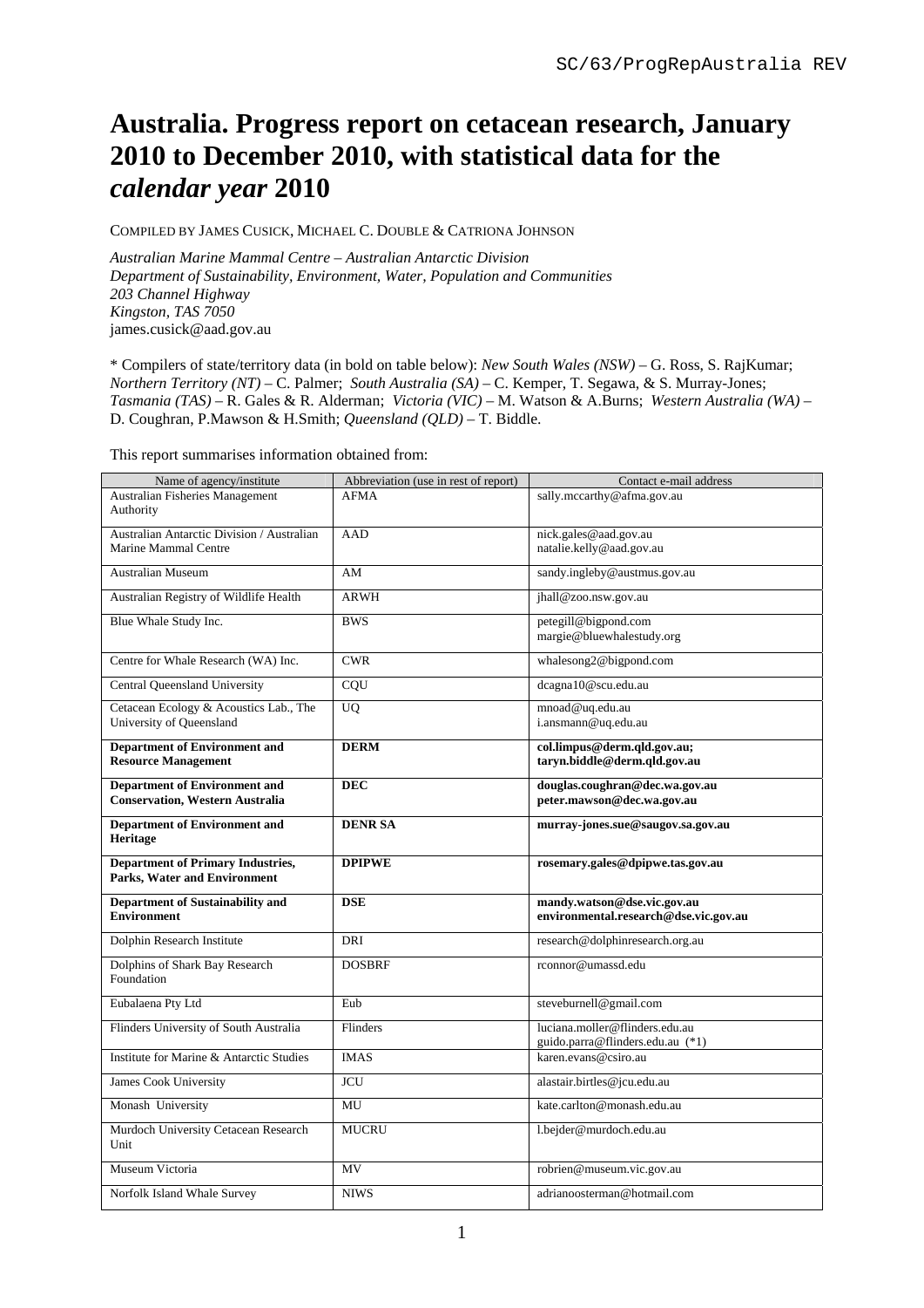# Australia. Progress report on cetacean research, January 2010 to December 2010, with statistical data for the *calendar year* 2010

COMPILED BY JAMES CUSICK, MICHAEL C. DOUBLE & CATRIONA JOHNSON

*Australian Marine Mammal Centre – Australian Antarctic Division*
*Department of Sustainability, Environment, Water, Population and Communities*
*203 Channel Highway*
*Kingston, TAS 7050*
james.cusick@aad.gov.au

* Compilers of state/territory data (in bold on table below): *New South Wales (NSW)* – G. Ross, S. RajKumar; *Northern Territory (NT)* – C. Palmer; *South Australia (SA)* – C. Kemper, T. Segawa, & S. Murray-Jones; *Tasmania (TAS)* – R. Gales & R. Alderman; *Victoria (VIC)* – M. Watson & A.Burns; *Western Australia (WA)* – D. Coughran, P.Mawson & H.Smith; *Queensland (QLD)* – T. Biddle.

This report summarises information obtained from:

| Name of agency/institute | Abbreviation (use in rest of report) | Contact e-mail address |
|---|---|---|
| Australian Fisheries Management Authority | AFMA | sally.mccarthy@afma.gov.au |
| Australian Antarctic Division / Australian Marine Mammal Centre | AAD | nick.gales@aad.gov.au<br>natalie.kelly@aad.gov.au |
| Australian Museum | AM | sandy.ingleby@austmus.gov.au |
| Australian Registry of Wildlife Health | ARWH | jhall@zoo.nsw.gov.au |
| Blue Whale Study Inc. | BWS | petegill@bigpond.com<br>margie@bluewhalestudy.org |
| Centre for Whale Research (WA) Inc. | CWR | whalesong2@bigpond.com |
| Central Queensland University | CQU | dcagna10@scu.edu.au |
| Cetacean Ecology & Acoustics Lab., The University of Queensland | UQ | mnoad@uq.edu.au<br>i.ansmann@uq.edu.au |
| **Department of Environment and Resource Management** | **DERM** | **col.limpus@derm.qld.gov.au;**<br>**taryn.biddle@derm.qld.gov.au** |
| **Department of Environment and Conservation, Western Australia** | **DEC** | **douglas.coughran@dec.wa.gov.au**<br>**peter.mawson@dec.wa.gov.au** |
| **Department of Environment and Heritage** | **DENR SA** | **murray-jones.sue@saugov.sa.gov.au** |
| **Department of Primary Industries, Parks, Water and Environment** | **DPIPWE** | **rosemary.gales@dpipwe.tas.gov.au** |
| **Department of Sustainability and Environment** | **DSE** | **mandy.watson@dse.vic.gov.au**<br>**environmental.research@dse.vic.gov.au** |
| Dolphin Research Institute | DRI | research@dolphinresearch.org.au |
| Dolphins of Shark Bay Research Foundation | DOSBRF | rconnor@umassd.edu |
| Eubalaena Pty Ltd | Eub | steveburnell@gmail.com |
| Flinders University of South Australia | Flinders | luciana.moller@flinders.edu.au<br>guido.parra@flinders.edu.au (*1) |
| Institute for Marine & Antarctic Studies | IMAS | karen.evans@csiro.au |
| James Cook University | JCU | alastair.birtles@jcu.edu.au |
| Monash University | MU | kate.carlton@monash.edu.au |
| Murdoch University Cetacean Research Unit | MUCRU | l.bejder@murdoch.edu.au |
| Museum Victoria | MV | robrien@museum.vic.gov.au |
| Norfolk Island Whale Survey | NIWS | adrianoosterman@hotmail.com |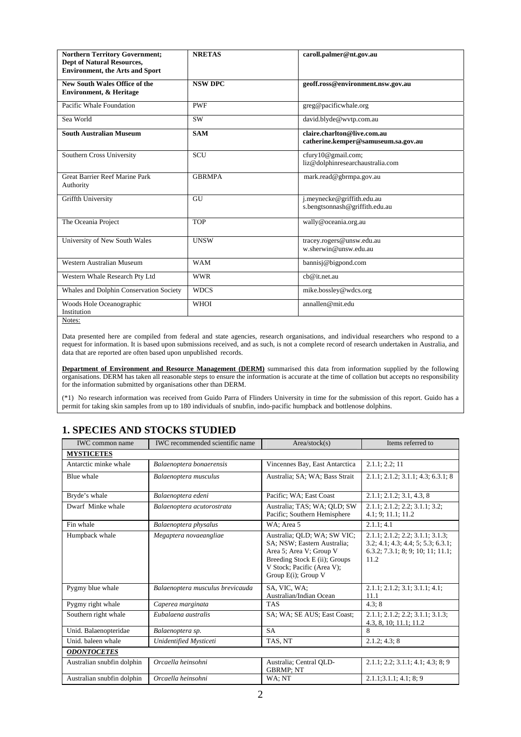| | | |
|---|---|---|
| **Northern Territory Government; Dept of Natural Resources, Environment, the Arts and Sport** | **NRETAS** | **caroll.palmer@nt.gov.au** |
| **New South Wales Office of the Environment, & Heritage** | **NSW DPC** | **geoff.ross@environment.nsw.gov.au** |
| Pacific Whale Foundation | PWF | greg@pacificwhale.org |
| Sea World | SW | david.blyde@wvtp.com.au |
| **South Australian Museum** | **SAM** | **claire.charlton@live.com.au catherine.kemper@samuseum.sa.gov.au** |
| Southern Cross University | SCU | cfury10@gmail.com; liz@dolphinresearchaustralia.com |
| Great Barrier Reef Marine Park Authority | GBRMPA | mark.read@gbrmpa.gov.au |
| Griffth University | GU | j.meynecke@griffith.edu.au s.bengtsonnash@griffith.edu.au |
| The Oceania Project | TOP | wally@oceania.org.au |
| University of New South Wales | UNSW | tracey.rogers@unsw.edu.au w.sherwin@unsw.edu.au |
| Western Australian Museum | WAM | bannisj@bigpond.com |
| Western Whale Research Pty Ltd | WWR | cb@it.net.au |
| Whales and Dolphin Conservation Society | WDCS | mike.bossley@wdcs.org |
| Woods Hole Oceanographic Institution | WHOI | annallen@mit.edu |

Notes:

Data presented here are compiled from federal and state agencies, research organisations, and individual researchers who respond to a request for information. It is based upon submissions received, and as such, is not a complete record of research undertaken in Australia, and data that are reported are often based upon unpublished records.

**Department of Environment and Resource Management (DERM)** summarised this data from information supplied by the following organisations. DERM has taken all reasonable steps to ensure the information is accurate at the time of collation but accepts no responsibility for the information submitted by organisations other than DERM.

(*1) No research information was received from Guido Parra of Flinders University in time for the submission of this report. Guido has a permit for taking skin samples from up to 180 individuals of snubfin, indo-pacific humpback and bottlenose dolphins.

# 1. SPECIES AND STOCKS STUDIED

| IWC common name | IWC recommended scientific name | Area/stock(s) | Items referred to |
|---|---|---|---|
| **MYSTICETES** | | | |
| Antarctic minke whale | *Balaenoptera bonaerensis* | Vincennes Bay, East Antarctica | 2.1.1; 2.2; 11 |
| Blue whale | *Balaenoptera musculus* | Australia; SA; WA; Bass Strait | 2.1.1; 2.1.2; 3.1.1; 4.3; 6.3.1; 8 |
| Bryde's whale | *Balaenoptera edeni* | Pacific; WA; East Coast | 2.1.1; 2.1.2; 3.1, 4.3, 8 |
| Dwarf Minke whale | *Balaenoptera acutorostrata* | Australia; TAS; WA; QLD; SW Pacific; Southern Hemisphere | 2.1.1; 2.1.2; 2.2; 3.1.1; 3.2; 4.1; 9; 11.1; 11.2 |
| Fin whale | *Balaenoptera physalus* | WA; Area 5 | 2.1.1; 4.1 |
| Humpback whale | *Megaptera novaeangliae* | Australia; QLD; WA; SW VIC; SA; NSW; Eastern Australia; Area 5; Area V; Group V Breeding Stock E (ii); Groups V Stock; Pacific (Area V); Group E(i); Group V | 2.1.1; 2.1.2; 2.2; 3.1.1; 3.1.3; 3.2; 4.1; 4.3; 4.4; 5; 5.3; 6.3.1; 6.3.2; 7.3.1; 8; 9; 10; 11; 11.1; 11.2 |
| Pygmy blue whale | *Balaenoptera musculus brevicauda* | SA, VIC, WA; Australian/Indian Ocean | 2.1.1; 2.1.2; 3.1; 3.1.1; 4.1; 11.1 |
| Pygmy right whale | *Caperea marginata* | TAS | 4.3; 8 |
| Southern right whale | *Eubalaena australis* | SA; WA; SE AUS; East Coast; | 2.1.1; 2.1.2; 2.2; 3.1.1; 3.1.3; 4.3, 8, 10; 11.1; 11.2 |
| Unid. Balaenopteridae | *Balaenoptera sp.* | SA | 8 |
| Unid. baleen whale | *Unidentified Mysticeti* | TAS, NT | 2.1.2; 4.3; 8 |
| ***ODONTOCETES*** | | | |
| Australian snubfin dolphin | *Orcaella heinsohni* | Australia; Central QLD-GBRMP; NT | 2.1.1; 2.2; 3.1.1; 4.1; 4.3; 8; 9 |
| Australian snubfin dolphin | *Orcaella heinsohni* | WA; NT | 2.1.1;3.1.1; 4.1; 8; 9 |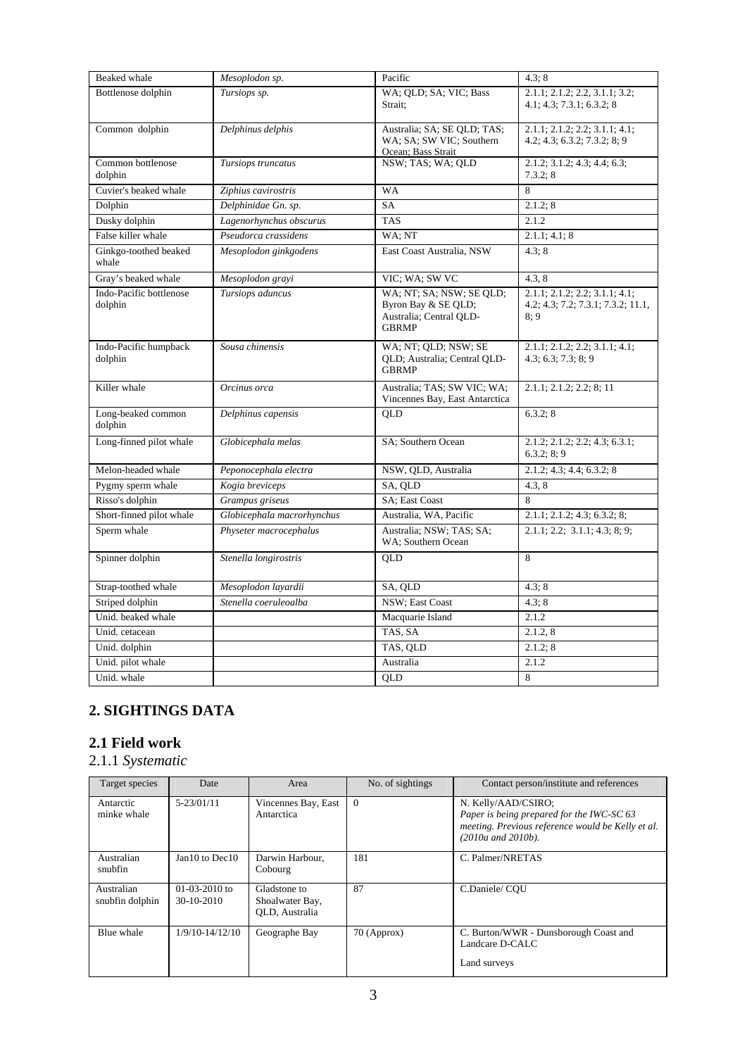| Beaked whale | *Mesoplodon sp.* | Pacific | 4.3; 8 |
|---|---|---|---|
| Bottlenose dolphin | *Tursiops sp.* | WA; QLD; SA; VIC; Bass Strait; | 2.1.1; 2.1.2; 2.2, 3.1.1; 3.2; 4.1; 4.3; 7.3.1; 6.3.2; 8 |
| Common dolphin | *Delphinus delphis* | Australia; SA; SE QLD; TAS; WA; SA; SW VIC; Southern Ocean; Bass Strait | 2.1.1; 2.1.2; 2.2; 3.1.1; 4.1; 4.2; 4.3; 6.3.2; 7.3.2; 8; 9 |
| Common bottlenose dolphin | *Tursiops truncatus* | NSW; TAS; WA; QLD | 2.1.2; 3.1.2; 4.3; 4.4; 6.3; 7.3.2; 8 |
| Cuvier's beaked whale | *Ziphius cavirostris* | WA | 8 |
| Dolphin | *Delphinidae Gn. sp.* | SA | 2.1.2; 8 |
| Dusky dolphin | *Lagenorhynchus obscurus* | TAS | 2.1.2 |
| False killer whale | *Pseudorca crassidens* | WA; NT | 2.1.1; 4.1; 8 |
| Ginkgo-toothed beaked whale | *Mesoplodon ginkgodens* | East Coast Australia, NSW | 4.3; 8 |
| Gray's beaked whale | *Mesoplodon grayi* | VIC; WA; SW VC | 4.3, 8 |
| Indo-Pacific bottlenose dolphin | *Tursiops aduncus* | WA; NT; SA; NSW; SE QLD; Byron Bay & SE QLD; Australia; Central QLD-GBRMP | 2.1.1; 2.1.2; 2.2; 3.1.1; 4.1; 4.2; 4.3; 7.2; 7.3.1; 7.3.2; 11.1, 8; 9 |
| Indo-Pacific humpback dolphin | *Sousa chinensis* | WA; NT; QLD; NSW; SE QLD; Australia; Central QLD-GBRMP | 2.1.1; 2.1.2; 2.2; 3.1.1; 4.1; 4.3; 6.3; 7.3; 8; 9 |
| Killer whale | *Orcinus orca* | Australia; TAS; SW VIC; WA; Vincennes Bay, East Antarctica | 2.1.1; 2.1.2; 2.2; 8; 11 |
| Long-beaked common dolphin | *Delphinus capensis* | QLD | 6.3.2; 8 |
| Long-finned pilot whale | *Globicephala melas* | SA; Southern Ocean | 2.1.2; 2.1.2; 2.2; 4.3; 6.3.1; 6.3.2; 8; 9 |
| Melon-headed whale | *Peponocephala electra* | NSW, QLD, Australia | 2.1.2; 4.3; 4.4; 6.3.2; 8 |
| Pygmy sperm whale | *Kogia breviceps* | SA, QLD | 4.3, 8 |
| Risso's dolphin | *Grampus griseus* | SA; East Coast | 8 |
| Short-finned pilot whale | *Globicephala macrorhynchus* | Australia, WA, Pacific | 2.1.1; 2.1.2; 4.3; 6.3.2; 8; |
| Sperm whale | *Physeter macrocephalus* | Australia; NSW; TAS; SA; WA; Southern Ocean | 2.1.1; 2.2; 3.1.1; 4.3; 8; 9; |
| Spinner dolphin | *Stenella longirostris* | QLD | 8 |
| Strap-toothed whale | *Mesoplodon layardii* | SA, QLD | 4.3; 8 |
| Striped dolphin | *Stenella coeruleoalba* | NSW; East Coast | 4.3; 8 |
| Unid. beaked whale | | Macquarie Island | 2.1.2 |
| Unid. cetacean | | TAS, SA | 2.1.2, 8 |
| Unid. dolphin | | TAS, QLD | 2.1.2; 8 |
| Unid. pilot whale | | Australia | 2.1.2 |
| Unid. whale | | QLD | 8 |

## 2. SIGHTINGS DATA

### 2.1 Field work

#### 2.1.1 *Systematic*

| Target species | Date | Area | No. of sightings | Contact person/institute and references |
|---|---|---|---|---|
| Antarctic minke whale | 5-23/01/11 | Vincennes Bay, East Antarctica | 0 | N. Kelly/AAD/CSIRO; *Paper is being prepared for the IWC-SC 63 meeting. Previous reference would be Kelly et al. (2010a and 2010b).* |
| Australian snubfin | Jan10 to Dec10 | Darwin Harbour, Cobourg | 181 | C. Palmer/NRETAS |
| Australian snubfin dolphin | 01-03-2010 to 30-10-2010 | Gladstone to Shoalwater Bay, QLD, Australia | 87 | C.Daniele/ CQU |
| Blue whale | 1/9/10-14/12/10 | Geographe Bay | 70 (Approx) | C. Burton/WWR - Dunsborough Coast and Landcare D-CALC<br><br>Land surveys |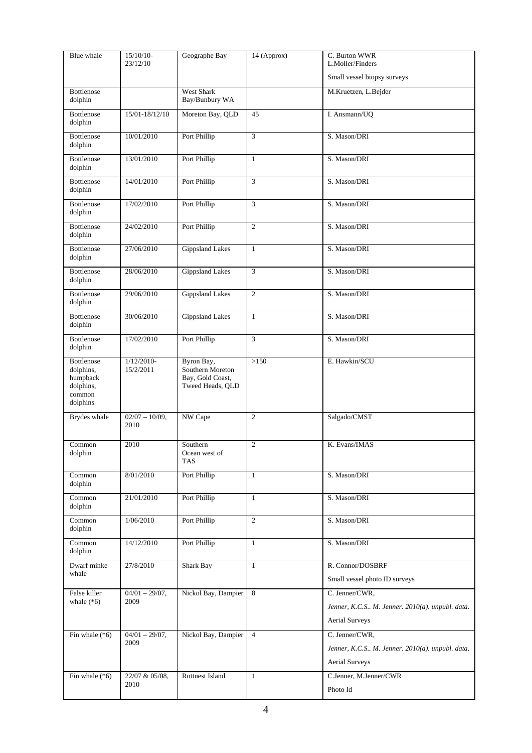| Blue whale | 15/10/10-23/12/10 | Geographe Bay | 14 (Approx) | C. Burton WWR L.Moller/Finders<br>Small vessel biopsy surveys |
|---|---|---|---|---|
| Bottlenose dolphin | | West Shark Bay/Bunbury WA | | M.Kruetzen, L.Bejder |
| Bottlenose dolphin | 15/01-18/12/10 | Moreton Bay, QLD | 45 | I. Ansmann/UQ |
| Bottlenose dolphin | 10/01/2010 | Port Phillip | 3 | S. Mason/DRI |
| Bottlenose dolphin | 13/01/2010 | Port Phillip | 1 | S. Mason/DRI |
| Bottlenose dolphin | 14/01/2010 | Port Phillip | 3 | S. Mason/DRI |
| Bottlenose dolphin | 17/02/2010 | Port Phillip | 3 | S. Mason/DRI |
| Bottlenose dolphin | 24/02/2010 | Port Phillip | 2 | S. Mason/DRI |
| Bottlenose dolphin | 27/06/2010 | Gippsland Lakes | 1 | S. Mason/DRI |
| Bottlenose dolphin | 28/06/2010 | Gippsland Lakes | 3 | S. Mason/DRI |
| Bottlenose dolphin | 29/06/2010 | Gippsland Lakes | 2 | S. Mason/DRI |
| Bottlenose dolphin | 30/06/2010 | Gippsland Lakes | 1 | S. Mason/DRI |
| Bottlenose dolphin | 17/02/2010 | Port Phillip | 3 | S. Mason/DRI |
| Bottlenose dolphins, humpback dolphins, common dolphins | 1/12/2010-15/2/2011 | Byron Bay, Southern Moreton Bay, Gold Coast, Tweed Heads, QLD | >150 | E. Hawkin/SCU |
| Brydes whale | 02/07 – 10/09, 2010 | NW Cape | 2 | Salgado/CMST |
| Common dolphin | 2010 | Southern Ocean west of TAS | 2 | K. Evans/IMAS |
| Common dolphin | 8/01/2010 | Port Phillip | 1 | S. Mason/DRI |
| Common dolphin | 21/01/2010 | Port Phillip | 1 | S. Mason/DRI |
| Common dolphin | 1/06/2010 | Port Phillip | 2 | S. Mason/DRI |
| Common dolphin | 14/12/2010 | Port Phillip | 1 | S. Mason/DRI |
| Dwarf minke whale | 27/8/2010 | Shark Bay | 1 | R. Connor/DOSBRF<br>Small vessel photo ID surveys |
| False killer whale (*6) | 04/01 – 29/07, 2009 | Nickol Bay, Dampier | 8 | C. Jenner/CWR,<br>*Jenner, K.C.S.. M. Jenner. 2010(a). unpubl. data.*<br>Aerial Surveys |
| Fin whale (*6) | 04/01 – 29/07, 2009 | Nickol Bay, Dampier | 4 | C. Jenner/CWR,<br>*Jenner, K.C.S.. M. Jenner. 2010(a). unpubl. data.*<br>Aerial Surveys |
| Fin whale (*6) | 22/07 & 05/08, 2010 | Rottnest Island | 1 | C.Jenner, M.Jenner/CWR<br>Photo Id |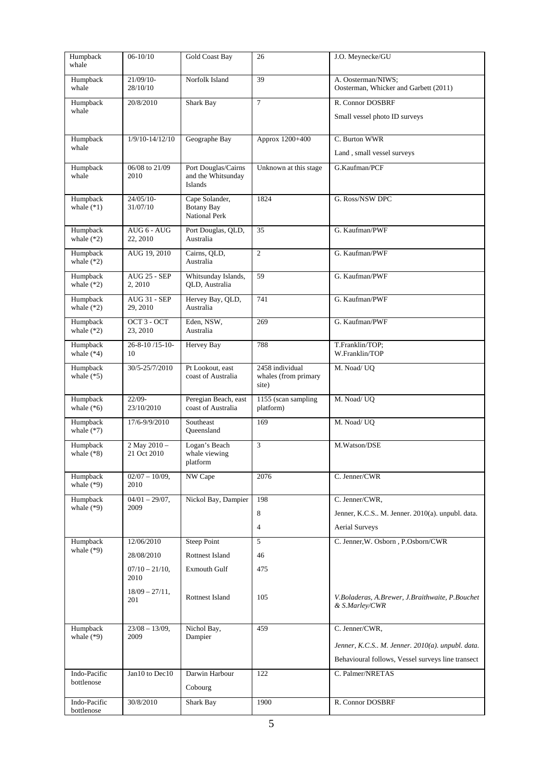| Humpback whale | 06-10/10 | Gold Coast Bay | 26 | J.O. Meynecke/GU |
|---|---|---|---|---|
| Humpback whale | 21/09/10-28/10/10 | Norfolk Island | 39 | A. Oosterman/NIWS; Oosterman, Whicker and Garbett (2011) |
| Humpback whale | 20/8/2010 | Shark Bay | 7 | R. Connor DOSBRF<br><br>Small vessel photo ID surveys |
| Humpback whale | 1/9/10-14/12/10 | Geographe Bay | Approx 1200+400 | C. Burton WWR<br><br>Land , small vessel surveys |
| Humpback whale | 06/08 to 21/09 2010 | Port Douglas/Cairns and the Whitsunday Islands | Unknown at this stage | G.Kaufman/PCF |
| Humpback whale (*1) | 24/05/10-31/07/10 | Cape Solander, Botany Bay National Perk | 1824 | G. Ross/NSW DPC |
| Humpback whale (*2) | AUG 6 - AUG 22, 2010 | Port Douglas, QLD, Australia | 35 | G. Kaufman/PWF |
| Humpback whale (*2) | AUG 19, 2010 | Cairns, QLD, Australia | 2 | G. Kaufman/PWF |
| Humpback whale (*2) | AUG 25 - SEP 2, 2010 | Whitsunday Islands, QLD, Australia | 59 | G. Kaufman/PWF |
| Humpback whale (*2) | AUG 31 - SEP 29, 2010 | Hervey Bay, QLD, Australia | 741 | G. Kaufman/PWF |
| Humpback whale (*2) | OCT 3 - OCT 23, 2010 | Eden, NSW, Australia | 269 | G. Kaufman/PWF |
| Humpback whale (*4) | 26-8-10 /15-10-10 | Hervey Bay | 788 | T.Franklin/TOP; W.Franklin/TOP |
| Humpback whale (*5) | 30/5-25/7/2010 | Pt Lookout, east coast of Australia | 2458 individual whales (from primary site) | M. Noad/ UQ |
| Humpback whale (*6) | 22/09-23/10/2010 | Peregian Beach, east coast of Australia | 1155 (scan sampling platform) | M. Noad/ UQ |
| Humpback whale (*7) | 17/6-9/9/2010 | Southeast Queensland | 169 | M. Noad/ UQ |
| Humpback whale (*8) | 2 May 2010 – 21 Oct 2010 | Logan's Beach whale viewing platform | 3 | M.Watson/DSE |
| Humpback whale (*9) | 02/07 – 10/09, 2010 | NW Cape | 2076 | C. Jenner/CWR |
| Humpback whale (*9) | 04/01 – 29/07, 2009 | Nickol Bay, Dampier | 198<br><br>8<br><br>4 | C. Jenner/CWR,<br><br>Jenner, K.C.S.. M. Jenner. 2010(a). unpubl. data.<br><br>Aerial Surveys |
| Humpback whale (*9) | 12/06/2010<br><br>28/08/2010<br><br>07/10 – 21/10, 2010<br><br>18/09 – 27/11, 201 | Steep Point<br><br>Rottnest Island<br><br>Exmouth Gulf<br><br>Rottnest Island | 5<br><br>46<br><br>475<br><br>105 | C. Jenner, W. Osborn , P.Osborn/CWR<br><br>*V.Boladeras, A.Brewer, J.Braithwaite, P.Bouchet & S.Marley/CWR* |
| Humpback whale (*9) | 23/08 – 13/09, 2009 | Nichol Bay, Dampier | 459 | C. Jenner/CWR,<br><br>*Jenner, K.C.S.. M. Jenner. 2010(a). unpubl. data.*<br><br>Behavioural follows, Vessel surveys line transect |
| Indo-Pacific bottlenose | Jan10 to Dec10 | Darwin Harbour<br><br>Cobourg | 122 | C. Palmer/NRETAS |
| Indo-Pacific bottlenose | 30/8/2010 | Shark Bay | 1900 | R. Connor DOSBRF |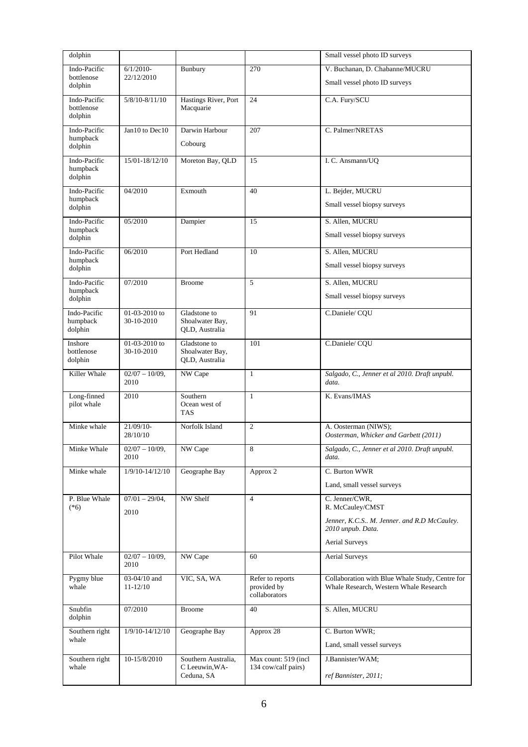| dolphin | | | | Small vessel photo ID surveys |
|---|---|---|---|---|
| Indo-Pacific bottlenose dolphin | 6/1/2010-22/12/2010 | Bunbury | 270 | V. Buchanan, D. Chabanne/MUCRU<br><br>Small vessel photo ID surveys |
| Indo-Pacific bottlenose dolphin | 5/8/10-8/11/10 | Hastings River, Port Macquarie | 24 | C.A. Fury/SCU |
| Indo-Pacific humpback dolphin | Jan10 to Dec10 | Darwin Harbour<br><br>Cobourg | 207 | C. Palmer/NRETAS |
| Indo-Pacific humpback dolphin | 15/01-18/12/10 | Moreton Bay, QLD | 15 | I. C. Ansmann/UQ |
| Indo-Pacific humpback dolphin | 04/2010 | Exmouth | 40 | L. Bejder, MUCRU<br><br>Small vessel biopsy surveys |
| Indo-Pacific humpback dolphin | 05/2010 | Dampier | 15 | S. Allen, MUCRU<br><br>Small vessel biopsy surveys |
| Indo-Pacific humpback dolphin | 06/2010 | Port Hedland | 10 | S. Allen, MUCRU<br><br>Small vessel biopsy surveys |
| Indo-Pacific humpback dolphin | 07/2010 | Broome | 5 | S. Allen, MUCRU<br><br>Small vessel biopsy surveys |
| Indo-Pacific humpback dolphin | 01-03-2010 to 30-10-2010 | Gladstone to Shoalwater Bay, QLD, Australia | 91 | C.Daniele/ CQU |
| Inshore bottlenose dolphin | 01-03-2010 to 30-10-2010 | Gladstone to Shoalwater Bay, QLD, Australia | 101 | C.Daniele/ CQU |
| Killer Whale | 02/07 – 10/09, 2010 | NW Cape | 1 | *Salgado, C., Jenner et al 2010. Draft unpubl. data.* |
| Long-finned pilot whale | 2010 | Southern Ocean west of TAS | 1 | K. Evans/IMAS |
| Minke whale | 21/09/10-28/10/10 | Norfolk Island | 2 | A. Oosterman (NIWS);<br>*Oosterman, Whicker and Garbett (2011)* |
| Minke Whale | 02/07 – 10/09, 2010 | NW Cape | 8 | *Salgado, C., Jenner et al 2010. Draft unpubl. data.* |
| Minke whale | 1/9/10-14/12/10 | Geographe Bay | Approx 2 | C. Burton WWR<br><br>Land, small vessel surveys |
| P. Blue Whale (*6) | 07/01 – 29/04, 2010 | NW Shelf | 4 | C. Jenner/CWR,<br>R. McCauley/CMST<br><br>*Jenner, K.C.S.. M. Jenner. and R.D McCauley. 2010 unpub. Data.*<br><br>Aerial Surveys |
| Pilot Whale | 02/07 – 10/09, 2010 | NW Cape | 60 | Aerial Surveys |
| Pygmy blue whale | 03-04/10 and 11-12/10 | VIC, SA, WA | Refer to reports provided by collaborators | Collaboration with Blue Whale Study, Centre for Whale Research, Western Whale Research |
| Snubfin dolphin | 07/2010 | Broome | 40 | S. Allen, MUCRU |
| Southern right whale | 1/9/10-14/12/10 | Geographe Bay | Approx 28 | C. Burton WWR;<br><br>Land, small vessel surveys |
| Southern right whale | 10-15/8/2010 | Southern Australia, C Leeuwin,WA-Ceduna, SA | Max count: 519 (incl 134 cow/calf pairs) | J.Bannister/WAM;<br><br>*ref Bannister, 2011;* |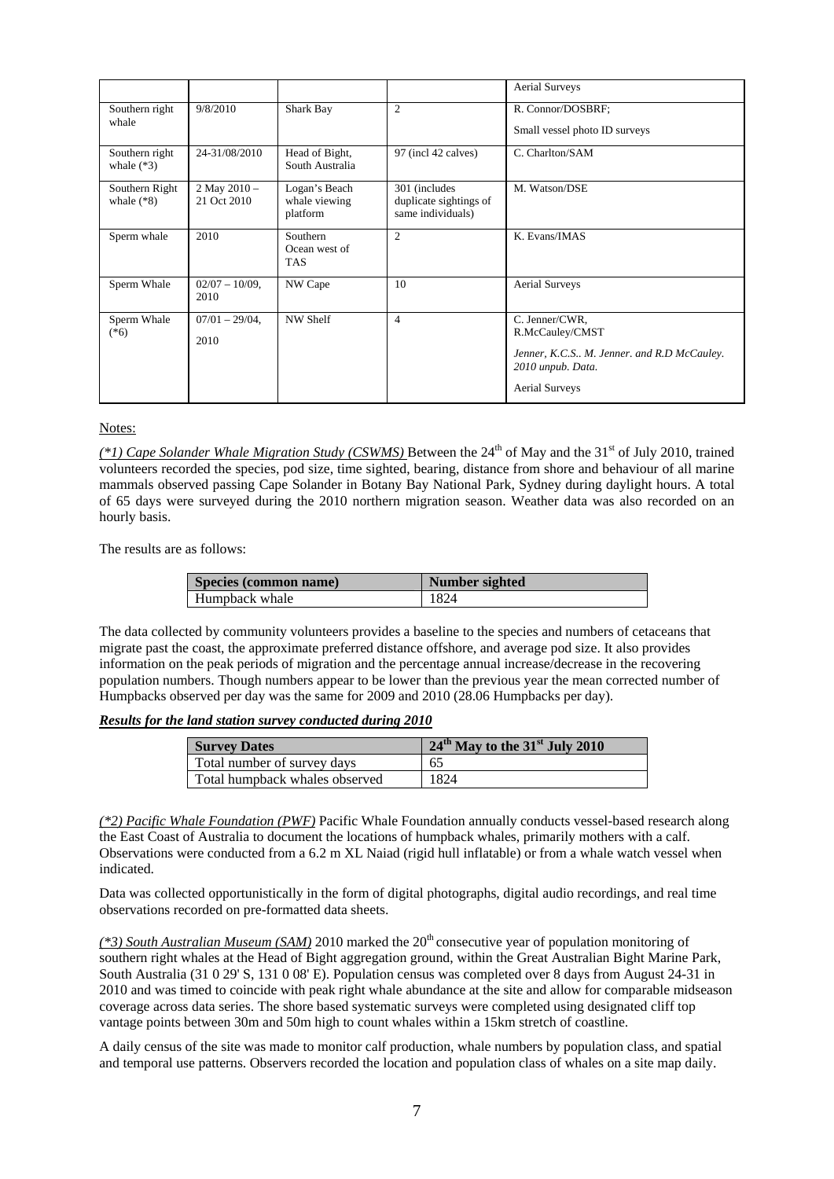| | | | | Aerial Surveys |
|---|---|---|---|---|
| Southern right whale | 9/8/2010 | Shark Bay | 2 | R. Connor/DOSBRF;<br>Small vessel photo ID surveys |
| Southern right whale (*3) | 24-31/08/2010 | Head of Bight, South Australia | 97 (incl 42 calves) | C. Charlton/SAM |
| Southern Right whale (*8) | 2 May 2010 – 21 Oct 2010 | Logan's Beach whale viewing platform | 301 (includes duplicate sightings of same individuals) | M. Watson/DSE |
| Sperm whale | 2010 | Southern Ocean west of TAS | 2 | K. Evans/IMAS |
| Sperm Whale | 02/07 – 10/09, 2010 | NW Cape | 10 | Aerial Surveys |
| Sperm Whale (*6) | 07/01 – 29/04, 2010 | NW Shelf | 4 | C. Jenner/CWR, R.McCauley/CMST<br>*Jenner, K.C.S.. M. Jenner. and R.D McCauley. 2010 unpub. Data.*<br>Aerial Surveys |

Notes:

*(*1) Cape Solander Whale Migration Study (CSWMS)* Between the 24th of May and the 31st of July 2010, trained volunteers recorded the species, pod size, time sighted, bearing, distance from shore and behaviour of all marine mammals observed passing Cape Solander in Botany Bay National Park, Sydney during daylight hours. A total of 65 days were surveyed during the 2010 northern migration season. Weather data was also recorded on an hourly basis.

The results are as follows:

| Species (common name) | Number sighted |
|---|---|
| Humpback whale | 1824 |

The data collected by community volunteers provides a baseline to the species and numbers of cetaceans that migrate past the coast, the approximate preferred distance offshore, and average pod size. It also provides information on the peak periods of migration and the percentage annual increase/decrease in the recovering population numbers. Though numbers appear to be lower than the previous year the mean corrected number of Humpbacks observed per day was the same for 2009 and 2010 (28.06 Humpbacks per day).

***Results for the land station survey conducted during 2010***

| Survey Dates | 24th May to the 31st July 2010 |
|---|---|
| Total number of survey days | 65 |
| Total humpback whales observed | 1824 |

*(*2) Pacific Whale Foundation (PWF)* Pacific Whale Foundation annually conducts vessel-based research along the East Coast of Australia to document the locations of humpback whales, primarily mothers with a calf. Observations were conducted from a 6.2 m XL Naiad (rigid hull inflatable) or from a whale watch vessel when indicated.

Data was collected opportunistically in the form of digital photographs, digital audio recordings, and real time observations recorded on pre-formatted data sheets.

*(*3) South Australian Museum (SAM)* 2010 marked the 20th consecutive year of population monitoring of southern right whales at the Head of Bight aggregation ground, within the Great Australian Bight Marine Park, South Australia (31 0 29' S, 131 0 08' E). Population census was completed over 8 days from August 24-31 in 2010 and was timed to coincide with peak right whale abundance at the site and allow for comparable midseason coverage across data series. The shore based systematic surveys were completed using designated cliff top vantage points between 30m and 50m high to count whales within a 15km stretch of coastline.

A daily census of the site was made to monitor calf production, whale numbers by population class, and spatial and temporal use patterns. Observers recorded the location and population class of whales on a site map daily.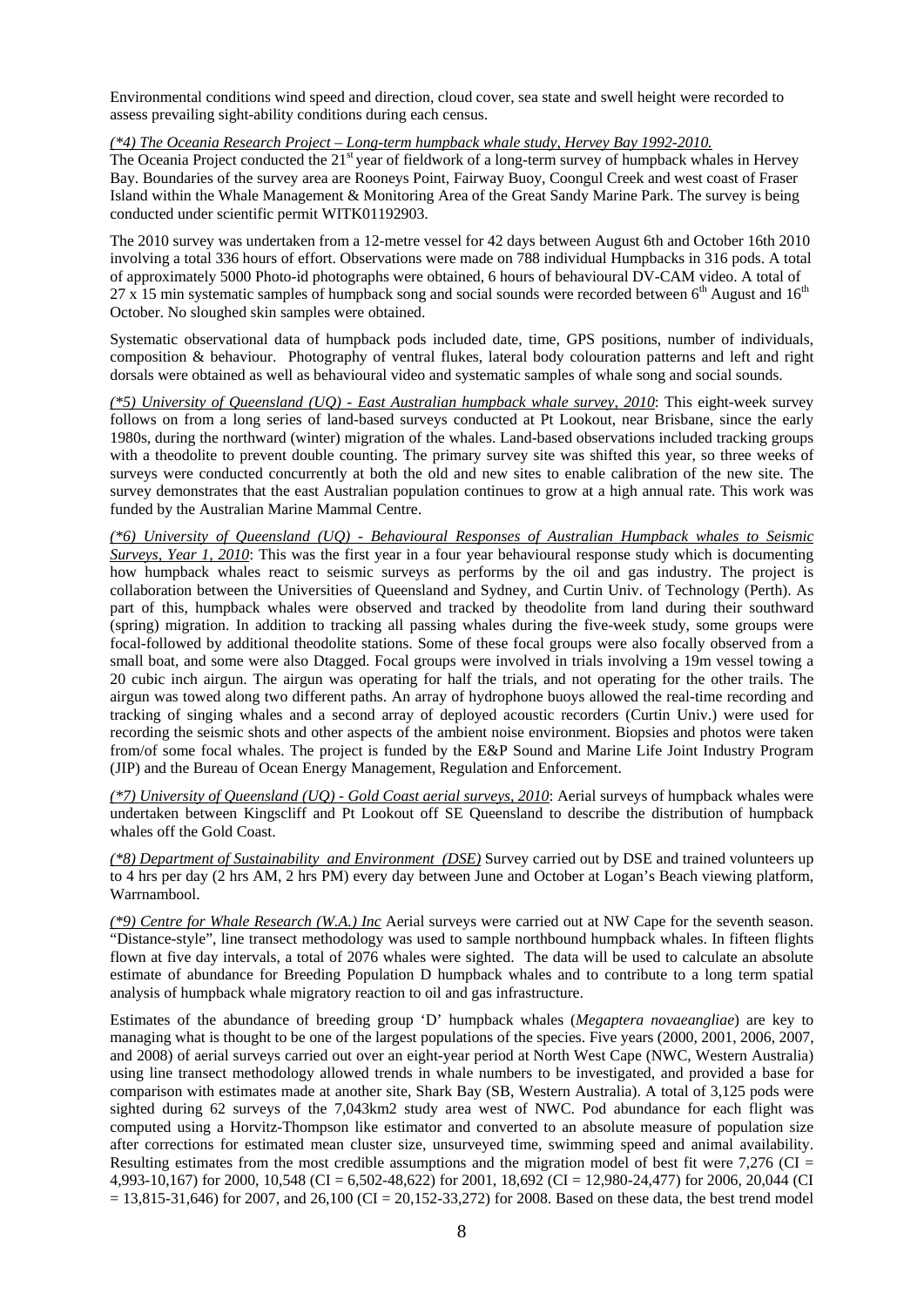Environmental conditions wind speed and direction, cloud cover, sea state and swell height were recorded to assess prevailing sight-ability conditions during each census.

*(\*4) The Oceania Research Project – Long-term humpback whale study, Hervey Bay 1992-2010.*

The Oceania Project conducted the 21st year of fieldwork of a long-term survey of humpback whales in Hervey Bay. Boundaries of the survey area are Rooneys Point, Fairway Buoy, Coongul Creek and west coast of Fraser Island within the Whale Management & Monitoring Area of the Great Sandy Marine Park. The survey is being conducted under scientific permit WITK01192903.

The 2010 survey was undertaken from a 12-metre vessel for 42 days between August 6th and October 16th 2010 involving a total 336 hours of effort. Observations were made on 788 individual Humpbacks in 316 pods. A total of approximately 5000 Photo-id photographs were obtained, 6 hours of behavioural DV-CAM video. A total of 27 x 15 min systematic samples of humpback song and social sounds were recorded between 6th August and 16th October. No sloughed skin samples were obtained.

Systematic observational data of humpback pods included date, time, GPS positions, number of individuals, composition & behaviour. Photography of ventral flukes, lateral body colouration patterns and left and right dorsals were obtained as well as behavioural video and systematic samples of whale song and social sounds.

*(\*5) University of Queensland (UQ) - East Australian humpback whale survey, 2010*: This eight-week survey follows on from a long series of land-based surveys conducted at Pt Lookout, near Brisbane, since the early 1980s, during the northward (winter) migration of the whales. Land-based observations included tracking groups with a theodolite to prevent double counting. The primary survey site was shifted this year, so three weeks of surveys were conducted concurrently at both the old and new sites to enable calibration of the new site. The survey demonstrates that the east Australian population continues to grow at a high annual rate. This work was funded by the Australian Marine Mammal Centre.

*(\*6) University of Queensland (UQ) - Behavioural Responses of Australian Humpback whales to Seismic Surveys, Year 1, 2010*: This was the first year in a four year behavioural response study which is documenting how humpback whales react to seismic surveys as performs by the oil and gas industry. The project is collaboration between the Universities of Queensland and Sydney, and Curtin Univ. of Technology (Perth). As part of this, humpback whales were observed and tracked by theodolite from land during their southward (spring) migration. In addition to tracking all passing whales during the five-week study, some groups were focal-followed by additional theodolite stations. Some of these focal groups were also focally observed from a small boat, and some were also Dtagged. Focal groups were involved in trials involving a 19m vessel towing a 20 cubic inch airgun. The airgun was operating for half the trials, and not operating for the other trails. The airgun was towed along two different paths. An array of hydrophone buoys allowed the real-time recording and tracking of singing whales and a second array of deployed acoustic recorders (Curtin Univ.) were used for recording the seismic shots and other aspects of the ambient noise environment. Biopsies and photos were taken from/of some focal whales. The project is funded by the E&P Sound and Marine Life Joint Industry Program (JIP) and the Bureau of Ocean Energy Management, Regulation and Enforcement.

*(\*7) University of Queensland (UQ) - Gold Coast aerial surveys, 2010*: Aerial surveys of humpback whales were undertaken between Kingscliff and Pt Lookout off SE Queensland to describe the distribution of humpback whales off the Gold Coast.

*(\*8) Department of Sustainability and Environment (DSE)* Survey carried out by DSE and trained volunteers up to 4 hrs per day (2 hrs AM, 2 hrs PM) every day between June and October at Logan's Beach viewing platform, Warrnambool.

*(\*9) Centre for Whale Research (W.A.) Inc* Aerial surveys were carried out at NW Cape for the seventh season. "Distance-style", line transect methodology was used to sample northbound humpback whales. In fifteen flights flown at five day intervals, a total of 2076 whales were sighted. The data will be used to calculate an absolute estimate of abundance for Breeding Population D humpback whales and to contribute to a long term spatial analysis of humpback whale migratory reaction to oil and gas infrastructure.

Estimates of the abundance of breeding group 'D' humpback whales (*Megaptera novaeangliae*) are key to managing what is thought to be one of the largest populations of the species. Five years (2000, 2001, 2006, 2007, and 2008) of aerial surveys carried out over an eight-year period at North West Cape (NWC, Western Australia) using line transect methodology allowed trends in whale numbers to be investigated, and provided a base for comparison with estimates made at another site, Shark Bay (SB, Western Australia). A total of 3,125 pods were sighted during 62 surveys of the 7,043km2 study area west of NWC. Pod abundance for each flight was computed using a Horvitz-Thompson like estimator and converted to an absolute measure of population size after corrections for estimated mean cluster size, unsurveyed time, swimming speed and animal availability. Resulting estimates from the most credible assumptions and the migration model of best fit were 7,276 (CI = 4,993-10,167) for 2000, 10,548 (CI = 6,502-48,622) for 2001, 18,692 (CI = 12,980-24,477) for 2006, 20,044 (CI = 13,815-31,646) for 2007, and 26,100 (CI = 20,152-33,272) for 2008. Based on these data, the best trend model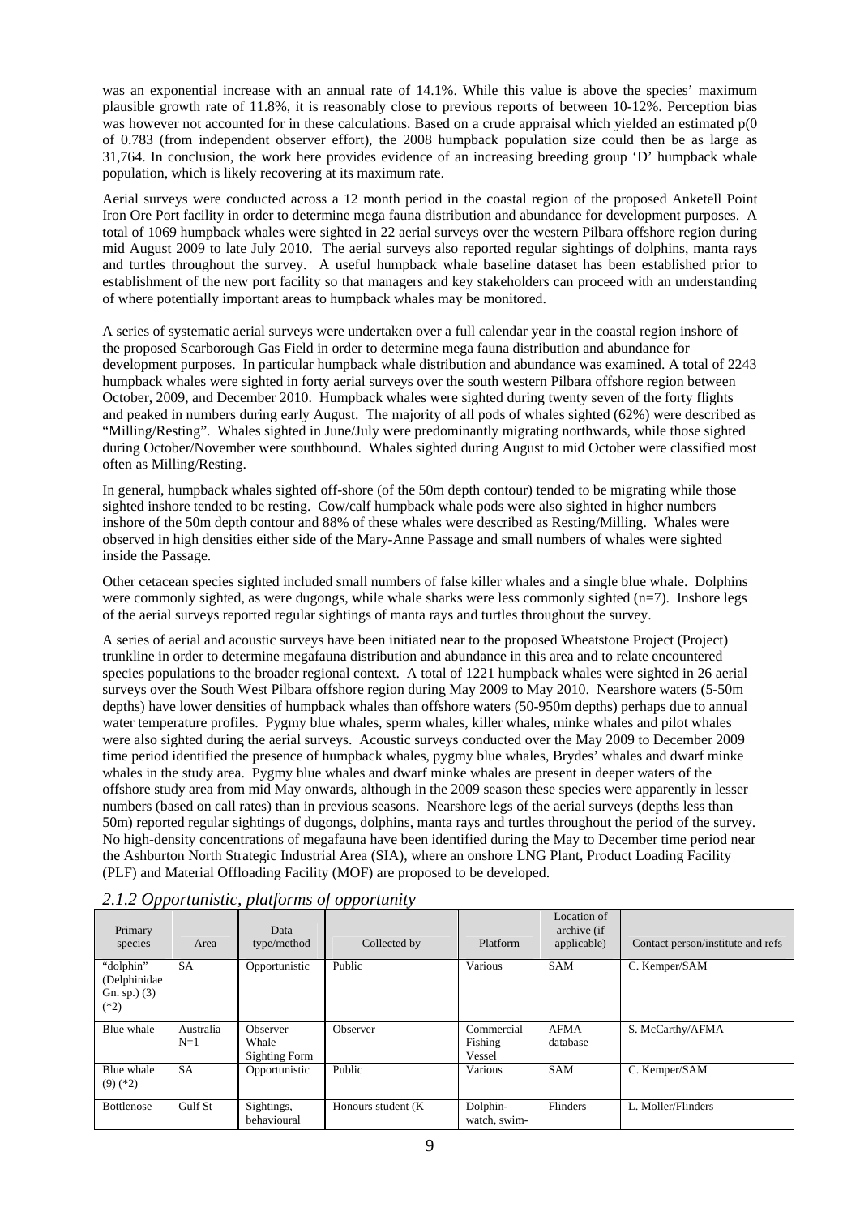was an exponential increase with an annual rate of 14.1%. While this value is above the species' maximum plausible growth rate of 11.8%, it is reasonably close to previous reports of between 10-12%. Perception bias was however not accounted for in these calculations. Based on a crude appraisal which yielded an estimated p(0 of 0.783 (from independent observer effort), the 2008 humpback population size could then be as large as 31,764. In conclusion, the work here provides evidence of an increasing breeding group 'D' humpback whale population, which is likely recovering at its maximum rate.

Aerial surveys were conducted across a 12 month period in the coastal region of the proposed Anketell Point Iron Ore Port facility in order to determine mega fauna distribution and abundance for development purposes. A total of 1069 humpback whales were sighted in 22 aerial surveys over the western Pilbara offshore region during mid August 2009 to late July 2010. The aerial surveys also reported regular sightings of dolphins, manta rays and turtles throughout the survey. A useful humpback whale baseline dataset has been established prior to establishment of the new port facility so that managers and key stakeholders can proceed with an understanding of where potentially important areas to humpback whales may be monitored.

A series of systematic aerial surveys were undertaken over a full calendar year in the coastal region inshore of the proposed Scarborough Gas Field in order to determine mega fauna distribution and abundance for development purposes. In particular humpback whale distribution and abundance was examined. A total of 2243 humpback whales were sighted in forty aerial surveys over the south western Pilbara offshore region between October, 2009, and December 2010. Humpback whales were sighted during twenty seven of the forty flights and peaked in numbers during early August. The majority of all pods of whales sighted (62%) were described as "Milling/Resting". Whales sighted in June/July were predominantly migrating northwards, while those sighted during October/November were southbound. Whales sighted during August to mid October were classified most often as Milling/Resting.

In general, humpback whales sighted off-shore (of the 50m depth contour) tended to be migrating while those sighted inshore tended to be resting. Cow/calf humpback whale pods were also sighted in higher numbers inshore of the 50m depth contour and 88% of these whales were described as Resting/Milling. Whales were observed in high densities either side of the Mary-Anne Passage and small numbers of whales were sighted inside the Passage.

Other cetacean species sighted included small numbers of false killer whales and a single blue whale. Dolphins were commonly sighted, as were dugongs, while whale sharks were less commonly sighted (n=7). Inshore legs of the aerial surveys reported regular sightings of manta rays and turtles throughout the survey.

A series of aerial and acoustic surveys have been initiated near to the proposed Wheatstone Project (Project) trunkline in order to determine megafauna distribution and abundance in this area and to relate encountered species populations to the broader regional context. A total of 1221 humpback whales were sighted in 26 aerial surveys over the South West Pilbara offshore region during May 2009 to May 2010. Nearshore waters (5-50m depths) have lower densities of humpback whales than offshore waters (50-950m depths) perhaps due to annual water temperature profiles. Pygmy blue whales, sperm whales, killer whales, minke whales and pilot whales were also sighted during the aerial surveys. Acoustic surveys conducted over the May 2009 to December 2009 time period identified the presence of humpback whales, pygmy blue whales, Brydes' whales and dwarf minke whales in the study area. Pygmy blue whales and dwarf minke whales are present in deeper waters of the offshore study area from mid May onwards, although in the 2009 season these species were apparently in lesser numbers (based on call rates) than in previous seasons. Nearshore legs of the aerial surveys (depths less than 50m) reported regular sightings of dugongs, dolphins, manta rays and turtles throughout the period of the survey. No high-density concentrations of megafauna have been identified during the May to December time period near the Ashburton North Strategic Industrial Area (SIA), where an onshore LNG Plant, Product Loading Facility (PLF) and Material Offloading Facility (MOF) are proposed to be developed.

### *2.1.2 Opportunistic, platforms of opportunity*

| Primary species | Area | Data type/method | Collected by | Platform | Location of archive (if applicable) | Contact person/institute and refs |
|---|---|---|---|---|---|---|
| "dolphin" (Delphinidae Gn. sp.) (3) (*2) | SA | Opportunistic | Public | Various | SAM | C. Kemper/SAM |
| Blue whale | Australia N=1 | Observer Whale Sighting Form | Observer | Commercial Fishing Vessel | AFMA database | S. McCarthy/AFMA |
| Blue whale (9) (*2) | SA | Opportunistic | Public | Various | SAM | C. Kemper/SAM |
| Bottlenose | Gulf St | Sightings, behavioural | Honours student (K | Dolphin-watch, swim- | Flinders | L. Moller/Flinders |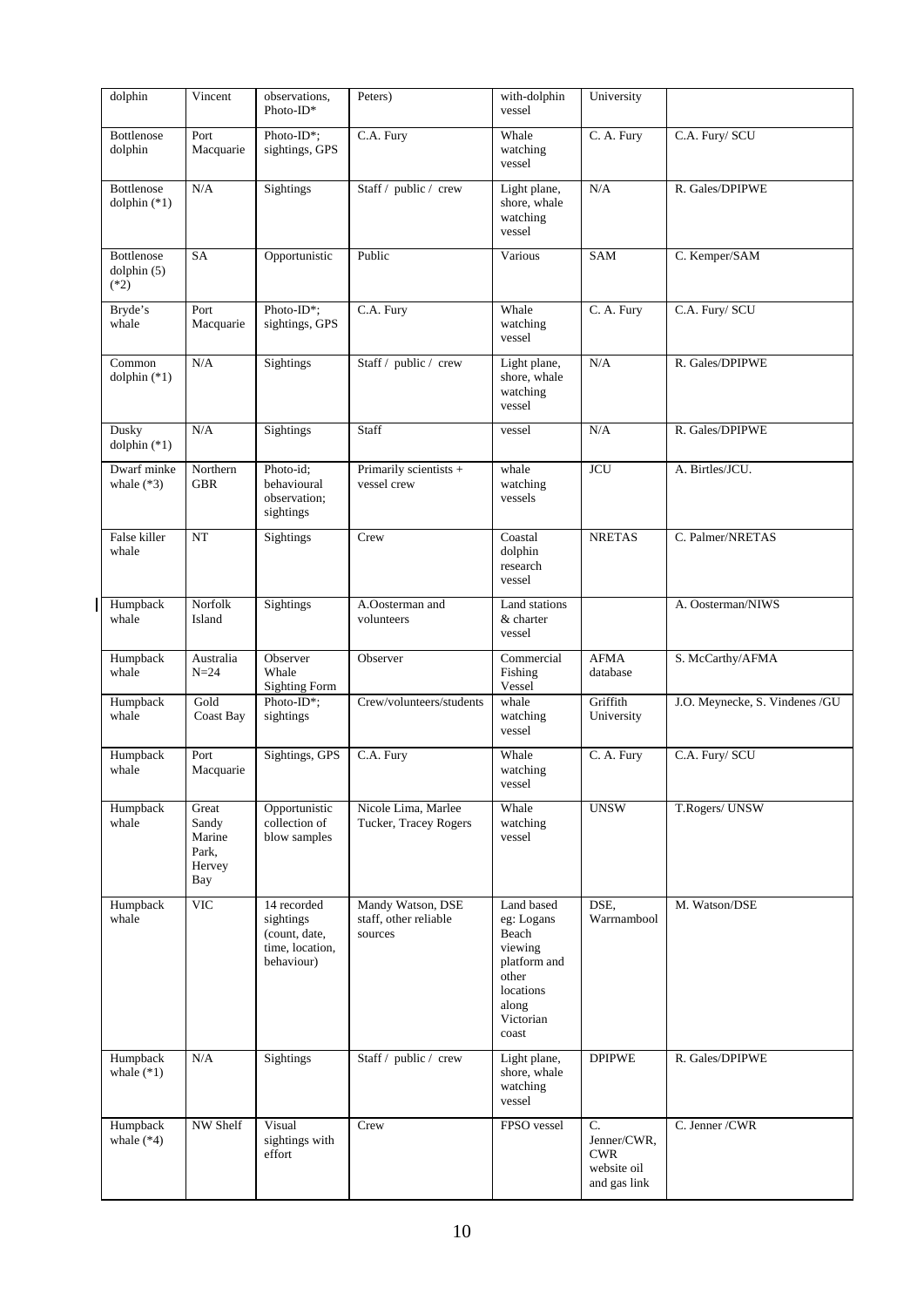| dolphin | Vincent | observations, Photo-ID* | Peters) | with-dolphin vessel | University | |
|---|---|---|---|---|---|---|
| Bottlenose dolphin | Port Macquarie | Photo-ID*; sightings, GPS | C.A. Fury | Whale watching vessel | C. A. Fury | C.A. Fury/ SCU |
| Bottlenose dolphin (*1) | N/A | Sightings | Staff / public / crew | Light plane, shore, whale watching vessel | N/A | R. Gales/DPIPWE |
| Bottlenose dolphin (5) (*2) | SA | Opportunistic | Public | Various | SAM | C. Kemper/SAM |
| Bryde's whale | Port Macquarie | Photo-ID*; sightings, GPS | C.A. Fury | Whale watching vessel | C. A. Fury | C.A. Fury/ SCU |
| Common dolphin (*1) | N/A | Sightings | Staff / public / crew | Light plane, shore, whale watching vessel | N/A | R. Gales/DPIPWE |
| Dusky dolphin (*1) | N/A | Sightings | Staff | vessel | N/A | R. Gales/DPIPWE |
| Dwarf minke whale (*3) | Northern GBR | Photo-id; behavioural observation; sightings | Primarily scientists + vessel crew | whale watching vessels | JCU | A. Birtles/JCU. |
| False killer whale | NT | Sightings | Crew | Coastal dolphin research vessel | NRETAS | C. Palmer/NRETAS |
| Humpback whale | Norfolk Island | Sightings | A.Oosterman and volunteers | Land stations & charter vessel | | A. Oosterman/NIWS |
| Humpback whale | Australia N=24 | Observer Whale Sighting Form | Observer | Commercial Fishing Vessel | AFMA database | S. McCarthy/AFMA |
| Humpback whale | Gold Coast Bay | Photo-ID*; sightings | Crew/volunteers/students | whale watching vessel | Griffith University | J.O. Meynecke, S. Vindenes /GU |
| Humpback whale | Port Macquarie | Sightings, GPS | C.A. Fury | Whale watching vessel | C. A. Fury | C.A. Fury/ SCU |
| Humpback whale | Great Sandy Marine Park, Hervey Bay | Opportunistic collection of blow samples | Nicole Lima, Marlee Tucker, Tracey Rogers | Whale watching vessel | UNSW | T.Rogers/ UNSW |
| Humpback whale | VIC | 14 recorded sightings (count, date, time, location, behaviour) | Mandy Watson, DSE staff, other reliable sources | Land based eg: Logans Beach viewing platform and other locations along Victorian coast | DSE, Warrnambool | M. Watson/DSE |
| Humpback whale (*1) | N/A | Sightings | Staff / public / crew | Light plane, shore, whale watching vessel | DPIPWE | R. Gales/DPIPWE |
| Humpback whale (*4) | NW Shelf | Visual sightings with effort | Crew | FPSO vessel | C. Jenner/CWR, CWR website oil and gas link | C. Jenner /CWR |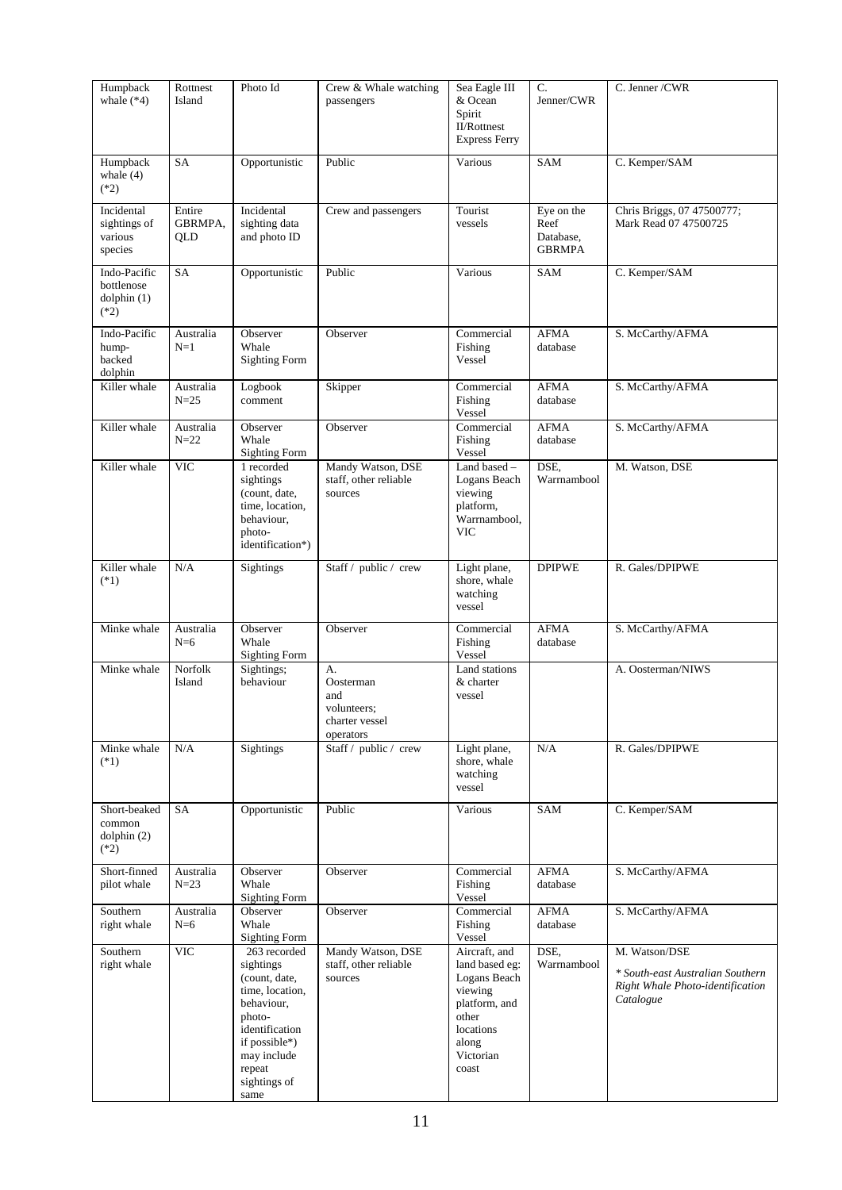| Humpback whale (*4) | Rottnest Island | Photo Id | Crew & Whale watching passengers | Sea Eagle III & Ocean Spirit II/Rottnest Express Ferry | C. Jenner/CWR | C. Jenner /CWR |
|---|---|---|---|---|---|---|
| Humpback whale (4) (*2) | SA | Opportunistic | Public | Various | SAM | C. Kemper/SAM |
| Incidental sightings of various species | Entire GBRMPA, QLD | Incidental sighting data and photo ID | Crew and passengers | Tourist vessels | Eye on the Reef Database, GBRMPA | Chris Briggs, 07 47500777; Mark Read 07 47500725 |
| Indo-Pacific bottlenose dolphin (1) (*2) | SA | Opportunistic | Public | Various | SAM | C. Kemper/SAM |
| Indo-Pacific hump-backed dolphin | Australia N=1 | Observer Whale Sighting Form | Observer | Commercial Fishing Vessel | AFMA database | S. McCarthy/AFMA |
| Killer whale | Australia N=25 | Logbook comment | Skipper | Commercial Fishing Vessel | AFMA database | S. McCarthy/AFMA |
| Killer whale | Australia N=22 | Observer Whale Sighting Form | Observer | Commercial Fishing Vessel | AFMA database | S. McCarthy/AFMA |
| Killer whale | VIC | 1 recorded sightings (count, date, time, location, behaviour, photo-identification*) | Mandy Watson, DSE staff, other reliable sources | Land based – Logans Beach viewing platform, Warrnambool, VIC | DSE, Warrnambool | M. Watson, DSE |
| Killer whale (*1) | N/A | Sightings | Staff / public / crew | Light plane, shore, whale watching vessel | DPIPWE | R. Gales/DPIPWE |
| Minke whale | Australia N=6 | Observer Whale Sighting Form | Observer | Commercial Fishing Vessel | AFMA database | S. McCarthy/AFMA |
| Minke whale | Norfolk Island | Sightings; behaviour | A. Oosterman and volunteers; charter vessel operators | Land stations & charter vessel | | A. Oosterman/NIWS |
| Minke whale (*1) | N/A | Sightings | Staff / public / crew | Light plane, shore, whale watching vessel | N/A | R. Gales/DPIPWE |
| Short-beaked common dolphin (2) (*2) | SA | Opportunistic | Public | Various | SAM | C. Kemper/SAM |
| Short-finned pilot whale | Australia N=23 | Observer Whale Sighting Form | Observer | Commercial Fishing Vessel | AFMA database | S. McCarthy/AFMA |
| Southern right whale | Australia N=6 | Observer Whale Sighting Form | Observer | Commercial Fishing Vessel | AFMA database | S. McCarthy/AFMA |
| Southern right whale | VIC | 263 recorded sightings (count, date, time, location, behaviour, photo-identification if possible*) may include repeat sightings of same | Mandy Watson, DSE staff, other reliable sources | Aircraft, and land based eg: Logans Beach viewing platform, and other locations along Victorian coast | DSE, Warrnambool | M. Watson/DSE<br>*\* South-east Australian Southern Right Whale Photo-identification Catalogue* |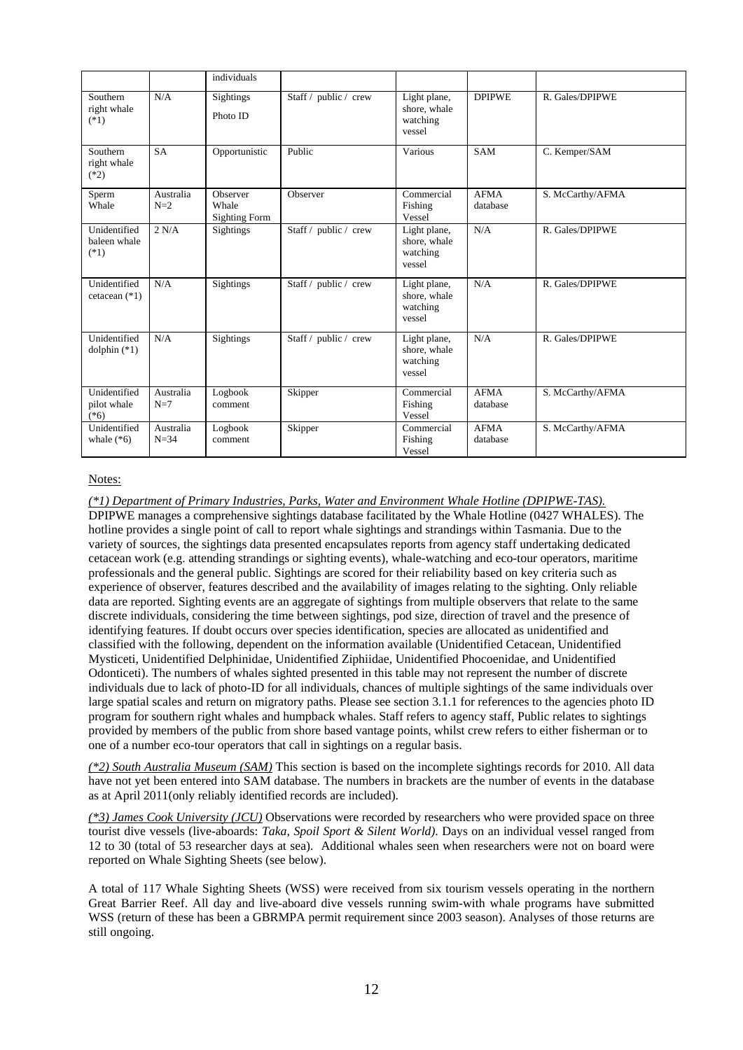|  |  | individuals |  |  |  |  |
|---|---|---|---|---|---|---|
| Southern right whale (*1) | N/A | Sightings<br>Photo ID | Staff / public / crew | Light plane, shore, whale watching vessel | DPIPWE | R. Gales/DPIPWE |
| Southern right whale (*2) | SA | Opportunistic | Public | Various | SAM | C. Kemper/SAM |
| Sperm Whale | Australia N=2 | Observer Whale Sighting Form | Observer | Commercial Fishing Vessel | AFMA database | S. McCarthy/AFMA |
| Unidentified baleen whale (*1) | 2 N/A | Sightings | Staff / public / crew | Light plane, shore, whale watching vessel | N/A | R. Gales/DPIPWE |
| Unidentified cetacean (*1) | N/A | Sightings | Staff / public / crew | Light plane, shore, whale watching vessel | N/A | R. Gales/DPIPWE |
| Unidentified dolphin (*1) | N/A | Sightings | Staff / public / crew | Light plane, shore, whale watching vessel | N/A | R. Gales/DPIPWE |
| Unidentified pilot whale (*6) | Australia N=7 | Logbook comment | Skipper | Commercial Fishing Vessel | AFMA database | S. McCarthy/AFMA |
| Unidentified whale (*6) | Australia N=34 | Logbook comment | Skipper | Commercial Fishing Vessel | AFMA database | S. McCarthy/AFMA |

Notes:

*(*1) Department of Primary Industries, Parks, Water and Environment Whale Hotline (DPIPWE-TAS).* DPIPWE manages a comprehensive sightings database facilitated by the Whale Hotline (0427 WHALES). The hotline provides a single point of call to report whale sightings and strandings within Tasmania. Due to the variety of sources, the sightings data presented encapsulates reports from agency staff undertaking dedicated cetacean work (e.g. attending strandings or sighting events), whale-watching and eco-tour operators, maritime professionals and the general public. Sightings are scored for their reliability based on key criteria such as experience of observer, features described and the availability of images relating to the sighting. Only reliable data are reported. Sighting events are an aggregate of sightings from multiple observers that relate to the same discrete individuals, considering the time between sightings, pod size, direction of travel and the presence of identifying features. If doubt occurs over species identification, species are allocated as unidentified and classified with the following, dependent on the information available (Unidentified Cetacean, Unidentified Mysticeti, Unidentified Delphinidae, Unidentified Ziphiidae, Unidentified Phocoenidae, and Unidentified Odonticeti). The numbers of whales sighted presented in this table may not represent the number of discrete individuals due to lack of photo-ID for all individuals, chances of multiple sightings of the same individuals over large spatial scales and return on migratory paths. Please see section 3.1.1 for references to the agencies photo ID program for southern right whales and humpback whales. Staff refers to agency staff, Public relates to sightings provided by members of the public from shore based vantage points, whilst crew refers to either fisherman or to one of a number eco-tour operators that call in sightings on a regular basis.

*(*2) South Australia Museum (SAM)* This section is based on the incomplete sightings records for 2010. All data have not yet been entered into SAM database. The numbers in brackets are the number of events in the database as at April 2011(only reliably identified records are included).

*(*3) James Cook University (JCU)* Observations were recorded by researchers who were provided space on three tourist dive vessels (live-aboards: *Taka*, *Spoil Sport & Silent World)*. Days on an individual vessel ranged from 12 to 30 (total of 53 researcher days at sea). Additional whales seen when researchers were not on board were reported on Whale Sighting Sheets (see below).

A total of 117 Whale Sighting Sheets (WSS) were received from six tourism vessels operating in the northern Great Barrier Reef. All day and live-aboard dive vessels running swim-with whale programs have submitted WSS (return of these has been a GBRMPA permit requirement since 2003 season). Analyses of those returns are still ongoing.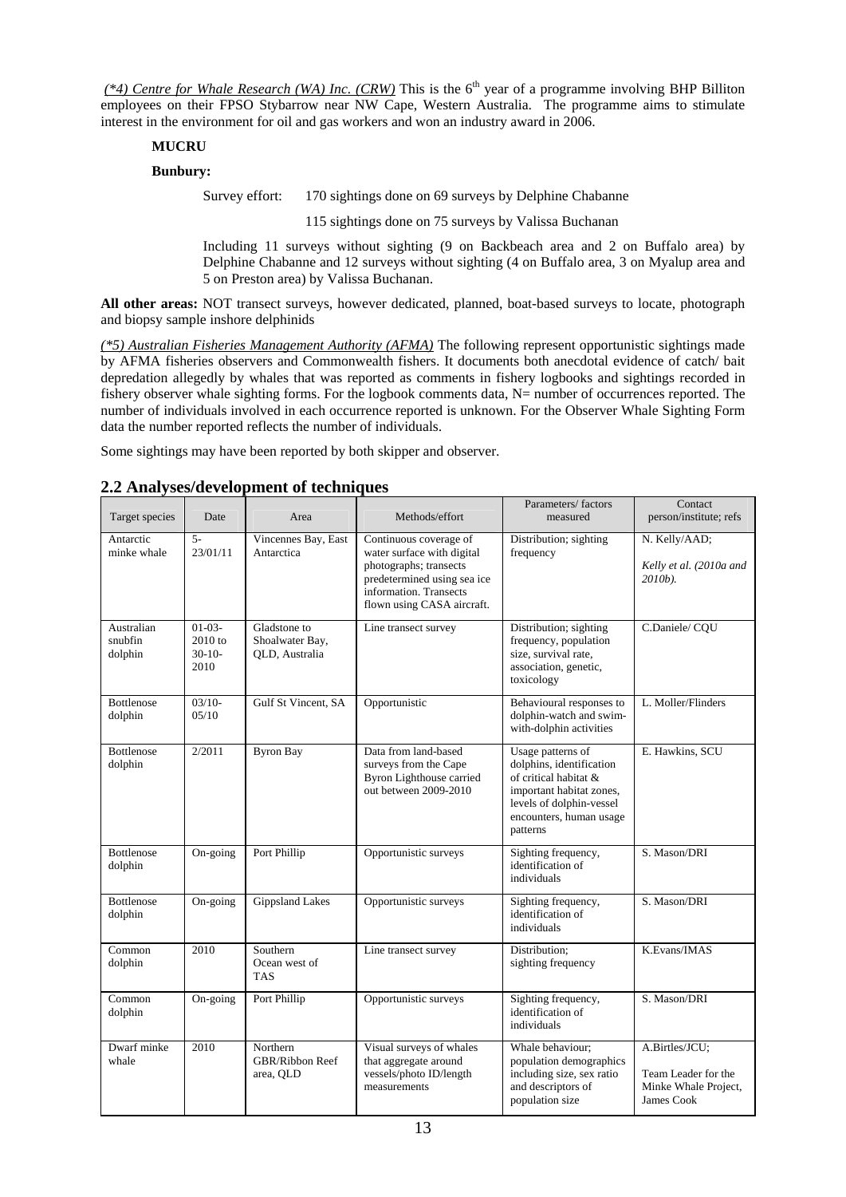*(\*4) Centre for Whale Research (WA) Inc. (CRW)* This is the 6th year of a programme involving BHP Billiton employees on their FPSO Stybarrow near NW Cape, Western Australia. The programme aims to stimulate interest in the environment for oil and gas workers and won an industry award in 2006.

**MUCRU**

**Bunbury:**

Survey effort: 170 sightings done on 69 surveys by Delphine Chabanne

115 sightings done on 75 surveys by Valissa Buchanan

Including 11 surveys without sighting (9 on Backbeach area and 2 on Buffalo area) by Delphine Chabanne and 12 surveys without sighting (4 on Buffalo area, 3 on Myalup area and 5 on Preston area) by Valissa Buchanan.

**All other areas:** NOT transect surveys, however dedicated, planned, boat-based surveys to locate, photograph and biopsy sample inshore delphinids

*(\*5) Australian Fisheries Management Authority (AFMA)* The following represent opportunistic sightings made by AFMA fisheries observers and Commonwealth fishers. It documents both anecdotal evidence of catch/ bait depredation allegedly by whales that was reported as comments in fishery logbooks and sightings recorded in fishery observer whale sighting forms. For the logbook comments data, N= number of occurrences reported. The number of individuals involved in each occurrence reported is unknown. For the Observer Whale Sighting Form data the number reported reflects the number of individuals.

Some sightings may have been reported by both skipper and observer.

## 2.2 Analyses/development of techniques

| Target species | Date | Area | Methods/effort | Parameters/ factors measured | Contact person/institute; refs |
|---|---|---|---|---|---|
| Antarctic minke whale | 5-23/01/11 | Vincennes Bay, East Antarctica | Continuous coverage of water surface with digital photographs; transects predetermined using sea ice information. Transects flown using CASA aircraft. | Distribution; sighting frequency | N. Kelly/AAD; *Kelly et al. (2010a and 2010b).* |
| Australian snubfin dolphin | 01-03-2010 to 30-10-2010 | Gladstone to Shoalwater Bay, QLD, Australia | Line transect survey | Distribution; sighting frequency, population size, survival rate, association, genetic, toxicology | C.Daniele/ CQU |
| Bottlenose dolphin | 03/10-05/10 | Gulf St Vincent, SA | Opportunistic | Behavioural responses to dolphin-watch and swim-with-dolphin activities | L. Moller/Flinders |
| Bottlenose dolphin | 2/2011 | Byron Bay | Data from land-based surveys from the Cape Byron Lighthouse carried out between 2009-2010 | Usage patterns of dolphins, identification of critical habitat & important habitat zones, levels of dolphin-vessel encounters, human usage patterns | E. Hawkins, SCU |
| Bottlenose dolphin | On-going | Port Phillip | Opportunistic surveys | Sighting frequency, identification of individuals | S. Mason/DRI |
| Bottlenose dolphin | On-going | Gippsland Lakes | Opportunistic surveys | Sighting frequency, identification of individuals | S. Mason/DRI |
| Common dolphin | 2010 | Southern Ocean west of TAS | Line transect survey | Distribution; sighting frequency | K.Evans/IMAS |
| Common dolphin | On-going | Port Phillip | Opportunistic surveys | Sighting frequency, identification of individuals | S. Mason/DRI |
| Dwarf minke whale | 2010 | Northern GBR/Ribbon Reef area, QLD | Visual surveys of whales that aggregate around vessels/photo ID/length measurements | Whale behaviour; population demographics including size, sex ratio and descriptors of population size | A.Birtles/JCU; Team Leader for the Minke Whale Project, James Cook |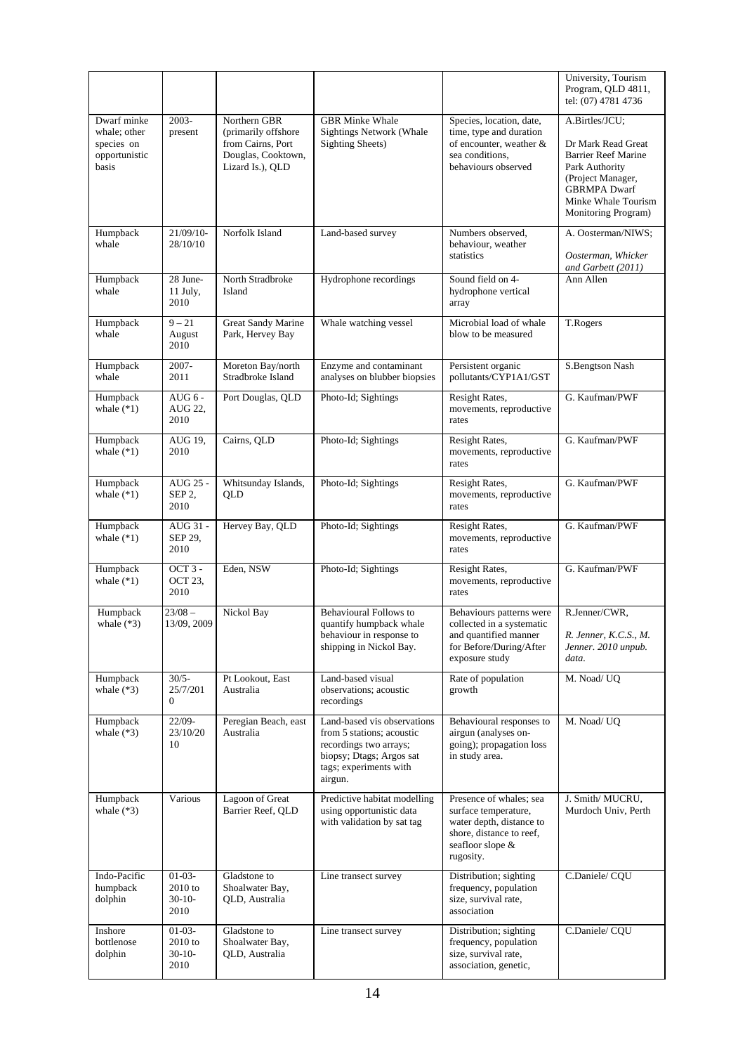| | | | | | University, Tourism Program, QLD 4811, tel: (07) 4781 4736 |
|---|---|---|---|---|---|
| Dwarf minke whale; other species on opportunistic basis | 2003-present | Northern GBR (primarily offshore from Cairns, Port Douglas, Cooktown, Lizard Is.), QLD | GBR Minke Whale Sightings Network (Whale Sighting Sheets) | Species, location, date, time, type and duration of encounter, weather & sea conditions, behaviours observed | A.Birtles/JCU; Dr Mark Read Great Barrier Reef Marine Park Authority (Project Manager, GBRMPA Dwarf Minke Whale Tourism Monitoring Program) |
| Humpback whale | 21/09/10-28/10/10 | Norfolk Island | Land-based survey | Numbers observed, behaviour, weather statistics | A. Oosterman/NIWS; *Oosterman, Whicker and Garbett (2011)* |
| Humpback whale | 28 June-11 July, 2010 | North Stradbroke Island | Hydrophone recordings | Sound field on 4-hydrophone vertical array | Ann Allen |
| Humpback whale | 9 – 21 August 2010 | Great Sandy Marine Park, Hervey Bay | Whale watching vessel | Microbial load of whale blow to be measured | T.Rogers |
| Humpback whale | 2007-2011 | Moreton Bay/north Stradbroke Island | Enzyme and contaminant analyses on blubber biopsies | Persistent organic pollutants/CYP1A1/GST | S.Bengtson Nash |
| Humpback whale (*1) | AUG 6 - AUG 22, 2010 | Port Douglas, QLD | Photo-Id; Sightings | Resight Rates, movements, reproductive rates | G. Kaufman/PWF |
| Humpback whale (*1) | AUG 19, 2010 | Cairns, QLD | Photo-Id; Sightings | Resight Rates, movements, reproductive rates | G. Kaufman/PWF |
| Humpback whale (*1) | AUG 25 - SEP 2, 2010 | Whitsunday Islands, QLD | Photo-Id; Sightings | Resight Rates, movements, reproductive rates | G. Kaufman/PWF |
| Humpback whale (*1) | AUG 31 - SEP 29, 2010 | Hervey Bay, QLD | Photo-Id; Sightings | Resight Rates, movements, reproductive rates | G. Kaufman/PWF |
| Humpback whale (*1) | OCT 3 - OCT 23, 2010 | Eden, NSW | Photo-Id; Sightings | Resight Rates, movements, reproductive rates | G. Kaufman/PWF |
| Humpback whale (*3) | 23/08 – 13/09, 2009 | Nickol Bay | Behavioural Follows to quantify humpback whale behaviour in response to shipping in Nickol Bay. | Behaviours patterns were collected in a systematic and quantified manner for Before/During/After exposure study | R.Jenner/CWR, *R. Jenner, K.C.S., M. Jenner. 2010 unpub. data.* |
| Humpback whale (*3) | 30/5-25/7/2010 | Pt Lookout, East Australia | Land-based visual observations; acoustic recordings | Rate of population growth | M. Noad/ UQ |
| Humpback whale (*3) | 22/09-23/10/2010 | Peregian Beach, east Australia | Land-based vis observations from 5 stations; acoustic recordings two arrays; biopsy; Dtags; Argos sat tags; experiments with airgun. | Behavioural responses to airgun (analyses on-going); propagation loss in study area. | M. Noad/ UQ |
| Humpback whale (*3) | Various | Lagoon of Great Barrier Reef, QLD | Predictive habitat modelling using opportunistic data with validation by sat tag | Presence of whales; sea surface temperature, water depth, distance to shore, distance to reef, seafloor slope & rugosity. | J. Smith/ MUCRU, Murdoch Univ, Perth |
| Indo-Pacific humpback dolphin | 01-03-2010 to 30-10-2010 | Gladstone to Shoalwater Bay, QLD, Australia | Line transect survey | Distribution; sighting frequency, population size, survival rate, association | C.Daniele/ CQU |
| Inshore bottlenose dolphin | 01-03-2010 to 30-10-2010 | Gladstone to Shoalwater Bay, QLD, Australia | Line transect survey | Distribution; sighting frequency, population size, survival rate, association, genetic, | C.Daniele/ CQU |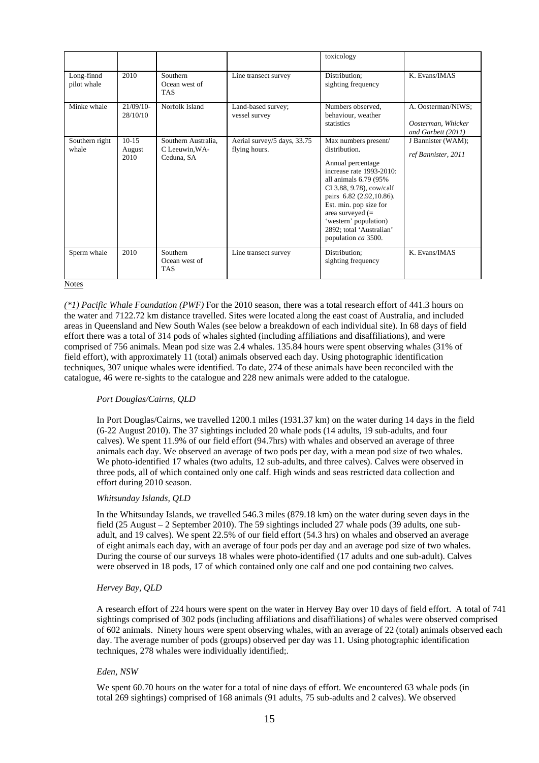| | | | | toxicology | |
|---|---|---|---|---|---|
| Long-finnd pilot whale | 2010 | Southern Ocean west of TAS | Line transect survey | Distribution; sighting frequency | K. Evans/IMAS |
| Minke whale | 21/09/10-28/10/10 | Norfolk Island | Land-based survey; vessel survey | Numbers observed, behaviour, weather statistics | A. Oosterman/NIWS; *Oosterman, Whicker and Garbett (2011)* |
| Southern right whale | 10-15 August 2010 | Southern Australia, C Leeuwin,WA-Ceduna, SA | Aerial survey/5 days, 33.75 flying hours. | Max numbers present/ distribution. Annual percentage increase rate 1993-2010: all animals 6.79 (95% CI 3.88, 9.78), cow/calf pairs 6.82 (2.92,10.86). Est. min. pop size for area surveyed (= 'western' population) 2892; total 'Australian' population *ca* 3500. | J Bannister (WAM); *ref Bannister, 2011* |
| Sperm whale | 2010 | Southern Ocean west of TAS | Line transect survey | Distribution; sighting frequency | K. Evans/IMAS |

Notes

*(\*1) Pacific Whale Foundation (PWF)* For the 2010 season, there was a total research effort of 441.3 hours on the water and 7122.72 km distance travelled. Sites were located along the east coast of Australia, and included areas in Queensland and New South Wales (see below a breakdown of each individual site). In 68 days of field effort there was a total of 314 pods of whales sighted (including affiliations and disaffiliations), and were comprised of 756 animals. Mean pod size was 2.4 whales. 135.84 hours were spent observing whales (31% of field effort), with approximately 11 (total) animals observed each day. Using photographic identification techniques, 307 unique whales were identified. To date, 274 of these animals have been reconciled with the catalogue, 46 were re-sights to the catalogue and 228 new animals were added to the catalogue.

*Port Douglas/Cairns, QLD*

In Port Douglas/Cairns, we travelled 1200.1 miles (1931.37 km) on the water during 14 days in the field (6-22 August 2010). The 37 sightings included 20 whale pods (14 adults, 19 sub-adults, and four calves). We spent 11.9% of our field effort (94.7hrs) with whales and observed an average of three animals each day. We observed an average of two pods per day, with a mean pod size of two whales. We photo-identified 17 whales (two adults, 12 sub-adults, and three calves). Calves were observed in three pods, all of which contained only one calf. High winds and seas restricted data collection and effort during 2010 season.

*Whitsunday Islands, QLD*

In the Whitsunday Islands, we travelled 546.3 miles (879.18 km) on the water during seven days in the field (25 August – 2 September 2010). The 59 sightings included 27 whale pods (39 adults, one sub-adult, and 19 calves). We spent 22.5% of our field effort (54.3 hrs) on whales and observed an average of eight animals each day, with an average of four pods per day and an average pod size of two whales. During the course of our surveys 18 whales were photo-identified (17 adults and one sub-adult). Calves were observed in 18 pods, 17 of which contained only one calf and one pod containing two calves.

*Hervey Bay, QLD*

A research effort of 224 hours were spent on the water in Hervey Bay over 10 days of field effort. A total of 741 sightings comprised of 302 pods (including affiliations and disaffiliations) of whales were observed comprised of 602 animals. Ninety hours were spent observing whales, with an average of 22 (total) animals observed each day. The average number of pods (groups) observed per day was 11. Using photographic identification techniques, 278 whales were individually identified;.

*Eden, NSW*

We spent 60.70 hours on the water for a total of nine days of effort. We encountered 63 whale pods (in total 269 sightings) comprised of 168 animals (91 adults, 75 sub-adults and 2 calves). We observed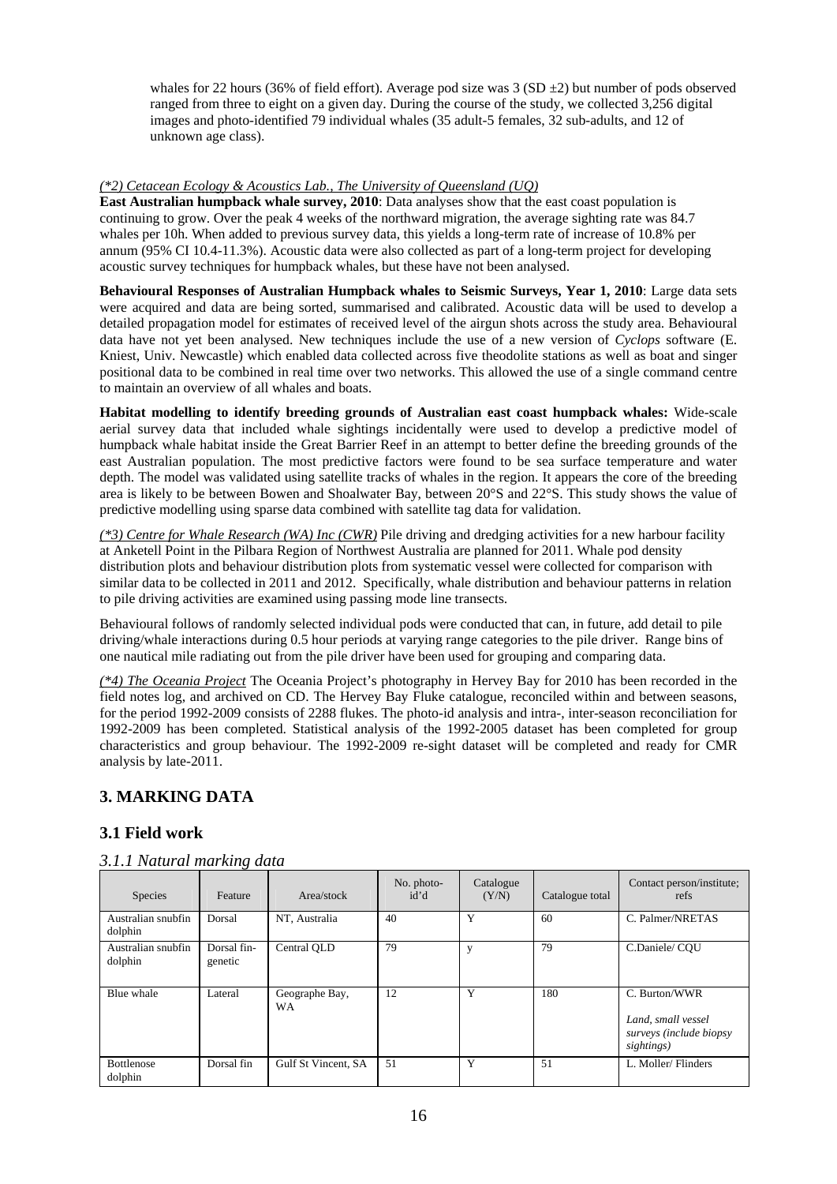whales for 22 hours (36% of field effort). Average pod size was 3 (SD ±2) but number of pods observed ranged from three to eight on a given day. During the course of the study, we collected 3,256 digital images and photo-identified 79 individual whales (35 adult-5 females, 32 sub-adults, and 12 of unknown age class).

*(\*2) Cetacean Ecology & Acoustics Lab., The University of Queensland (UQ)*
**East Australian humpback whale survey, 2010**: Data analyses show that the east coast population is continuing to grow. Over the peak 4 weeks of the northward migration, the average sighting rate was 84.7 whales per 10h. When added to previous survey data, this yields a long-term rate of increase of 10.8% per annum (95% CI 10.4-11.3%). Acoustic data were also collected as part of a long-term project for developing acoustic survey techniques for humpback whales, but these have not been analysed.

**Behavioural Responses of Australian Humpback whales to Seismic Surveys, Year 1, 2010**: Large data sets were acquired and data are being sorted, summarised and calibrated. Acoustic data will be used to develop a detailed propagation model for estimates of received level of the airgun shots across the study area. Behavioural data have not yet been analysed. New techniques include the use of a new version of *Cyclops* software (E. Kniest, Univ. Newcastle) which enabled data collected across five theodolite stations as well as boat and singer positional data to be combined in real time over two networks. This allowed the use of a single command centre to maintain an overview of all whales and boats.

**Habitat modelling to identify breeding grounds of Australian east coast humpback whales:** Wide-scale aerial survey data that included whale sightings incidentally were used to develop a predictive model of humpback whale habitat inside the Great Barrier Reef in an attempt to better define the breeding grounds of the east Australian population. The most predictive factors were found to be sea surface temperature and water depth. The model was validated using satellite tracks of whales in the region. It appears the core of the breeding area is likely to be between Bowen and Shoalwater Bay, between 20°S and 22°S. This study shows the value of predictive modelling using sparse data combined with satellite tag data for validation.

*(\*3) Centre for Whale Research (WA) Inc (CWR)* Pile driving and dredging activities for a new harbour facility at Anketell Point in the Pilbara Region of Northwest Australia are planned for 2011. Whale pod density distribution plots and behaviour distribution plots from systematic vessel were collected for comparison with similar data to be collected in 2011 and 2012. Specifically, whale distribution and behaviour patterns in relation to pile driving activities are examined using passing mode line transects.

Behavioural follows of randomly selected individual pods were conducted that can, in future, add detail to pile driving/whale interactions during 0.5 hour periods at varying range categories to the pile driver. Range bins of one nautical mile radiating out from the pile driver have been used for grouping and comparing data.

*(\*4) The Oceania Project* The Oceania Project's photography in Hervey Bay for 2010 has been recorded in the field notes log, and archived on CD. The Hervey Bay Fluke catalogue, reconciled within and between seasons, for the period 1992-2009 consists of 2288 flukes. The photo-id analysis and intra-, inter-season reconciliation for 1992-2009 has been completed. Statistical analysis of the 1992-2005 dataset has been completed for group characteristics and group behaviour. The 1992-2009 re-sight dataset will be completed and ready for CMR analysis by late-2011.

## 3. MARKING DATA

### 3.1 Field work

#### *3.1.1 Natural marking data*

| Species | Feature | Area/stock | No. photo-id'd | Catalogue (Y/N) | Catalogue total | Contact person/institute; refs |
|---|---|---|---|---|---|---|
| Australian snubfin dolphin | Dorsal | NT, Australia | 40 | Y | 60 | C. Palmer/NRETAS |
| Australian snubfin dolphin | Dorsal fin-genetic | Central QLD | 79 | y | 79 | C.Daniele/ CQU |
| Blue whale | Lateral | Geographe Bay, WA | 12 | Y | 180 | C. Burton/WWR *Land, small vessel surveys (include biopsy sightings)* |
| Bottlenose dolphin | Dorsal fin | Gulf St Vincent, SA | 51 | Y | 51 | L. Moller/ Flinders |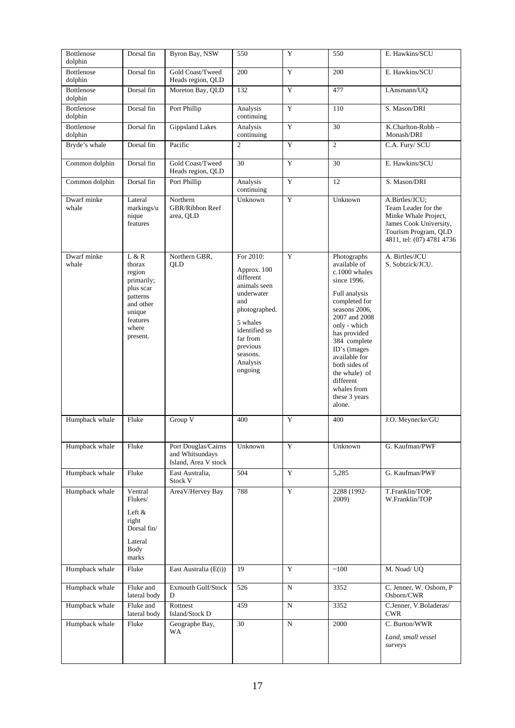| Bottlenose dolphin | Dorsal fin | Byron Bay, NSW | 550 | Y | 550 | E. Hawkins/SCU |
|---|---|---|---|---|---|---|
| Bottlenose dolphin | Dorsal fin | Gold Coast/Tweed Heads region, QLD | 200 | Y | 200 | E. Hawkins/SCU |
| Bottlenose dolphin | Dorsal fin | Moreton Bay, QLD | 132 | Y | 477 | I.Ansmann/UQ |
| Bottlenose dolphin | Dorsal fin | Port Phillip | Analysis continuing | Y | 110 | S. Mason/DRI |
| Bottlenose dolphin | Dorsal fin | Gippsland Lakes | Analysis continuing | Y | 30 | K.Charlton-Robb – Monash/DRI |
| Bryde's whale | Dorsal fin | Pacific | 2 | Y | 2 | C.A. Fury/ SCU |
| Common dolphin | Dorsal fin | Gold Coast/Tweed Heads region, QLD | 30 | Y | 30 | E. Hawkins/SCU |
| Common dolphin | Dorsal fin | Port Phillip | Analysis continuing | Y | 12 | S. Mason/DRI |
| Dwarf minke whale | Lateral markings/unique features | Northern GBR/Ribbon Reef area, QLD | Unknown | Y | Unknown | A.Birtles/JCU; Team Leader for the Minke Whale Project, James Cook University, Tourism Program, QLD 4811, tel: (07) 4781 4736 |
| Dwarf minke whale | L & R thorax region primarily; plus scar patterns and other unique features where present. | Northern GBR, QLD | For 2010: Approx. 100 different animals seen underwater and photographed. 5 whales identified so far from previous seasons. Analysis ongoing | Y | Photographs available of c.1000 whales since 1996. Full analysis completed for seasons 2006, 2007 and 2008 only - which has provided 384 complete ID's (images available for both sides of the whale) of different whales from these 3 years alone. | A. Birtles/JCU S. Sobtzick/JCU. |
| Humpback whale | Fluke | Group V | 400 | Y | 400 | J.O. Meynecke/GU |
| Humpback whale | Fluke | Port Douglas/Cairns and Whitsundays Island, Area V stock | Unknown | Y | Unknown | G. Kaufman/PWF |
| Humpback whale | Fluke | East Australia, Stock V | 504 | Y | 5,285 | G. Kaufman/PWF |
| Humpback whale | Ventral Flukes/ Left & right Dorsal fin/ Lateral Body marks | AreaV/Hervey Bay | 788 | Y | 2288 (1992-2009) | T.Franklin/TOP; W.Franklin/TOP |
| Humpback whale | Fluke | East Australia (E(i)) | 19 | Y | ~100 | M. Noad/ UQ |
| Humpback whale | Fluke and lateral body | Exmouth Gulf/Stock D | 526 | N | 3352 | C. Jenner, W. Osborn, P Osborn/CWR |
| Humpback whale | Fluke and lateral body | Rottnest Island/Stock D | 459 | N | 3352 | C.Jenner, V.Boladeras/ CWR |
| Humpback whale | Fluke | Geographe Bay, WA | 30 | N | 2000 | C. Burton/WWR *Land, small vessel surveys* |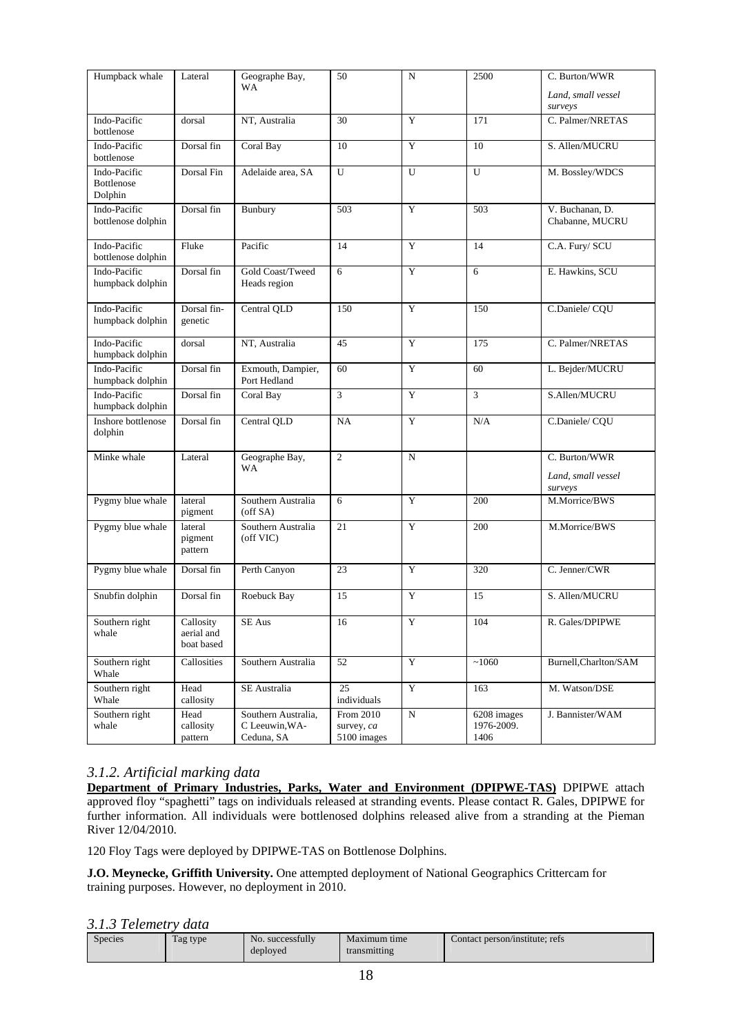| Humpback whale | Lateral | Geographe Bay, WA | 50 | N | 2500 | C. Burton/WWR *Land, small vessel surveys* |
|---|---|---|---|---|---|---|
| Indo-Pacific bottlenose | dorsal | NT, Australia | 30 | Y | 171 | C. Palmer/NRETAS |
| Indo-Pacific bottlenose | Dorsal fin | Coral Bay | 10 | Y | 10 | S. Allen/MUCRU |
| Indo-Pacific Bottlenose Dolphin | Dorsal Fin | Adelaide area, SA | U | U | U | M. Bossley/WDCS |
| Indo-Pacific bottlenose dolphin | Dorsal fin | Bunbury | 503 | Y | 503 | V. Buchanan, D. Chabanne, MUCRU |
| Indo-Pacific bottlenose dolphin | Fluke | Pacific | 14 | Y | 14 | C.A. Fury/ SCU |
| Indo-Pacific humpback dolphin | Dorsal fin | Gold Coast/Tweed Heads region | 6 | Y | 6 | E. Hawkins, SCU |
| Indo-Pacific humpback dolphin | Dorsal fin-genetic | Central QLD | 150 | Y | 150 | C.Daniele/ CQU |
| Indo-Pacific humpback dolphin | dorsal | NT, Australia | 45 | Y | 175 | C. Palmer/NRETAS |
| Indo-Pacific humpback dolphin | Dorsal fin | Exmouth, Dampier, Port Hedland | 60 | Y | 60 | L. Bejder/MUCRU |
| Indo-Pacific humpback dolphin | Dorsal fin | Coral Bay | 3 | Y | 3 | S.Allen/MUCRU |
| Inshore bottlenose dolphin | Dorsal fin | Central QLD | NA | Y | N/A | C.Daniele/ CQU |
| Minke whale | Lateral | Geographe Bay, WA | 2 | N | | C. Burton/WWR *Land, small vessel surveys* |
| Pygmy blue whale | lateral pigment | Southern Australia (off SA) | 6 | Y | 200 | M.Morrice/BWS |
| Pygmy blue whale | lateral pigment pattern | Southern Australia (off VIC) | 21 | Y | 200 | M.Morrice/BWS |
| Pygmy blue whale | Dorsal fin | Perth Canyon | 23 | Y | 320 | C. Jenner/CWR |
| Snubfin dolphin | Dorsal fin | Roebuck Bay | 15 | Y | 15 | S. Allen/MUCRU |
| Southern right whale | Callosity aerial and boat based | SE Aus | 16 | Y | 104 | R. Gales/DPIPWE |
| Southern right Whale | Callosities | Southern Australia | 52 | Y | ~1060 | Burnell,Charlton/SAM |
| Southern right Whale | Head callosity | SE Australia | 25 individuals | Y | 163 | M. Watson/DSE |
| Southern right whale | Head callosity pattern | Southern Australia, C Leeuwin,WA-Ceduna, SA | From 2010 survey, *ca* 5100 images | N | 6208 images 1976-2009. 1406 | J. Bannister/WAM |

### *3.1.2. Artificial marking data*

**Department of Primary Industries, Parks, Water and Environment (DPIPWE-TAS)** DPIPWE attach approved floy "spaghetti" tags on individuals released at stranding events. Please contact R. Gales, DPIPWE for further information. All individuals were bottlenosed dolphins released alive from a stranding at the Pieman River 12/04/2010.

120 Floy Tags were deployed by DPIPWE-TAS on Bottlenose Dolphins.

**J.O. Meynecke, Griffith University.** One attempted deployment of National Geographics Crittercam for training purposes. However, no deployment in 2010.

### *3.1.3 Telemetry data*

| Species | Tag type | No. successfully deployed | Maximum time transmitting | Contact person/institute; refs |
|---|---|---|---|---|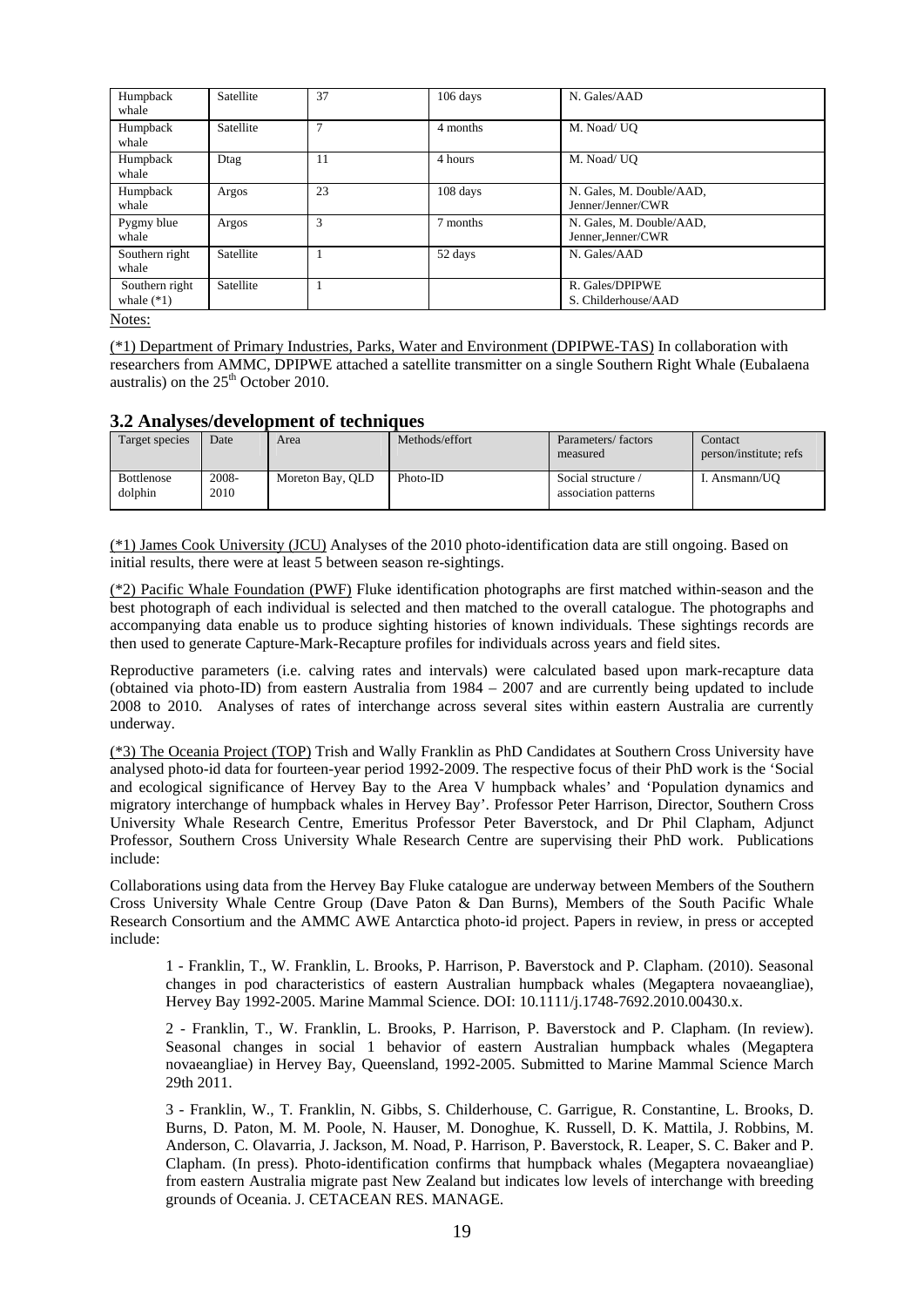| Humpback whale | Satellite | 37 | 106 days | N. Gales/AAD |
|---|---|---|---|---|
| Humpback whale | Satellite | 7 | 4 months | M. Noad/ UQ |
| Humpback whale | Dtag | 11 | 4 hours | M. Noad/ UQ |
| Humpback whale | Argos | 23 | 108 days | N. Gales, M. Double/AAD, Jenner/Jenner/CWR |
| Pygmy blue whale | Argos | 3 | 7 months | N. Gales, M. Double/AAD, Jenner,Jenner/CWR |
| Southern right whale | Satellite | 1 | 52 days | N. Gales/AAD |
| Southern right whale (*1) | Satellite | 1 | | R. Gales/DPIPWE S. Childerhouse/AAD |

Notes:

(*1) Department of Primary Industries, Parks, Water and Environment (DPIPWE-TAS) In collaboration with researchers from AMMC, DPIPWE attached a satellite transmitter on a single Southern Right Whale (Eubalaena australis) on the 25th October 2010.

### 3.2 Analyses/development of techniques

| Target species | Date | Area | Methods/effort | Parameters/ factors measured | Contact person/institute; refs |
|---|---|---|---|---|---|
| Bottlenose dolphin | 2008-2010 | Moreton Bay, QLD | Photo-ID | Social structure / association patterns | I. Ansmann/UQ |

(*1) James Cook University (JCU) Analyses of the 2010 photo-identification data are still ongoing. Based on initial results, there were at least 5 between season re-sightings.

(*2) Pacific Whale Foundation (PWF) Fluke identification photographs are first matched within-season and the best photograph of each individual is selected and then matched to the overall catalogue. The photographs and accompanying data enable us to produce sighting histories of known individuals. These sightings records are then used to generate Capture-Mark-Recapture profiles for individuals across years and field sites.

Reproductive parameters (i.e. calving rates and intervals) were calculated based upon mark-recapture data (obtained via photo-ID) from eastern Australia from 1984 – 2007 and are currently being updated to include 2008 to 2010. Analyses of rates of interchange across several sites within eastern Australia are currently underway.

(*3) The Oceania Project (TOP) Trish and Wally Franklin as PhD Candidates at Southern Cross University have analysed photo-id data for fourteen-year period 1992-2009. The respective focus of their PhD work is the 'Social and ecological significance of Hervey Bay to the Area V humpback whales' and 'Population dynamics and migratory interchange of humpback whales in Hervey Bay'. Professor Peter Harrison, Director, Southern Cross University Whale Research Centre, Emeritus Professor Peter Baverstock, and Dr Phil Clapham, Adjunct Professor, Southern Cross University Whale Research Centre are supervising their PhD work. Publications include:

Collaborations using data from the Hervey Bay Fluke catalogue are underway between Members of the Southern Cross University Whale Centre Group (Dave Paton & Dan Burns), Members of the South Pacific Whale Research Consortium and the AMMC AWE Antarctica photo-id project. Papers in review, in press or accepted include:

1 - Franklin, T., W. Franklin, L. Brooks, P. Harrison, P. Baverstock and P. Clapham. (2010). Seasonal changes in pod characteristics of eastern Australian humpback whales (Megaptera novaeangliae), Hervey Bay 1992-2005. Marine Mammal Science. DOI: 10.1111/j.1748-7692.2010.00430.x.

2 - Franklin, T., W. Franklin, L. Brooks, P. Harrison, P. Baverstock and P. Clapham. (In review). Seasonal changes in social 1 behavior of eastern Australian humpback whales (Megaptera novaeangliae) in Hervey Bay, Queensland, 1992-2005. Submitted to Marine Mammal Science March 29th 2011.

3 - Franklin, W., T. Franklin, N. Gibbs, S. Childerhouse, C. Garrigue, R. Constantine, L. Brooks, D. Burns, D. Paton, M. M. Poole, N. Hauser, M. Donoghue, K. Russell, D. K. Mattila, J. Robbins, M. Anderson, C. Olavarria, J. Jackson, M. Noad, P. Harrison, P. Baverstock, R. Leaper, S. C. Baker and P. Clapham. (In press). Photo-identification confirms that humpback whales (Megaptera novaeangliae) from eastern Australia migrate past New Zealand but indicates low levels of interchange with breeding grounds of Oceania. J. CETACEAN RES. MANAGE.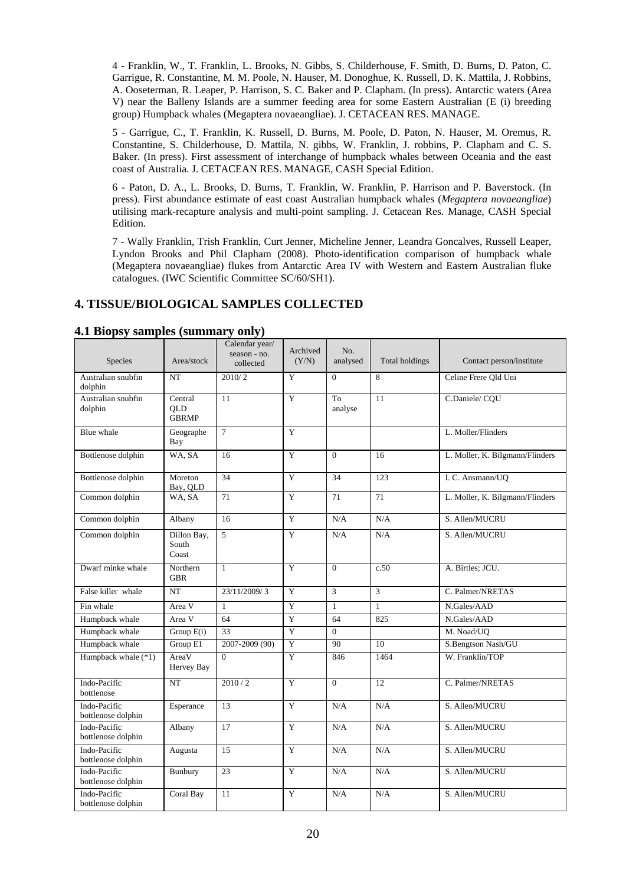4 - Franklin, W., T. Franklin, L. Brooks, N. Gibbs, S. Childerhouse, F. Smith, D. Burns, D. Paton, C. Garrigue, R. Constantine, M. M. Poole, N. Hauser, M. Donoghue, K. Russell, D. K. Mattila, J. Robbins, A. Ooseterman, R. Leaper, P. Harrison, S. C. Baker and P. Clapham. (In press). Antarctic waters (Area V) near the Balleny Islands are a summer feeding area for some Eastern Australian (E (i) breeding group) Humpback whales (Megaptera novaeangliae). J. CETACEAN RES. MANAGE.

5 - Garrigue, C., T. Franklin, K. Russell, D. Burns, M. Poole, D. Paton, N. Hauser, M. Oremus, R. Constantine, S. Childerhouse, D. Mattila, N. gibbs, W. Franklin, J. robbins, P. Clapham and C. S. Baker. (In press). First assessment of interchange of humpback whales between Oceania and the east coast of Australia. J. CETACEAN RES. MANAGE, CASH Special Edition.

6 - Paton, D. A., L. Brooks, D. Burns, T. Franklin, W. Franklin, P. Harrison and P. Baverstock. (In press). First abundance estimate of east coast Australian humpback whales (*Megaptera novaeangliae*) utilising mark-recapture analysis and multi-point sampling. J. Cetacean Res. Manage, CASH Special Edition.

7 - Wally Franklin, Trish Franklin, Curt Jenner, Micheline Jenner, Leandra Goncalves, Russell Leaper, Lyndon Brooks and Phil Clapham (2008). Photo-identification comparison of humpback whale (Megaptera novaeangliae) flukes from Antarctic Area IV with Western and Eastern Australian fluke catalogues. (IWC Scientific Committee SC/60/SH1).

## 4. TISSUE/BIOLOGICAL SAMPLES COLLECTED

### 4.1 Biopsy samples (summary only)

| Species | Area/stock | Calendar year/ season - no. collected | Archived (Y/N) | No. analysed | Total holdings | Contact person/institute |
|---|---|---|---|---|---|---|
| Australian snubfin dolphin | NT | 2010/ 2 | Y | 0 | 8 | Celine Frere Qld Uni |
| Australian snubfin dolphin | Central QLD GBRMP | 11 | Y | To analyse | 11 | C.Daniele/ CQU |
| Blue whale | Geographe Bay | 7 | Y | | | L. Moller/Flinders |
| Bottlenose dolphin | WA, SA | 16 | Y | 0 | 16 | L. Moller, K. Bilgmann/Flinders |
| Bottlenose dolphin | Moreton Bay, QLD | 34 | Y | 34 | 123 | I. C. Ansmann/UQ |
| Common dolphin | WA, SA | 71 | Y | 71 | 71 | L. Moller, K. Bilgmann/Flinders |
| Common dolphin | Albany | 16 | Y | N/A | N/A | S. Allen/MUCRU |
| Common dolphin | Dillon Bay, South Coast | 5 | Y | N/A | N/A | S. Allen/MUCRU |
| Dwarf minke whale | Northern GBR | 1 | Y | 0 | c.50 | A. Birtles; JCU. |
| False killer whale | NT | 23/11/2009/ 3 | Y | 3 | 3 | C. Palmer/NRETAS |
| Fin whale | Area V | 1 | Y | 1 | 1 | N.Gales/AAD |
| Humpback whale | Area V | 64 | Y | 64 | 825 | N.Gales/AAD |
| Humpback whale | Group E(i) | 33 | Y | 0 | | M. Noad/UQ |
| Humpback whale | Group E1 | 2007-2009 (90) | Y | 90 | 10 | S.Bengtson Nash/GU |
| Humpback whale (*1) | AreaV Hervey Bay | 0 | Y | 846 | 1464 | W. Franklin/TOP |
| Indo-Pacific bottlenose | NT | 2010 / 2 | Y | 0 | 12 | C. Palmer/NRETAS |
| Indo-Pacific bottlenose dolphin | Esperance | 13 | Y | N/A | N/A | S. Allen/MUCRU |
| Indo-Pacific bottlenose dolphin | Albany | 17 | Y | N/A | N/A | S. Allen/MUCRU |
| Indo-Pacific bottlenose dolphin | Augusta | 15 | Y | N/A | N/A | S. Allen/MUCRU |
| Indo-Pacific bottlenose dolphin | Bunbury | 23 | Y | N/A | N/A | S. Allen/MUCRU |
| Indo-Pacific bottlenose dolphin | Coral Bay | 11 | Y | N/A | N/A | S. Allen/MUCRU |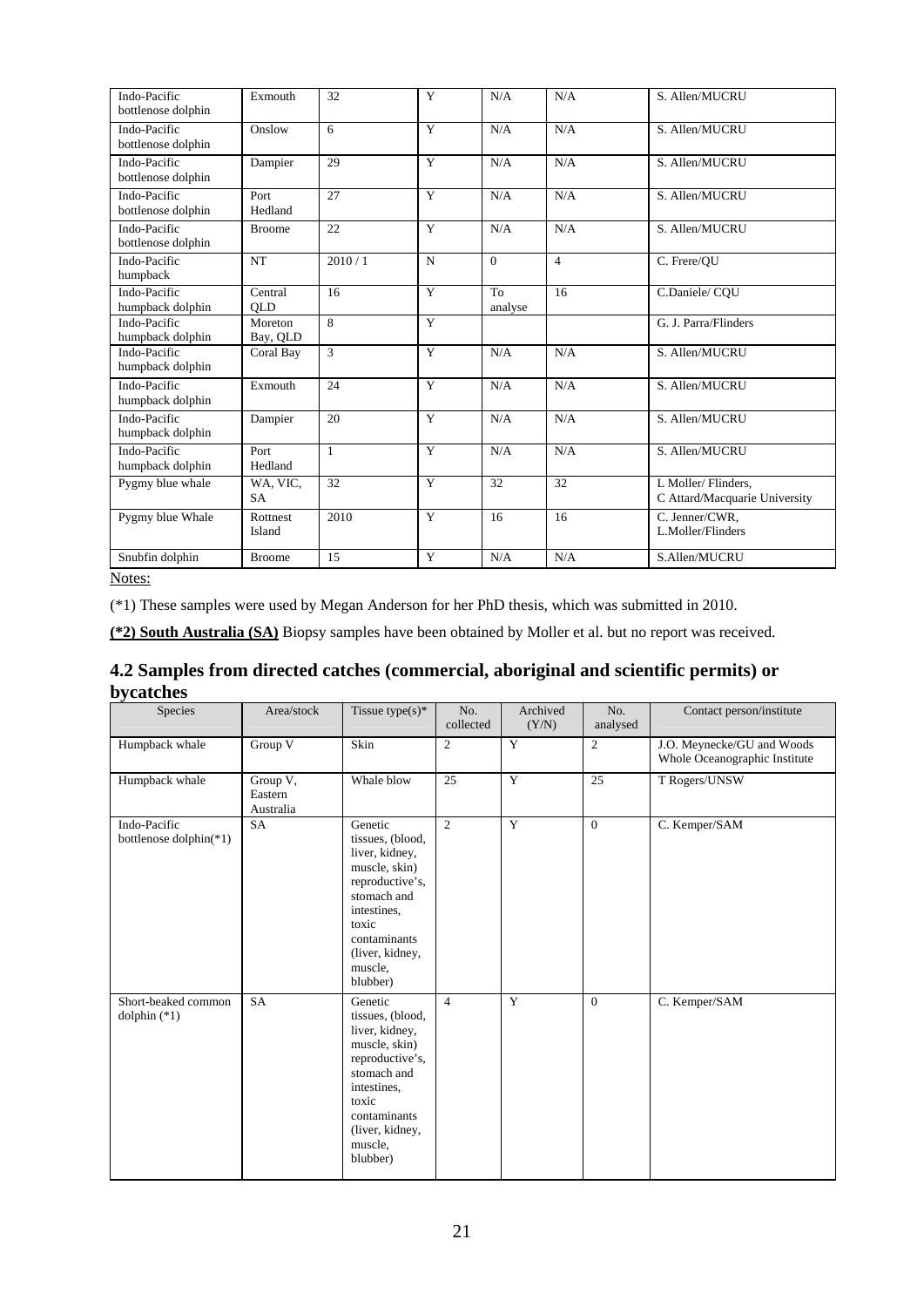| Indo-Pacific bottlenose dolphin | Exmouth | 32 | Y | N/A | N/A | S. Allen/MUCRU |
|---|---|---|---|---|---|---|
| Indo-Pacific bottlenose dolphin | Onslow | 6 | Y | N/A | N/A | S. Allen/MUCRU |
| Indo-Pacific bottlenose dolphin | Dampier | 29 | Y | N/A | N/A | S. Allen/MUCRU |
| Indo-Pacific bottlenose dolphin | Port Hedland | 27 | Y | N/A | N/A | S. Allen/MUCRU |
| Indo-Pacific bottlenose dolphin | Broome | 22 | Y | N/A | N/A | S. Allen/MUCRU |
| Indo-Pacific humpback | NT | 2010 / 1 | N | 0 | 4 | C. Frere/QU |
| Indo-Pacific humpback dolphin | Central QLD | 16 | Y | To analyse | 16 | C.Daniele/ CQU |
| Indo-Pacific humpback dolphin | Moreton Bay, QLD | 8 | Y | | | G. J. Parra/Flinders |
| Indo-Pacific humpback dolphin | Coral Bay | 3 | Y | N/A | N/A | S. Allen/MUCRU |
| Indo-Pacific humpback dolphin | Exmouth | 24 | Y | N/A | N/A | S. Allen/MUCRU |
| Indo-Pacific humpback dolphin | Dampier | 20 | Y | N/A | N/A | S. Allen/MUCRU |
| Indo-Pacific humpback dolphin | Port Hedland | 1 | Y | N/A | N/A | S. Allen/MUCRU |
| Pygmy blue whale | WA, VIC, SA | 32 | Y | 32 | 32 | L Moller/ Flinders, C Attard/Macquarie University |
| Pygmy blue Whale | Rottnest Island | 2010 | Y | 16 | 16 | C. Jenner/CWR, L.Moller/Flinders |
| Snubfin dolphin | Broome | 15 | Y | N/A | N/A | S.Allen/MUCRU |

Notes:

(*1) These samples were used by Megan Anderson for her PhD thesis, which was submitted in 2010.

**(*2) South Australia (SA)** Biopsy samples have been obtained by Moller et al. but no report was received.

## 4.2 Samples from directed catches (commercial, aboriginal and scientific permits) or bycatches

| Species | Area/stock | Tissue type(s)* | No. collected | Archived (Y/N) | No. analysed | Contact person/institute |
|---|---|---|---|---|---|---|
| Humpback whale | Group V | Skin | 2 | Y | 2 | J.O. Meynecke/GU and Woods Whole Oceanographic Institute |
| Humpback whale | Group V, Eastern Australia | Whale blow | 25 | Y | 25 | T Rogers/UNSW |
| Indo-Pacific bottlenose dolphin(*1) | SA | Genetic tissues, (blood, liver, kidney, muscle, skin) reproductive's, stomach and intestines, toxic contaminants (liver, kidney, muscle, blubber) | 2 | Y | 0 | C. Kemper/SAM |
| Short-beaked common dolphin (*1) | SA | Genetic tissues, (blood, liver, kidney, muscle, skin) reproductive's, stomach and intestines, toxic contaminants (liver, kidney, muscle, blubber) | 4 | Y | 0 | C. Kemper/SAM |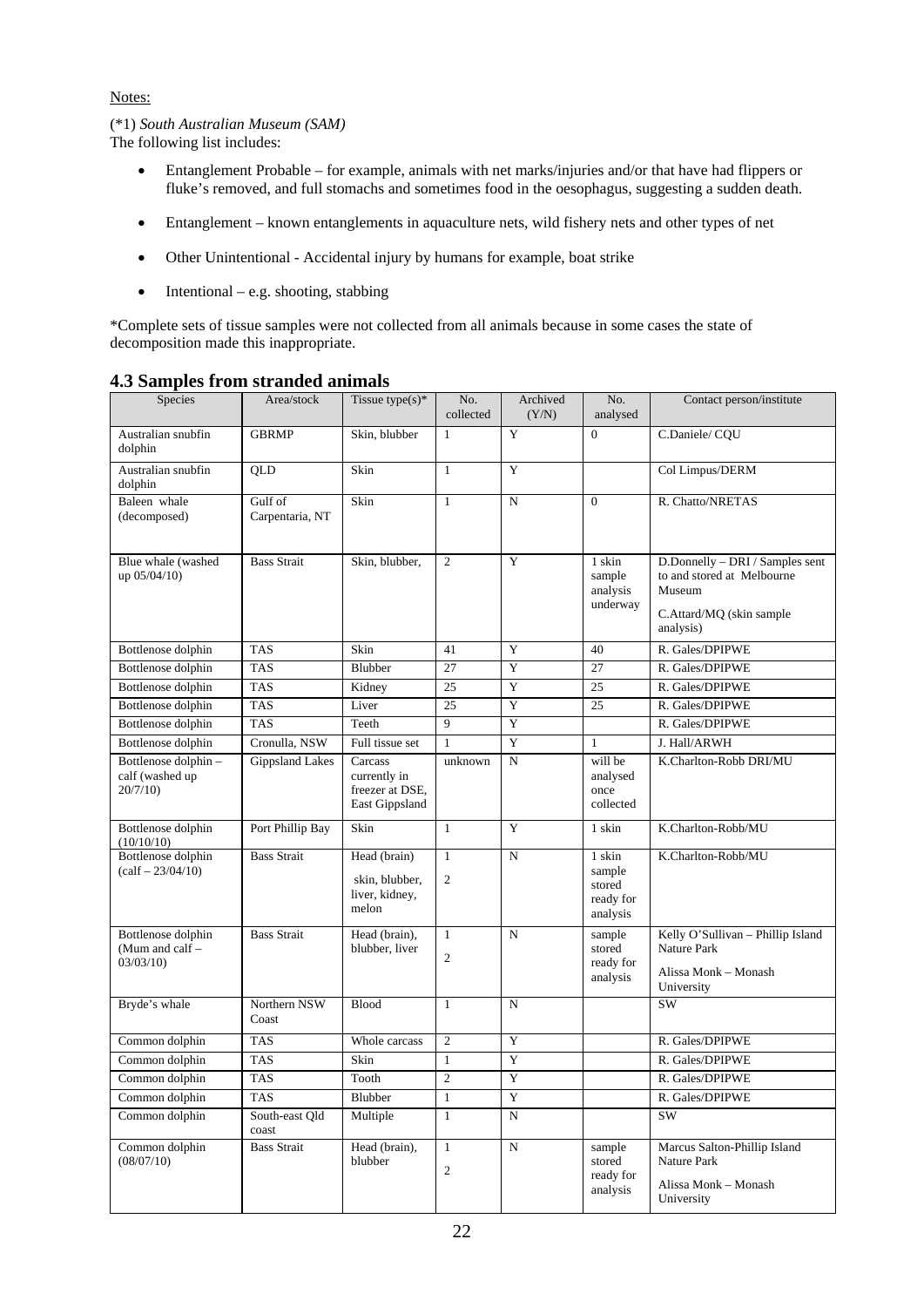Notes:

(*1) *South Australian Museum (SAM)*
The following list includes:

- Entanglement Probable – for example, animals with net marks/injuries and/or that have had flippers or fluke's removed, and full stomachs and sometimes food in the oesophagus, suggesting a sudden death.
- Entanglement – known entanglements in aquaculture nets, wild fishery nets and other types of net
- Other Unintentional - Accidental injury by humans for example, boat strike
- Intentional – e.g. shooting, stabbing

*Complete sets of tissue samples were not collected from all animals because in some cases the state of decomposition made this inappropriate.

## 4.3 Samples from stranded animals

| Species | Area/stock | Tissue type(s)* | No. collected | Archived (Y/N) | No. analysed | Contact person/institute |
|---|---|---|---|---|---|---|
| Australian snubfin dolphin | GBRMP | Skin, blubber | 1 | Y | 0 | C.Daniele/ CQU |
| Australian snubfin dolphin | QLD | Skin | 1 | Y | | Col Limpus/DERM |
| Baleen whale (decomposed) | Gulf of Carpentaria, NT | Skin | 1 | N | 0 | R. Chatto/NRETAS |
| Blue whale (washed up 05/04/10) | Bass Strait | Skin, blubber, | 2 | Y | 1 skin sample analysis underway | D.Donnelly – DRI / Samples sent to and stored at Melbourne Museum<br>C.Attard/MQ (skin sample analysis) |
| Bottlenose dolphin | TAS | Skin | 41 | Y | 40 | R. Gales/DPIPWE |
| Bottlenose dolphin | TAS | Blubber | 27 | Y | 27 | R. Gales/DPIPWE |
| Bottlenose dolphin | TAS | Kidney | 25 | Y | 25 | R. Gales/DPIPWE |
| Bottlenose dolphin | TAS | Liver | 25 | Y | 25 | R. Gales/DPIPWE |
| Bottlenose dolphin | TAS | Teeth | 9 | Y | | R. Gales/DPIPWE |
| Bottlenose dolphin | Cronulla, NSW | Full tissue set | 1 | Y | 1 | J. Hall/ARWH |
| Bottlenose dolphin – calf (washed up 20/7/10) | Gippsland Lakes | Carcass currently in freezer at DSE, East Gippsland | unknown | N | will be analysed once collected | K.Charlton-Robb DRI/MU |
| Bottlenose dolphin (10/10/10) | Port Phillip Bay | Skin | 1 | Y | 1 skin | K.Charlton-Robb/MU |
| Bottlenose dolphin (calf – 23/04/10) | Bass Strait | Head (brain)<br>skin, blubber, liver, kidney, melon | 1<br>2 | N | 1 skin sample stored ready for analysis | K.Charlton-Robb/MU |
| Bottlenose dolphin (Mum and calf – 03/03/10) | Bass Strait | Head (brain), blubber, liver | 1<br>2 | N | sample stored ready for analysis | Kelly O'Sullivan – Phillip Island Nature Park<br>Alissa Monk – Monash University |
| Bryde's whale | Northern NSW Coast | Blood | 1 | N | | SW |
| Common dolphin | TAS | Whole carcass | 2 | Y | | R. Gales/DPIPWE |
| Common dolphin | TAS | Skin | 1 | Y | | R. Gales/DPIPWE |
| Common dolphin | TAS | Tooth | 2 | Y | | R. Gales/DPIPWE |
| Common dolphin | TAS | Blubber | 1 | Y | | R. Gales/DPIPWE |
| Common dolphin | South-east Qld coast | Multiple | 1 | N | | SW |
| Common dolphin (08/07/10) | Bass Strait | Head (brain), blubber | 1<br>2 | N | sample stored ready for analysis | Marcus Salton-Phillip Island Nature Park<br>Alissa Monk – Monash University |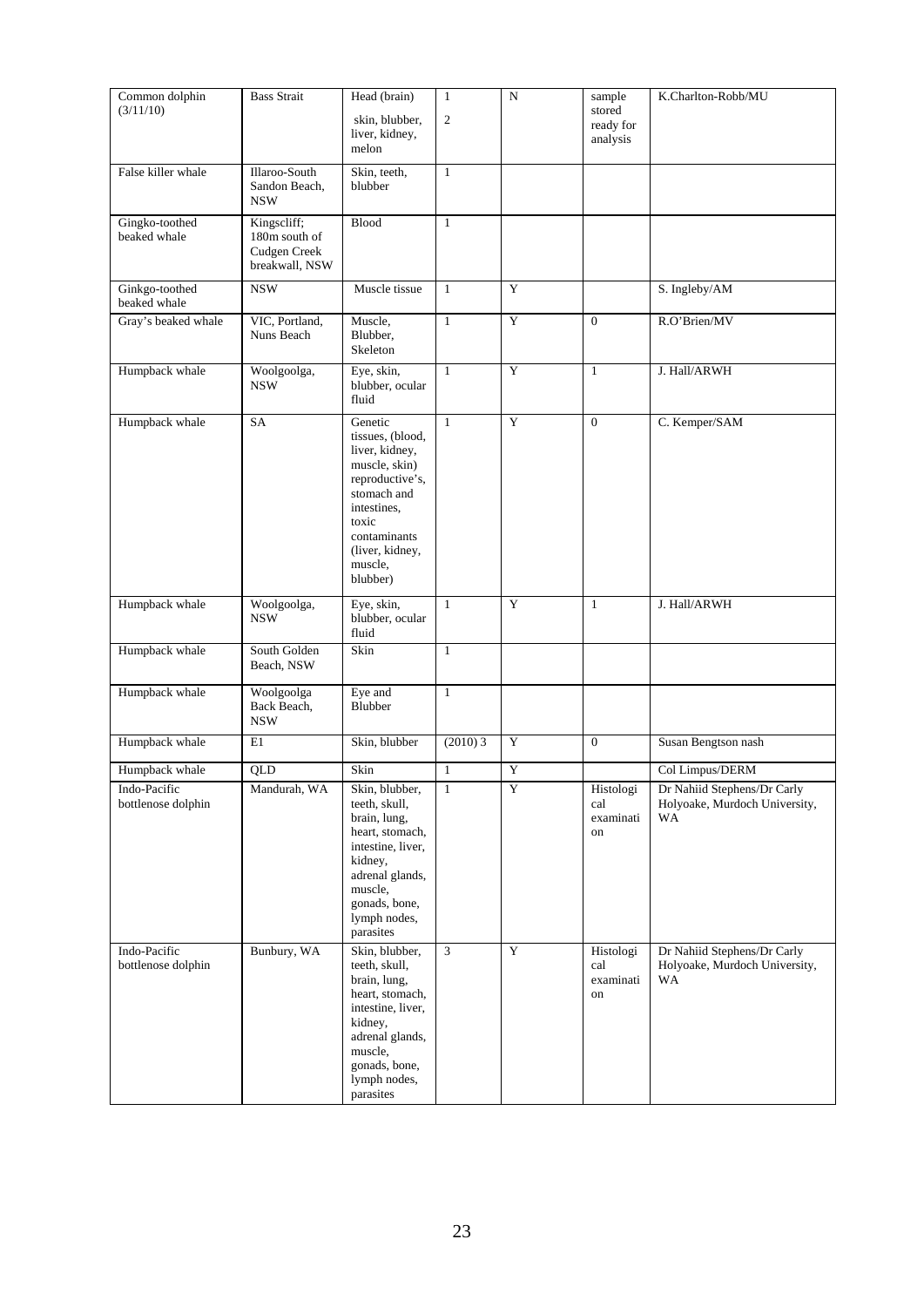| Common dolphin (3/11/10) | Bass Strait | Head (brain)<br>skin, blubber, liver, kidney, melon | 1<br>2 | N | sample stored ready for analysis | K.Charlton-Robb/MU |
|---|---|---|---|---|---|---|
| False killer whale | Illaroo-South Sandon Beach, NSW | Skin, teeth, blubber | 1 | | | |
| Gingko-toothed beaked whale | Kingscliff; 180m south of Cudgen Creek breakwall, NSW | Blood | 1 | | | |
| Ginkgo-toothed beaked whale | NSW | Muscle tissue | 1 | Y | | S. Ingleby/AM |
| Gray's beaked whale | VIC, Portland, Nuns Beach | Muscle, Blubber, Skeleton | 1 | Y | 0 | R.O'Brien/MV |
| Humpback whale | Woolgoolga, NSW | Eye, skin, blubber, ocular fluid | 1 | Y | 1 | J. Hall/ARWH |
| Humpback whale | SA | Genetic tissues, (blood, liver, kidney, muscle, skin) reproductive's, stomach and intestines, toxic contaminants (liver, kidney, muscle, blubber) | 1 | Y | 0 | C. Kemper/SAM |
| Humpback whale | Woolgoolga, NSW | Eye, skin, blubber, ocular fluid | 1 | Y | 1 | J. Hall/ARWH |
| Humpback whale | South Golden Beach, NSW | Skin | 1 | | | |
| Humpback whale | Woolgoolga Back Beach, NSW | Eye and Blubber | 1 | | | |
| Humpback whale | E1 | Skin, blubber | (2010) 3 | Y | 0 | Susan Bengtson nash |
| Humpback whale | QLD | Skin | 1 | Y | | Col Limpus/DERM |
| Indo-Pacific bottlenose dolphin | Mandurah, WA | Skin, blubber, teeth, skull, brain, lung, heart, stomach, intestine, liver, kidney, adrenal glands, muscle, gonads, bone, lymph nodes, parasites | 1 | Y | Histological examination | Dr Nahiid Stephens/Dr Carly Holyoake, Murdoch University, WA |
| Indo-Pacific bottlenose dolphin | Bunbury, WA | Skin, blubber, teeth, skull, brain, lung, heart, stomach, intestine, liver, kidney, adrenal glands, muscle, gonads, bone, lymph nodes, parasites | 3 | Y | Histological examination | Dr Nahiid Stephens/Dr Carly Holyoake, Murdoch University, WA |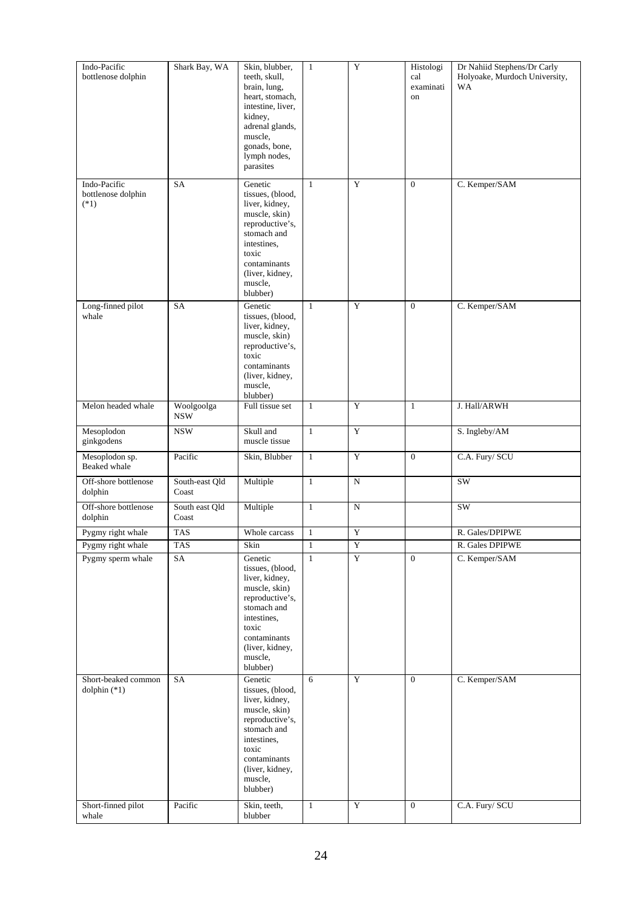| Indo-Pacific bottlenose dolphin | Shark Bay, WA | Skin, blubber, teeth, skull, brain, lung, heart, stomach, intestine, liver, kidney, adrenal glands, muscle, gonads, bone, lymph nodes, parasites | 1 | Y | Histological examination | Dr Nahiid Stephens/Dr Carly Holyoake, Murdoch University, WA |
|---|---|---|---|---|---|---|
| Indo-Pacific bottlenose dolphin (*1) | SA | Genetic tissues, (blood, liver, kidney, muscle, skin) reproductive's, stomach and intestines, toxic contaminants (liver, kidney, muscle, blubber) | 1 | Y | 0 | C. Kemper/SAM |
| Long-finned pilot whale | SA | Genetic tissues, (blood, liver, kidney, muscle, skin) reproductive's, toxic contaminants (liver, kidney, muscle, blubber) | 1 | Y | 0 | C. Kemper/SAM |
| Melon headed whale | Woolgoolga NSW | Full tissue set | 1 | Y | 1 | J. Hall/ARWH |
| Mesoplodon ginkgodens | NSW | Skull and muscle tissue | 1 | Y | | S. Ingleby/AM |
| Mesoplodon sp. Beaked whale | Pacific | Skin, Blubber | 1 | Y | 0 | C.A. Fury/ SCU |
| Off-shore bottlenose dolphin | South-east Qld Coast | Multiple | 1 | N | | SW |
| Off-shore bottlenose dolphin | South east Qld Coast | Multiple | 1 | N | | SW |
| Pygmy right whale | TAS | Whole carcass | 1 | Y | | R. Gales/DPIPWE |
| Pygmy right whale | TAS | Skin | 1 | Y | | R. Gales DPIPWE |
| Pygmy sperm whale | SA | Genetic tissues, (blood, liver, kidney, muscle, skin) reproductive's, stomach and intestines, toxic contaminants (liver, kidney, muscle, blubber) | 1 | Y | 0 | C. Kemper/SAM |
| Short-beaked common dolphin (*1) | SA | Genetic tissues, (blood, liver, kidney, muscle, skin) reproductive's, stomach and intestines, toxic contaminants (liver, kidney, muscle, blubber) | 6 | Y | 0 | C. Kemper/SAM |
| Short-finned pilot whale | Pacific | Skin, teeth, blubber | 1 | Y | 0 | C.A. Fury/ SCU |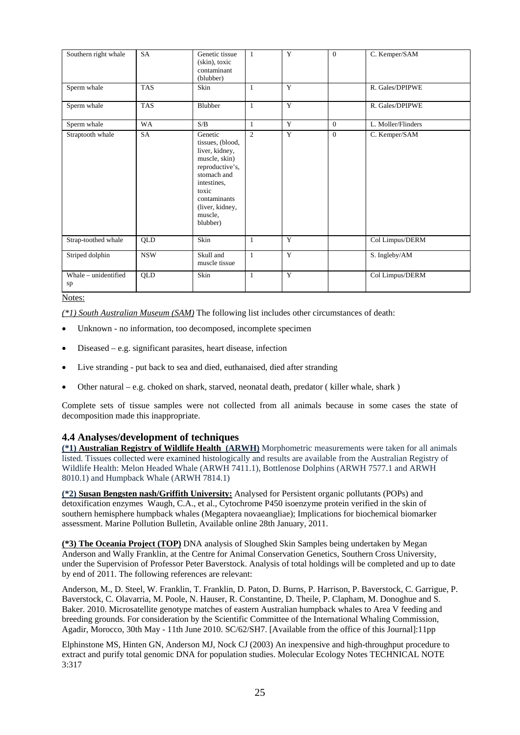| Southern right whale | SA | Genetic tissue (skin), toxic contaminant (blubber) | 1 | Y | 0 | C. Kemper/SAM |
|---|---|---|---|---|---|---|
| Sperm whale | TAS | Skin | 1 | Y | | R. Gales/DPIPWE |
| Sperm whale | TAS | Blubber | 1 | Y | | R. Gales/DPIPWE |
| Sperm whale | WA | S/B | 1 | Y | 0 | L. Moller/Flinders |
| Straptooth whale | SA | Genetic tissues, (blood, liver, kidney, muscle, skin) reproductive's, stomach and intestines, toxic contaminants (liver, kidney, muscle, blubber) | 2 | Y | 0 | C. Kemper/SAM |
| Strap-toothed whale | QLD | Skin | 1 | Y | | Col Limpus/DERM |
| Striped dolphin | NSW | Skull and muscle tissue | 1 | Y | | S. Ingleby/AM |
| Whale – unidentified sp | QLD | Skin | 1 | Y | | Col Limpus/DERM |

Notes:

*(*1) South Australian Museum (SAM)* The following list includes other circumstances of death:

- Unknown - no information, too decomposed, incomplete specimen
- Diseased – e.g. significant parasites, heart disease, infection
- Live stranding - put back to sea and died, euthanaised, died after stranding
- Other natural – e.g. choked on shark, starved, neonatal death, predator ( killer whale, shark )

Complete sets of tissue samples were not collected from all animals because in some cases the state of decomposition made this inappropriate.

## 4.4 Analyses/development of techniques

**(*1) Australian Registry of Wildlife Health (ARWH)** Morphometric measurements were taken for all animals listed. Tissues collected were examined histologically and results are available from the Australian Registry of Wildlife Health: Melon Headed Whale (ARWH 7411.1), Bottlenose Dolphins (ARWH 7577.1 and ARWH 8010.1) and Humpback Whale (ARWH 7814.1)

**(*2) Susan Bengsten nash/Griffith University:** Analysed for Persistent organic pollutants (POPs) and detoxification enzymes Waugh, C.A., et al., Cytochrome P450 isoenzyme protein verified in the skin of southern hemisphere humpback whales (Megaptera novaeangliae); Implications for biochemical biomarker assessment. Marine Pollution Bulletin, Available online 28th January, 2011.

**(*3) The Oceania Project (TOP)** DNA analysis of Sloughed Skin Samples being undertaken by Megan Anderson and Wally Franklin, at the Centre for Animal Conservation Genetics, Southern Cross University, under the Supervision of Professor Peter Baverstock. Analysis of total holdings will be completed and up to date by end of 2011. The following references are relevant:

Anderson, M., D. Steel, W. Franklin, T. Franklin, D. Paton, D. Burns, P. Harrison, P. Baverstock, C. Garrigue, P. Baverstock, C. Olavarria, M. Poole, N. Hauser, R. Constantine, D. Theile, P. Clapham, M. Donoghue and S. Baker. 2010. Microsatellite genotype matches of eastern Australian humpback whales to Area V feeding and breeding grounds. For consideration by the Scientific Committee of the International Whaling Commission, Agadir, Morocco, 30th May - 11th June 2010. SC/62/SH7. [Available from the office of this Journal]:11pp

Elphinstone MS, Hinten GN, Anderson MJ, Nock CJ (2003) An inexpensive and high-throughput procedure to extract and purify total genomic DNA for population studies. Molecular Ecology Notes TECHNICAL NOTE 3:317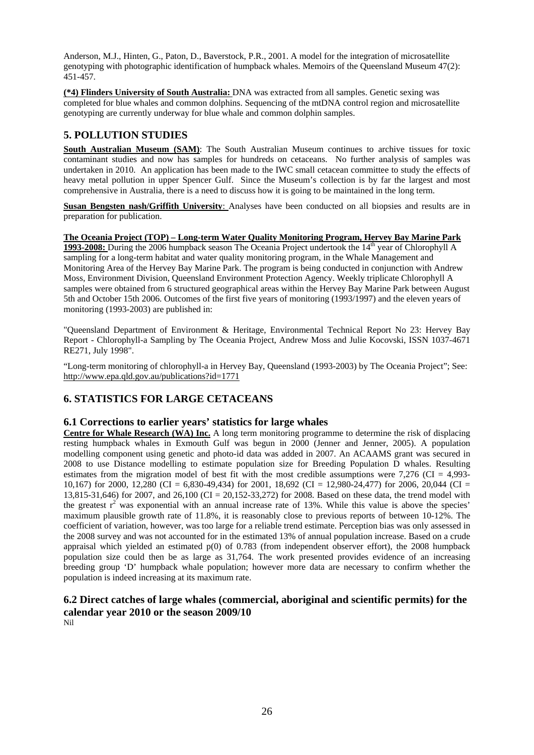Anderson, M.J., Hinten, G., Paton, D., Baverstock, P.R., 2001. A model for the integration of microsatellite genotyping with photographic identification of humpback whales. Memoirs of the Queensland Museum 47(2): 451-457.

**(*4) Flinders University of South Australia:** DNA was extracted from all samples. Genetic sexing was completed for blue whales and common dolphins. Sequencing of the mtDNA control region and microsatellite genotyping are currently underway for blue whale and common dolphin samples.

## 5. POLLUTION STUDIES

**South Australian Museum (SAM)**: The South Australian Museum continues to archive tissues for toxic contaminant studies and now has samples for hundreds on cetaceans. No further analysis of samples was undertaken in 2010. An application has been made to the IWC small cetacean committee to study the effects of heavy metal pollution in upper Spencer Gulf. Since the Museum's collection is by far the largest and most comprehensive in Australia, there is a need to discuss how it is going to be maintained in the long term.

**Susan Bengsten nash/Griffith University**: Analyses have been conducted on all biopsies and results are in preparation for publication.

**The Oceania Project (TOP) – Long-term Water Quality Monitoring Program, Hervey Bay Marine Park 1993-2008:** During the 2006 humpback season The Oceania Project undertook the 14th year of Chlorophyll A sampling for a long-term habitat and water quality monitoring program, in the Whale Management and Monitoring Area of the Hervey Bay Marine Park. The program is being conducted in conjunction with Andrew Moss, Environment Division, Queensland Environment Protection Agency. Weekly triplicate Chlorophyll A samples were obtained from 6 structured geographical areas within the Hervey Bay Marine Park between August 5th and October 15th 2006. Outcomes of the first five years of monitoring (1993/1997) and the eleven years of monitoring (1993-2003) are published in:

"Queensland Department of Environment & Heritage, Environmental Technical Report No 23: Hervey Bay Report - Chlorophyll-a Sampling by The Oceania Project, Andrew Moss and Julie Kocovski, ISSN 1037-4671 RE271, July 1998".

"Long-term monitoring of chlorophyll-a in Hervey Bay, Queensland (1993-2003) by The Oceania Project"; See: http://www.epa.qld.gov.au/publications?id=1771

## 6. STATISTICS FOR LARGE CETACEANS

### 6.1 Corrections to earlier years' statistics for large whales

**Centre for Whale Research (WA) Inc.** A long term monitoring programme to determine the risk of displacing resting humpback whales in Exmouth Gulf was begun in 2000 (Jenner and Jenner, 2005). A population modelling component using genetic and photo-id data was added in 2007. An ACAAMS grant was secured in 2008 to use Distance modelling to estimate population size for Breeding Population D whales. Resulting estimates from the migration model of best fit with the most credible assumptions were 7,276 (CI = 4,993-10,167) for 2000, 12,280 (CI = 6,830-49,434) for 2001, 18,692 (CI = 12,980-24,477) for 2006, 20,044 (CI = 13,815-31,646) for 2007, and 26,100 (CI = 20,152-33,272) for 2008. Based on these data, the trend model with the greatest $r^2$ was exponential with an annual increase rate of 13%. While this value is above the species' maximum plausible growth rate of 11.8%, it is reasonably close to previous reports of between 10-12%. The coefficient of variation, however, was too large for a reliable trend estimate. Perception bias was only assessed in the 2008 survey and was not accounted for in the estimated 13% of annual population increase. Based on a crude appraisal which yielded an estimated p(0) of 0.783 (from independent observer effort), the 2008 humpback population size could then be as large as 31,764. The work presented provides evidence of an increasing breeding group 'D' humpback whale population; however more data are necessary to confirm whether the population is indeed increasing at its maximum rate.

### 6.2 Direct catches of large whales (commercial, aboriginal and scientific permits) for the calendar year 2010 or the season 2009/10

Nil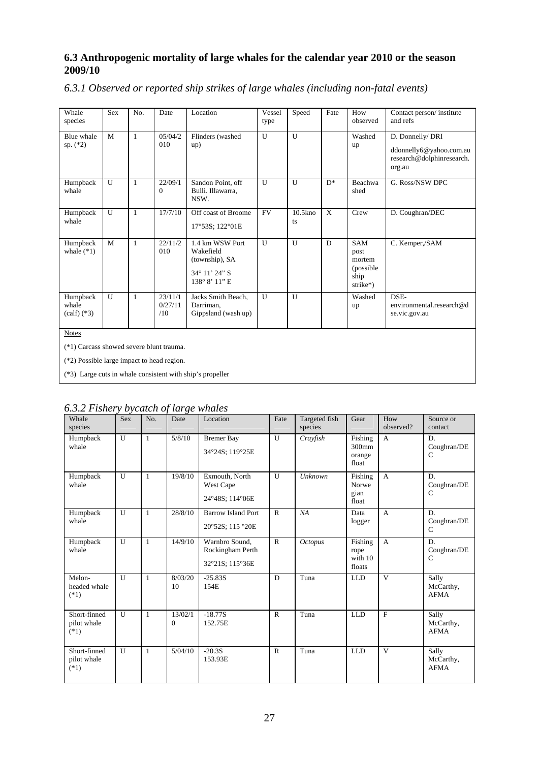## 6.3 Anthropogenic mortality of large whales for the calendar year 2010 or the season 2009/10

### *6.3.1 Observed or reported ship strikes of large whales (including non-fatal events)*

| Whale species | Sex | No. | Date | Location | Vessel type | Speed | Fate | How observed | Contact person/ institute and refs |
|---|---|---|---|---|---|---|---|---|---|
| Blue whale sp. (*2) | M | 1 | 05/04/2010 | Flinders (washed up) | U | U | | Washed up | D. Donnelly/ DRI ddonnelly6@yahoo.com.au research@dolphinresearch.org.au |
| Humpback whale | U | 1 | 22/09/10 | Sandon Point, off Bulli. Illawarra, NSW. | U | U | D* | Beachwashed | G. Ross/NSW DPC |
| Humpback whale | U | 1 | 17/7/10 | Off coast of Broome 17°53S; 122°01E | FV | 10.5knots | X | Crew | D. Coughran/DEC |
| Humpback whale (*1) | M | 1 | 22/11/2010 | 1.4 km WSW Port Wakefield (township), SA 34° 11' 24" S 138° 8' 11" E | U | U | D | SAM post mortem (possible ship strike*) | C. Kemper,/SAM |
| Humpback whale (calf) (*3) | U | 1 | 23/11/10/27/11/10 | Jacks Smith Beach, Darriman, Gippsland (wash up) | U | U | | Washed up | DSE- environmental.research@dse.vic.gov.au |

Notes

(*1) Carcass showed severe blunt trauma.

(*2) Possible large impact to head region.

(*3) Large cuts in whale consistent with ship's propeller

### *6.3.2 Fishery bycatch of large whales*

| Whale species | Sex | No. | Date | Location | Fate | Targeted fish species | Gear | How observed? | Source or contact |
|---|---|---|---|---|---|---|---|---|---|
| Humpback whale | U | 1 | 5/8/10 | Bremer Bay 34°24S; 119°25E | U | *Crayfish* | Fishing 300mm orange float | A | D. Coughran/DEC |
| Humpback whale | U | 1 | 19/8/10 | Exmouth, North West Cape 24°48S; 114°06E | U | *Unknown* | Fishing Norwegian float | A | D. Coughran/DEC |
| Humpback whale | U | 1 | 28/8/10 | Barrow Island Port 20°52S; 115 °20E | R | *NA* | Data logger | A | D. Coughran/DEC |
| Humpback whale | U | 1 | 14/9/10 | Warnbro Sound, Rockingham Perth 32°21S; 115°36E | R | *Octopus* | Fishing rope with 10 floats | A | D. Coughran/DEC |
| Melon-headed whale (*1) | U | 1 | 8/03/2010 | -25.83S 154E | D | Tuna | LLD | V | Sally McCarthy, AFMA |
| Short-finned pilot whale (*1) | U | 1 | 13/02/10 | -18.77S 152.75E | R | Tuna | LLD | F | Sally McCarthy, AFMA |
| Short-finned pilot whale (*1) | U | 1 | 5/04/10 | -20.3S 153.93E | R | Tuna | LLD | V | Sally McCarthy, AFMA |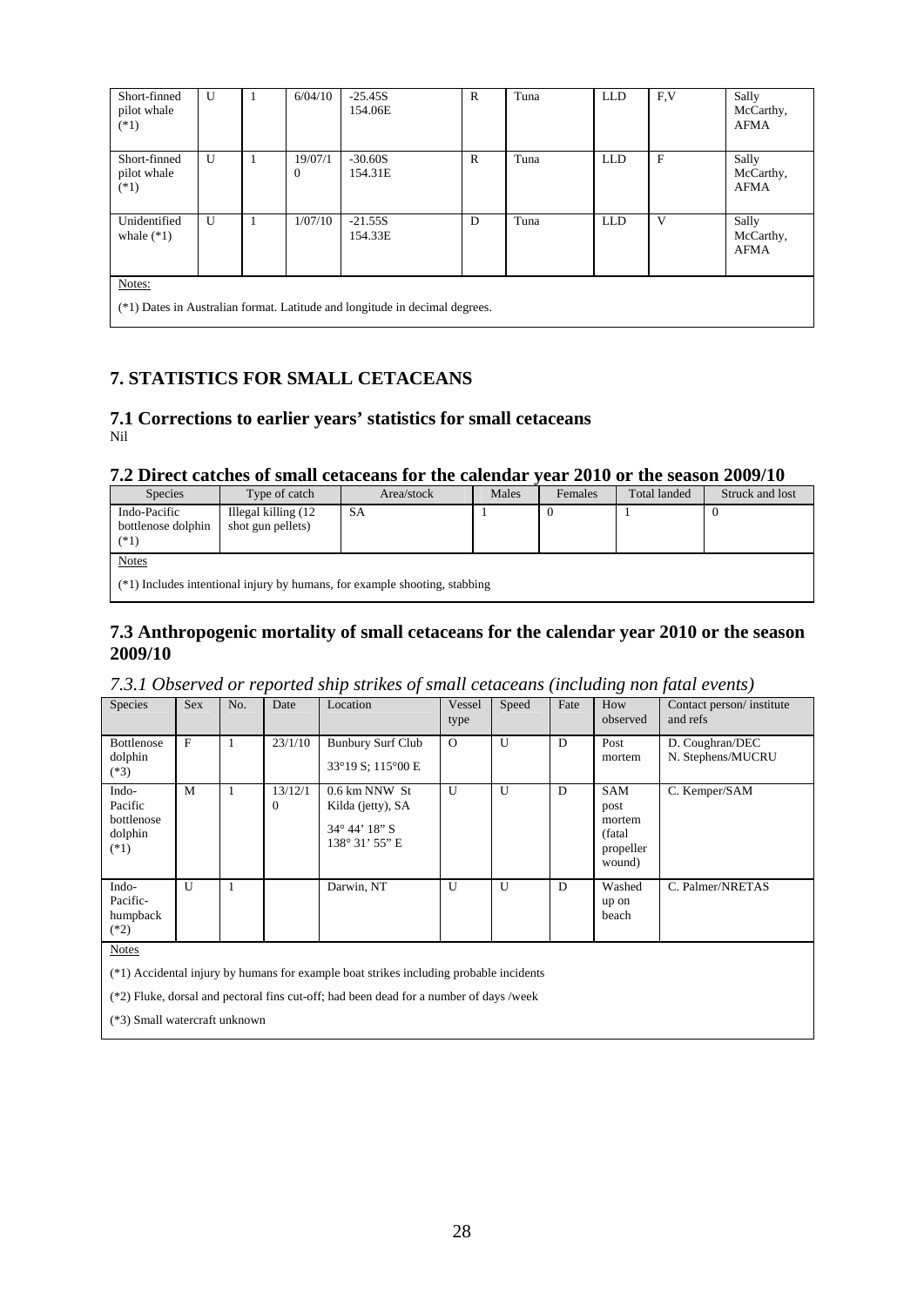| Short-finned pilot whale (*1) | U | 1 | 6/04/10 | -25.45S 154.06E | R | Tuna | LLD | F,V | Sally McCarthy, AFMA |
|---|---|---|---|---|---|---|---|---|---|
| Short-finned pilot whale (*1) | U | 1 | 19/07/10 | -30.60S 154.31E | R | Tuna | LLD | F | Sally McCarthy, AFMA |
| Unidentified whale (*1) | U | 1 | 1/07/10 | -21.55S 154.33E | D | Tuna | LLD | V | Sally McCarthy, AFMA |

Notes:

(*1) Dates in Australian format. Latitude and longitude in decimal degrees.

## 7. STATISTICS FOR SMALL CETACEANS

### 7.1 Corrections to earlier years' statistics for small cetaceans

Nil

### 7.2 Direct catches of small cetaceans for the calendar year 2010 or the season 2009/10

| Species | Type of catch | Area/stock | Males | Females | Total landed | Struck and lost |
|---|---|---|---|---|---|---|
| Indo-Pacific bottlenose dolphin (*1) | Illegal killing (12 shot gun pellets) | SA | 1 | 0 | 1 | 0 |

Notes

(*1) Includes intentional injury by humans, for example shooting, stabbing

### 7.3 Anthropogenic mortality of small cetaceans for the calendar year 2010 or the season 2009/10

*7.3.1 Observed or reported ship strikes of small cetaceans (including non fatal events)*

| Species | Sex | No. | Date | Location | Vessel type | Speed | Fate | How observed | Contact person/ institute and refs |
|---|---|---|---|---|---|---|---|---|---|
| Bottlenose dolphin (*3) | F | 1 | 23/1/10 | Bunbury Surf Club 33°19 S; 115°00 E | O | U | D | Post mortem | D. Coughran/DEC N. Stephens/MUCRU |
| Indo-Pacific bottlenose dolphin (*1) | M | 1 | 13/12/10 | 0.6 km NNW St Kilda (jetty), SA 34° 44' 18" S 138° 31' 55" E | U | U | D | SAM post mortem (fatal propeller wound) | C. Kemper/SAM |
| Indo-Pacific-humpback (*2) | U | 1 | | Darwin, NT | U | U | D | Washed up on beach | C. Palmer/NRETAS |

Notes

(*1) Accidental injury by humans for example boat strikes including probable incidents

(*2) Fluke, dorsal and pectoral fins cut-off; had been dead for a number of days /week

(*3) Small watercraft unknown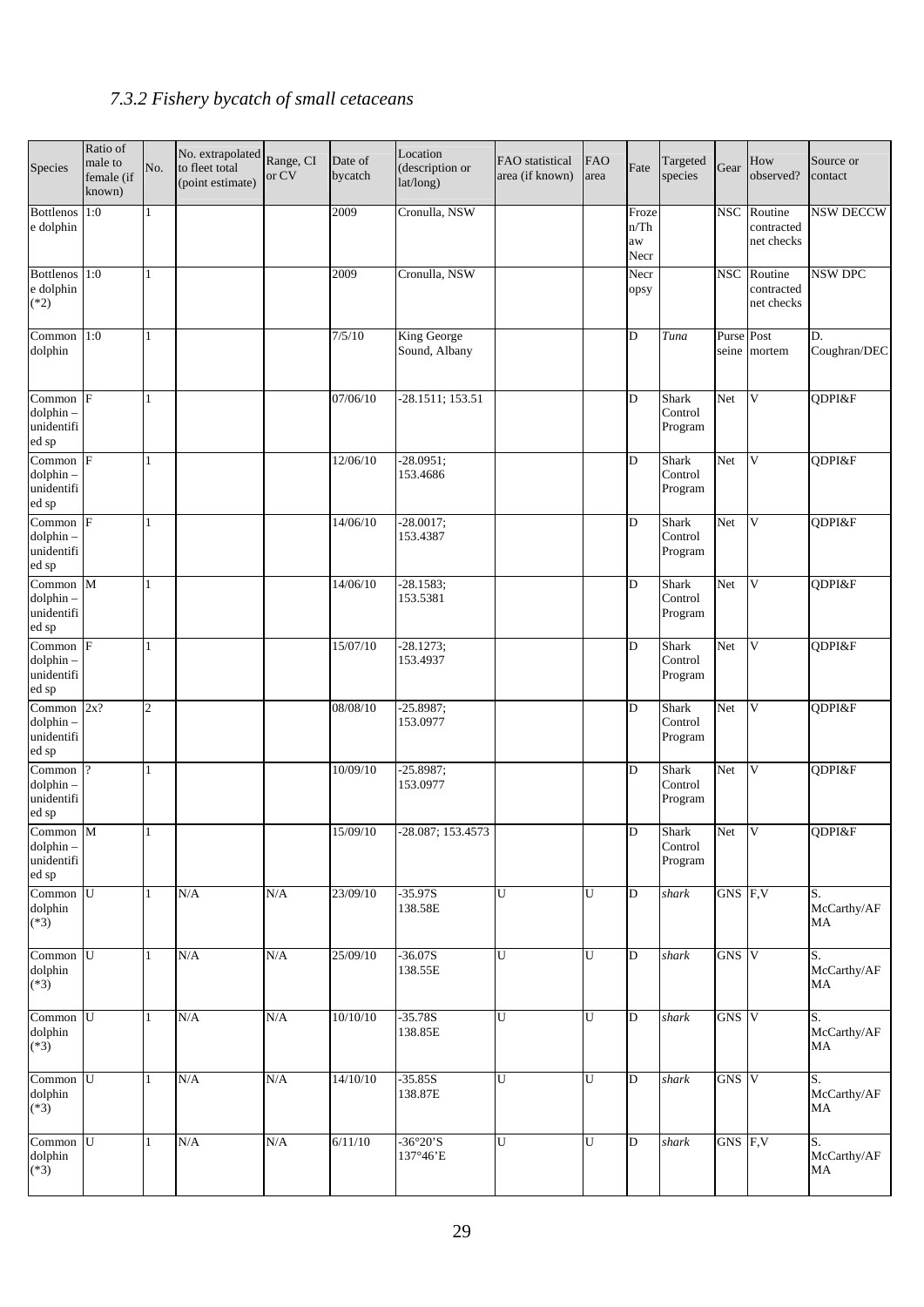### *7.3.2 Fishery bycatch of small cetaceans*

| Species | Ratio of male to female (if known) | No. | No. extrapolated to fleet total (point estimate) | Range, CI or CV | Date of bycatch | Location (description or lat/long) | FAO statistical area (if known) | FAO area | Fate | Targeted species | Gear | How observed? | Source or contact |
|---|---|---|---|---|---|---|---|---|---|---|---|---|---|
| Bottlenose dolphin | 1:0 | 1 | | | 2009 | Cronulla, NSW | | | Frozen/Thaw Necr | | NSC | Routine contracted net checks | NSW DECCW |
| Bottlenose dolphin (*2) | 1:0 | 1 | | | 2009 | Cronulla, NSW | | | Necropsy | | NSC | Routine contracted net checks | NSW DPC |
| Common dolphin | 1:0 | 1 | | | 7/5/10 | King George Sound, Albany | | | D | *Tuna* | Purse seine | Post mortem | D. Coughran/DEC |
| Common dolphin – unidentified sp | F | 1 | | | 07/06/10 | -28.1511; 153.51 | | | D | Shark Control Program | Net | V | QDPI&F |
| Common dolphin – unidentified sp | F | 1 | | | 12/06/10 | -28.0951; 153.4686 | | | D | Shark Control Program | Net | V | QDPI&F |
| Common dolphin – unidentified sp | F | 1 | | | 14/06/10 | -28.0017; 153.4387 | | | D | Shark Control Program | Net | V | QDPI&F |
| Common dolphin – unidentified sp | M | 1 | | | 14/06/10 | -28.1583; 153.5381 | | | D | Shark Control Program | Net | V | QDPI&F |
| Common dolphin – unidentified sp | F | 1 | | | 15/07/10 | -28.1273; 153.4937 | | | D | Shark Control Program | Net | V | QDPI&F |
| Common dolphin – unidentified sp | 2x? | 2 | | | 08/08/10 | -25.8987; 153.0977 | | | D | Shark Control Program | Net | V | QDPI&F |
| Common dolphin – unidentified sp | ? | 1 | | | 10/09/10 | -25.8987; 153.0977 | | | D | Shark Control Program | Net | V | QDPI&F |
| Common dolphin – unidentified sp | M | 1 | | | 15/09/10 | -28.087; 153.4573 | | | D | Shark Control Program | Net | V | QDPI&F |
| Common dolphin (*3) | U | 1 | N/A | N/A | 23/09/10 | -35.97S 138.58E | U | U | D | *shark* | GNS | F,V | S. McCarthy/AFMA |
| Common dolphin (*3) | U | 1 | N/A | N/A | 25/09/10 | -36.07S 138.55E | U | U | D | *shark* | GNS | V | S. McCarthy/AFMA |
| Common dolphin (*3) | U | 1 | N/A | N/A | 10/10/10 | -35.78S 138.85E | U | U | D | *shark* | GNS | V | S. McCarthy/AFMA |
| Common dolphin (*3) | U | 1 | N/A | N/A | 14/10/10 | -35.85S 138.87E | U | U | D | *shark* | GNS | V | S. McCarthy/AFMA |
| Common dolphin (*3) | U | 1 | N/A | N/A | 6/11/10 | -36°20'S 137°46'E | U | U | D | *shark* | GNS | F,V | S. McCarthy/AFMA |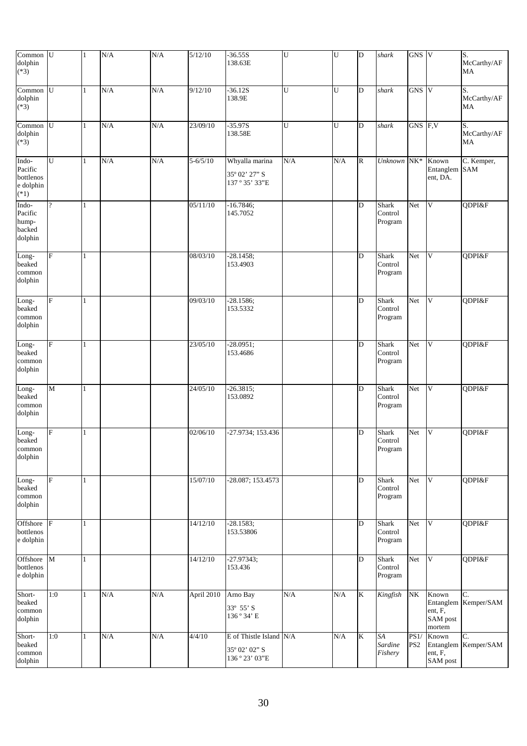| | | | | | | | | | | | | | |
|---|---|---|---|---|---|---|---|---|---|---|---|---|---|
| Common dolphin (*3) | U | 1 | N/A | N/A | 5/12/10 | -36.55S 138.63E | U | U | D | *shark* | GNS | V | S. McCarthy/AFMA |
| Common dolphin (*3) | U | 1 | N/A | N/A | 9/12/10 | -36.12S 138.9E | U | U | D | *shark* | GNS | V | S. McCarthy/AFMA |
| Common dolphin (*3) | U | 1 | N/A | N/A | 23/09/10 | -35.97S 138.58E | U | U | D | *shark* | GNS | F,V | S. McCarthy/AFMA |
| Indo-Pacific bottlenose dolphin (*1) | U | 1 | N/A | N/A | 5-6/5/10 | Whyalla marina 35º 02' 27" S 137 º 35' 33"E | N/A | N/A | R | *Unknown* | NK* | Known Entanglement, DA. | C. Kemper, SAM |
| Indo-Pacific hump-backed dolphin | ? | 1 | | | 05/11/10 | -16.7846; 145.7052 | | | D | Shark Control Program | Net | V | QDPI&F |
| Long-beaked common dolphin | F | 1 | | | 08/03/10 | -28.1458; 153.4903 | | | D | Shark Control Program | Net | V | QDPI&F |
| Long-beaked common dolphin | F | 1 | | | 09/03/10 | -28.1586; 153.5332 | | | D | Shark Control Program | Net | V | QDPI&F |
| Long-beaked common dolphin | F | 1 | | | 23/05/10 | -28.0951; 153.4686 | | | D | Shark Control Program | Net | V | QDPI&F |
| Long-beaked common dolphin | M | 1 | | | 24/05/10 | -26.3815; 153.0892 | | | D | Shark Control Program | Net | V | QDPI&F |
| Long-beaked common dolphin | F | 1 | | | 02/06/10 | -27.9734; 153.436 | | | D | Shark Control Program | Net | V | QDPI&F |
| Long-beaked common dolphin | F | 1 | | | 15/07/10 | -28.087; 153.4573 | | | D | Shark Control Program | Net | V | QDPI&F |
| Offshore bottlenose dolphin | F | 1 | | | 14/12/10 | -28.1583; 153.53806 | | | D | Shark Control Program | Net | V | QDPI&F |
| Offshore bottlenose dolphin | M | 1 | | | 14/12/10 | -27.97343; 153.436 | | | D | Shark Control Program | Net | V | QDPI&F |
| Short-beaked common dolphin | 1:0 | 1 | N/A | N/A | April 2010 | Arno Bay 33º 55' S 136 º 34' E | N/A | N/A | K | *Kingfish* | NK | Known Entanglement, F, SAM post mortem | C. Kemper/SAM |
| Short-beaked common dolphin | 1:0 | 1 | N/A | N/A | 4/4/10 | E of Thistle Island 35º 02' 02" S 136 º 23' 03"E | N/A | N/A | K | *SA Sardine Fishery* | PS1/PS2 | Known Entanglement, F, SAM post | C. Kemper/SAM |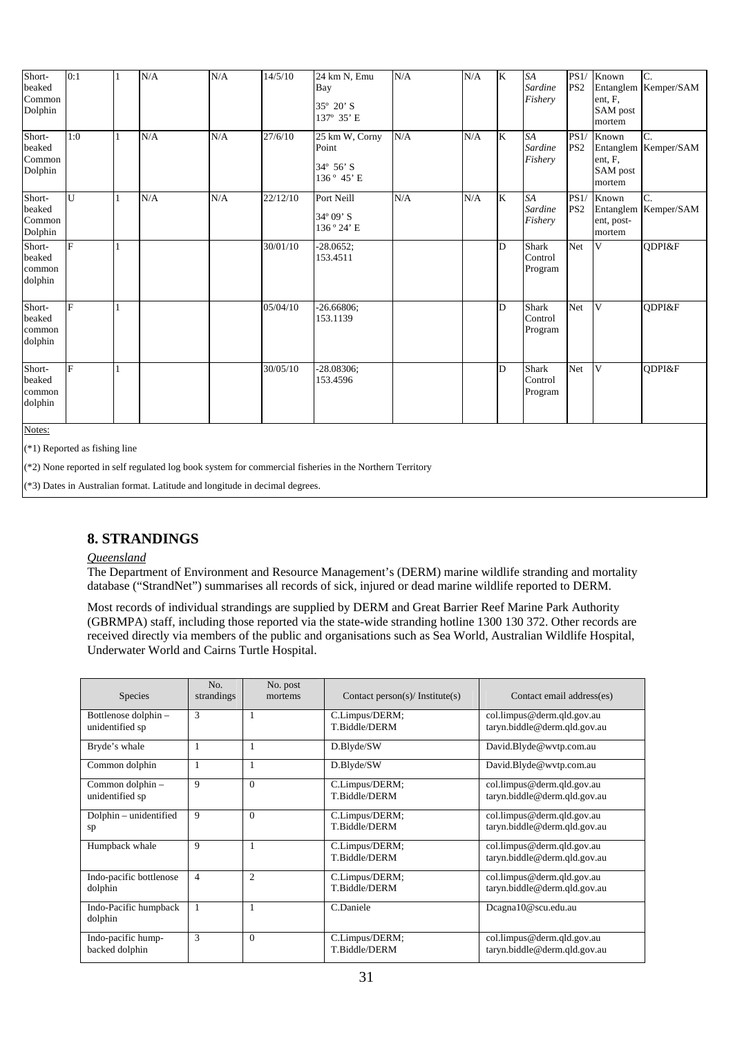| | | | | | | | | | | | | | |
|---|---|---|---|---|---|---|---|---|---|---|---|---|---|
| Short-beaked Common Dolphin | 0:1 | 1 | N/A | N/A | 14/5/10 | 24 km N, Emu Bay<br>35º 20' S<br>137º 35' E | N/A | N/A | K | *SA Sardine Fishery* | PS1/ PS2 | Known Entanglement, F, SAM post mortem | C. Kemper/SAM |
| Short-beaked Common Dolphin | 1:0 | 1 | N/A | N/A | 27/6/10 | 25 km W, Corny Point<br>34º 56' S<br>136 º 45' E | N/A | N/A | K | *SA Sardine Fishery* | PS1/ PS2 | Known Entanglement, F, SAM post mortem | C. Kemper/SAM |
| Short-beaked Common Dolphin | U | 1 | N/A | N/A | 22/12/10 | Port Neill<br>34º 09' S<br>136 º 24' E | N/A | N/A | K | *SA Sardine Fishery* | PS1/ PS2 | Known Entanglement, post-mortem | C. Kemper/SAM |
| Short-beaked common dolphin | F | 1 | | | 30/01/10 | -28.0652; 153.4511 | | | D | Shark Control Program | Net | V | QDPI&F |
| Short-beaked common dolphin | F | 1 | | | 05/04/10 | -26.66806; 153.1139 | | | D | Shark Control Program | Net | V | QDPI&F |
| Short-beaked common dolphin | F | 1 | | | 30/05/10 | -28.08306; 153.4596 | | | D | Shark Control Program | Net | V | QDPI&F |

Notes:

(*1) Reported as fishing line

(*2) None reported in self regulated log book system for commercial fisheries in the Northern Territory

(*3) Dates in Australian format. Latitude and longitude in decimal degrees.

## 8. STRANDINGS

*Queensland*

The Department of Environment and Resource Management's (DERM) marine wildlife stranding and mortality database ("StrandNet") summarises all records of sick, injured or dead marine wildlife reported to DERM.

Most records of individual strandings are supplied by DERM and Great Barrier Reef Marine Park Authority (GBRMPA) staff, including those reported via the state-wide stranding hotline 1300 130 372. Other records are received directly via members of the public and organisations such as Sea World, Australian Wildlife Hospital, Underwater World and Cairns Turtle Hospital.

| Species | No. strandings | No. post mortems | Contact person(s)/ Institute(s) | Contact email address(es) |
|---|---|---|---|---|
| Bottlenose dolphin – unidentified sp | 3 | 1 | C.Limpus/DERM; T.Biddle/DERM | col.limpus@derm.qld.gov.au taryn.biddle@derm.qld.gov.au |
| Bryde's whale | 1 | 1 | D.Blyde/SW | David.Blyde@wvtp.com.au |
| Common dolphin | 1 | 1 | D.Blyde/SW | David.Blyde@wvtp.com.au |
| Common dolphin – unidentified sp | 9 | 0 | C.Limpus/DERM; T.Biddle/DERM | col.limpus@derm.qld.gov.au taryn.biddle@derm.qld.gov.au |
| Dolphin – unidentified sp | 9 | 0 | C.Limpus/DERM; T.Biddle/DERM | col.limpus@derm.qld.gov.au taryn.biddle@derm.qld.gov.au |
| Humpback whale | 9 | 1 | C.Limpus/DERM; T.Biddle/DERM | col.limpus@derm.qld.gov.au taryn.biddle@derm.qld.gov.au |
| Indo-pacific bottlenose dolphin | 4 | 2 | C.Limpus/DERM; T.Biddle/DERM | col.limpus@derm.qld.gov.au taryn.biddle@derm.qld.gov.au |
| Indo-Pacific humpback dolphin | 1 | 1 | C.Daniele | Dcagna10@scu.edu.au |
| Indo-pacific hump-backed dolphin | 3 | 0 | C.Limpus/DERM; T.Biddle/DERM | col.limpus@derm.qld.gov.au taryn.biddle@derm.qld.gov.au |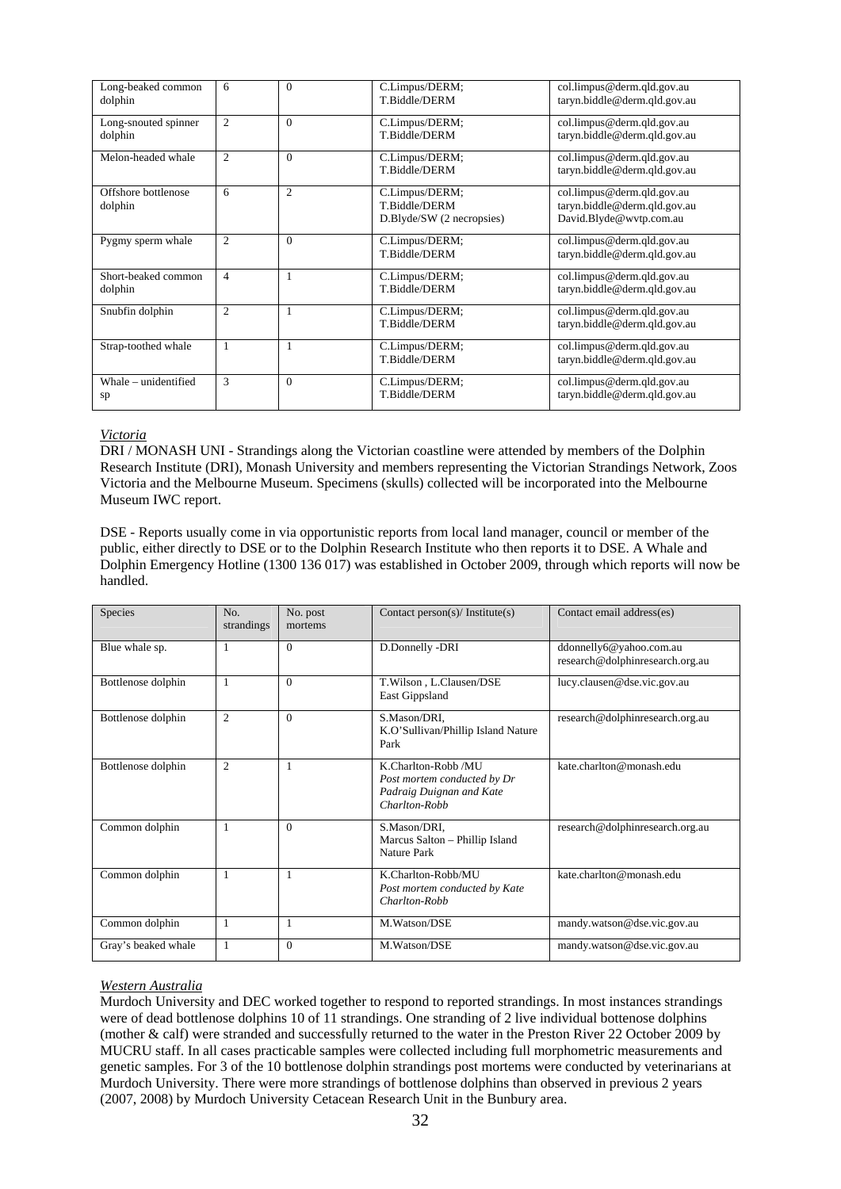| Long-beaked common dolphin | 6 | 0 | C.Limpus/DERM; T.Biddle/DERM | col.limpus@derm.qld.gov.au taryn.biddle@derm.qld.gov.au |
|---|---|---|---|---|
| Long-snouted spinner dolphin | 2 | 0 | C.Limpus/DERM; T.Biddle/DERM | col.limpus@derm.qld.gov.au taryn.biddle@derm.qld.gov.au |
| Melon-headed whale | 2 | 0 | C.Limpus/DERM; T.Biddle/DERM | col.limpus@derm.qld.gov.au taryn.biddle@derm.qld.gov.au |
| Offshore bottlenose dolphin | 6 | 2 | C.Limpus/DERM; T.Biddle/DERM D.Blyde/SW (2 necropsies) | col.limpus@derm.qld.gov.au taryn.biddle@derm.qld.gov.au David.Blyde@wvtp.com.au |
| Pygmy sperm whale | 2 | 0 | C.Limpus/DERM; T.Biddle/DERM | col.limpus@derm.qld.gov.au taryn.biddle@derm.qld.gov.au |
| Short-beaked common dolphin | 4 | 1 | C.Limpus/DERM; T.Biddle/DERM | col.limpus@derm.qld.gov.au taryn.biddle@derm.qld.gov.au |
| Snubfin dolphin | 2 | 1 | C.Limpus/DERM; T.Biddle/DERM | col.limpus@derm.qld.gov.au taryn.biddle@derm.qld.gov.au |
| Strap-toothed whale | 1 | 1 | C.Limpus/DERM; T.Biddle/DERM | col.limpus@derm.qld.gov.au taryn.biddle@derm.qld.gov.au |
| Whale – unidentified sp | 3 | 0 | C.Limpus/DERM; T.Biddle/DERM | col.limpus@derm.qld.gov.au taryn.biddle@derm.qld.gov.au |

*Victoria*

DRI / MONASH UNI - Strandings along the Victorian coastline were attended by members of the Dolphin Research Institute (DRI), Monash University and members representing the Victorian Strandings Network, Zoos Victoria and the Melbourne Museum. Specimens (skulls) collected will be incorporated into the Melbourne Museum IWC report.

DSE - Reports usually come in via opportunistic reports from local land manager, council or member of the public, either directly to DSE or to the Dolphin Research Institute who then reports it to DSE. A Whale and Dolphin Emergency Hotline (1300 136 017) was established in October 2009, through which reports will now be handled.

| Species | No. strandings | No. post mortems | Contact person(s)/ Institute(s) | Contact email address(es) |
|---|---|---|---|---|
| Blue whale sp. | 1 | 0 | D.Donnelly -DRI | ddonnelly6@yahoo.com.au research@dolphinresearch.org.au |
| Bottlenose dolphin | 1 | 0 | T.Wilson , L.Clausen/DSE East Gippsland | lucy.clausen@dse.vic.gov.au |
| Bottlenose dolphin | 2 | 0 | S.Mason/DRI, K.O'Sullivan/Phillip Island Nature Park | research@dolphinresearch.org.au |
| Bottlenose dolphin | 2 | 1 | K.Charlton-Robb /MU *Post mortem conducted by Dr Padraig Duignan and Kate Charlton-Robb* | kate.charlton@monash.edu |
| Common dolphin | 1 | 0 | S.Mason/DRI, Marcus Salton – Phillip Island Nature Park | research@dolphinresearch.org.au |
| Common dolphin | 1 | 1 | K.Charlton-Robb/MU *Post mortem conducted by Kate Charlton-Robb* | kate.charlton@monash.edu |
| Common dolphin | 1 | 1 | M.Watson/DSE | mandy.watson@dse.vic.gov.au |
| Gray's beaked whale | 1 | 0 | M.Watson/DSE | mandy.watson@dse.vic.gov.au |

*Western Australia*

Murdoch University and DEC worked together to respond to reported strandings. In most instances strandings were of dead bottlenose dolphins 10 of 11 strandings. One stranding of 2 live individual bottenose dolphins (mother & calf) were stranded and successfully returned to the water in the Preston River 22 October 2009 by MUCRU staff. In all cases practicable samples were collected including full morphometric measurements and genetic samples. For 3 of the 10 bottlenose dolphin strandings post mortems were conducted by veterinarians at Murdoch University. There were more strandings of bottlenose dolphins than observed in previous 2 years (2007, 2008) by Murdoch University Cetacean Research Unit in the Bunbury area.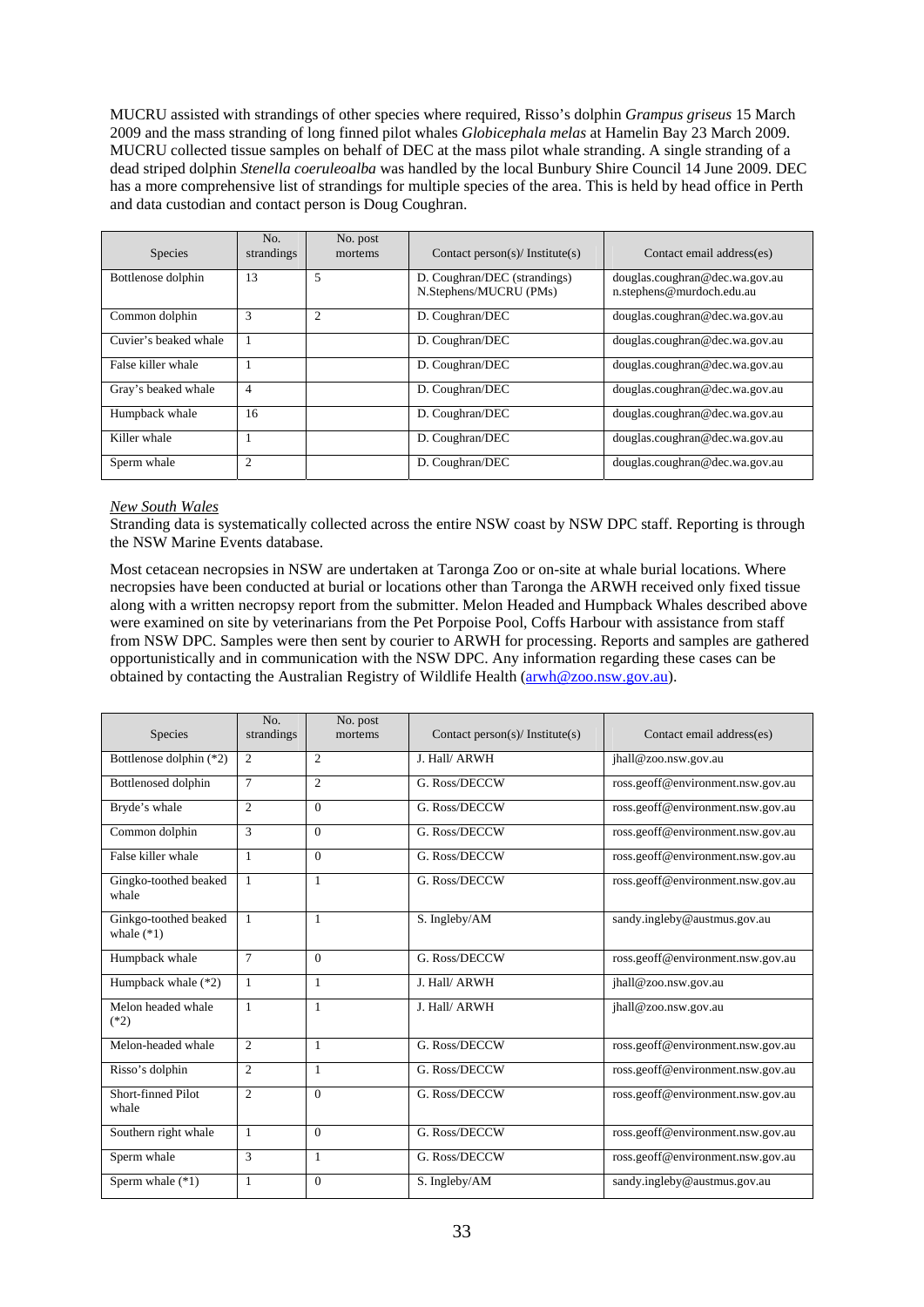MUCRU assisted with strandings of other species where required, Risso's dolphin *Grampus griseus* 15 March 2009 and the mass stranding of long finned pilot whales *Globicephala melas* at Hamelin Bay 23 March 2009. MUCRU collected tissue samples on behalf of DEC at the mass pilot whale stranding. A single stranding of a dead striped dolphin *Stenella coeruleoalba* was handled by the local Bunbury Shire Council 14 June 2009. DEC has a more comprehensive list of strandings for multiple species of the area. This is held by head office in Perth and data custodian and contact person is Doug Coughran.

| Species | No. strandings | No. post mortems | Contact person(s)/ Institute(s) | Contact email address(es) |
|---|---|---|---|---|
| Bottlenose dolphin | 13 | 5 | D. Coughran/DEC (strandings) N.Stephens/MUCRU (PMs) | douglas.coughran@dec.wa.gov.au n.stephens@murdoch.edu.au |
| Common dolphin | 3 | 2 | D. Coughran/DEC | douglas.coughran@dec.wa.gov.au |
| Cuvier's beaked whale | 1 | | D. Coughran/DEC | douglas.coughran@dec.wa.gov.au |
| False killer whale | 1 | | D. Coughran/DEC | douglas.coughran@dec.wa.gov.au |
| Gray's beaked whale | 4 | | D. Coughran/DEC | douglas.coughran@dec.wa.gov.au |
| Humpback whale | 16 | | D. Coughran/DEC | douglas.coughran@dec.wa.gov.au |
| Killer whale | 1 | | D. Coughran/DEC | douglas.coughran@dec.wa.gov.au |
| Sperm whale | 2 | | D. Coughran/DEC | douglas.coughran@dec.wa.gov.au |

*New South Wales*

Stranding data is systematically collected across the entire NSW coast by NSW DPC staff. Reporting is through the NSW Marine Events database.

Most cetacean necropsies in NSW are undertaken at Taronga Zoo or on-site at whale burial locations. Where necropsies have been conducted at burial or locations other than Taronga the ARWH received only fixed tissue along with a written necropsy report from the submitter. Melon Headed and Humpback Whales described above were examined on site by veterinarians from the Pet Porpoise Pool, Coffs Harbour with assistance from staff from NSW DPC. Samples were then sent by courier to ARWH for processing. Reports and samples are gathered opportunistically and in communication with the NSW DPC. Any information regarding these cases can be obtained by contacting the Australian Registry of Wildlife Health (arwh@zoo.nsw.gov.au).

| Species | No. strandings | No. post mortems | Contact person(s)/ Institute(s) | Contact email address(es) |
|---|---|---|---|---|
| Bottlenose dolphin (*2) | 2 | 2 | J. Hall/ ARWH | jhall@zoo.nsw.gov.au |
| Bottlenosed dolphin | 7 | 2 | G. Ross/DECCW | ross.geoff@environment.nsw.gov.au |
| Bryde's whale | 2 | 0 | G. Ross/DECCW | ross.geoff@environment.nsw.gov.au |
| Common dolphin | 3 | 0 | G. Ross/DECCW | ross.geoff@environment.nsw.gov.au |
| False killer whale | 1 | 0 | G. Ross/DECCW | ross.geoff@environment.nsw.gov.au |
| Gingko-toothed beaked whale | 1 | 1 | G. Ross/DECCW | ross.geoff@environment.nsw.gov.au |
| Ginkgo-toothed beaked whale (*1) | 1 | 1 | S. Ingleby/AM | sandy.ingleby@austmus.gov.au |
| Humpback whale | 7 | 0 | G. Ross/DECCW | ross.geoff@environment.nsw.gov.au |
| Humpback whale (*2) | 1 | 1 | J. Hall/ ARWH | jhall@zoo.nsw.gov.au |
| Melon headed whale (*2) | 1 | 1 | J. Hall/ ARWH | jhall@zoo.nsw.gov.au |
| Melon-headed whale | 2 | 1 | G. Ross/DECCW | ross.geoff@environment.nsw.gov.au |
| Risso's dolphin | 2 | 1 | G. Ross/DECCW | ross.geoff@environment.nsw.gov.au |
| Short-finned Pilot whale | 2 | 0 | G. Ross/DECCW | ross.geoff@environment.nsw.gov.au |
| Southern right whale | 1 | 0 | G. Ross/DECCW | ross.geoff@environment.nsw.gov.au |
| Sperm whale | 3 | 1 | G. Ross/DECCW | ross.geoff@environment.nsw.gov.au |
| Sperm whale (*1) | 1 | 0 | S. Ingleby/AM | sandy.ingleby@austmus.gov.au |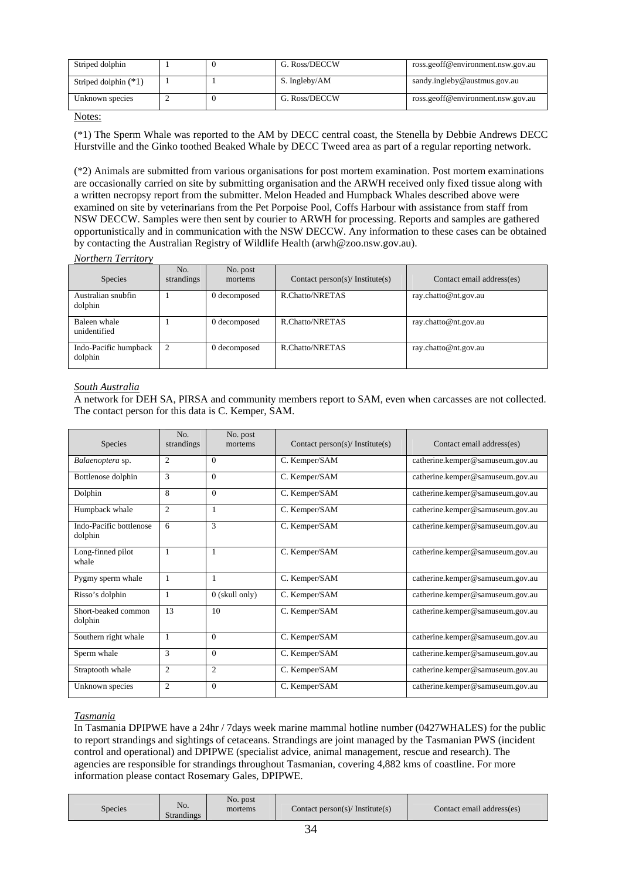| Striped dolphin | 1 | 0 | G. Ross/DECCW | ross.geoff@environment.nsw.gov.au |
|---|---|---|---|---|
| Striped dolphin (*1) | 1 | 1 | S. Ingleby/AM | sandy.ingleby@austmus.gov.au |
| Unknown species | 2 | 0 | G. Ross/DECCW | ross.geoff@environment.nsw.gov.au |

Notes:

(*1) The Sperm Whale was reported to the AM by DECC central coast, the Stenella by Debbie Andrews DECC Hurstville and the Ginko toothed Beaked Whale by DECC Tweed area as part of a regular reporting network.

(*2) Animals are submitted from various organisations for post mortem examination. Post mortem examinations are occasionally carried on site by submitting organisation and the ARWH received only fixed tissue along with a written necropsy report from the submitter. Melon Headed and Humpback Whales described above were examined on site by veterinarians from the Pet Porpoise Pool, Coffs Harbour with assistance from staff from NSW DECCW. Samples were then sent by courier to ARWH for processing. Reports and samples are gathered opportunistically and in communication with the NSW DECCW. Any information to these cases can be obtained by contacting the Australian Registry of Wildlife Health (arwh@zoo.nsw.gov.au).

*Northern Territory*

| Species | No. strandings | No. post mortems | Contact person(s)/ Institute(s) | Contact email address(es) |
|---|---|---|---|---|
| Australian snubfin dolphin | 1 | 0 decomposed | R.Chatto/NRETAS | ray.chatto@nt.gov.au |
| Baleen whale unidentified | 1 | 0 decomposed | R.Chatto/NRETAS | ray.chatto@nt.gov.au |
| Indo-Pacific humpback dolphin | 2 | 0 decomposed | R.Chatto/NRETAS | ray.chatto@nt.gov.au |

*South Australia*

A network for DEH SA, PIRSA and community members report to SAM, even when carcasses are not collected. The contact person for this data is C. Kemper, SAM.

| Species | No. strandings | No. post mortems | Contact person(s)/ Institute(s) | Contact email address(es) |
|---|---|---|---|---|
| *Balaenoptera* sp. | 2 | 0 | C. Kemper/SAM | catherine.kemper@samuseum.gov.au |
| Bottlenose dolphin | 3 | 0 | C. Kemper/SAM | catherine.kemper@samuseum.gov.au |
| Dolphin | 8 | 0 | C. Kemper/SAM | catherine.kemper@samuseum.gov.au |
| Humpback whale | 2 | 1 | C. Kemper/SAM | catherine.kemper@samuseum.gov.au |
| Indo-Pacific bottlenose dolphin | 6 | 3 | C. Kemper/SAM | catherine.kemper@samuseum.gov.au |
| Long-finned pilot whale | 1 | 1 | C. Kemper/SAM | catherine.kemper@samuseum.gov.au |
| Pygmy sperm whale | 1 | 1 | C. Kemper/SAM | catherine.kemper@samuseum.gov.au |
| Risso's dolphin | 1 | 0 (skull only) | C. Kemper/SAM | catherine.kemper@samuseum.gov.au |
| Short-beaked common dolphin | 13 | 10 | C. Kemper/SAM | catherine.kemper@samuseum.gov.au |
| Southern right whale | 1 | 0 | C. Kemper/SAM | catherine.kemper@samuseum.gov.au |
| Sperm whale | 3 | 0 | C. Kemper/SAM | catherine.kemper@samuseum.gov.au |
| Straptooth whale | 2 | 2 | C. Kemper/SAM | catherine.kemper@samuseum.gov.au |
| Unknown species | 2 | 0 | C. Kemper/SAM | catherine.kemper@samuseum.gov.au |

*Tasmania*

In Tasmania DPIPWE have a 24hr / 7days week marine mammal hotline number (0427WHALES) for the public to report strandings and sightings of cetaceans. Strandings are joint managed by the Tasmanian PWS (incident control and operational) and DPIPWE (specialist advice, animal management, rescue and research). The agencies are responsible for strandings throughout Tasmanian, covering 4,882 kms of coastline. For more information please contact Rosemary Gales, DPIPWE.

| Species | No. Strandings | No. post mortems | Contact person(s)/ Institute(s) | Contact email address(es) |
|---|---|---|---|---|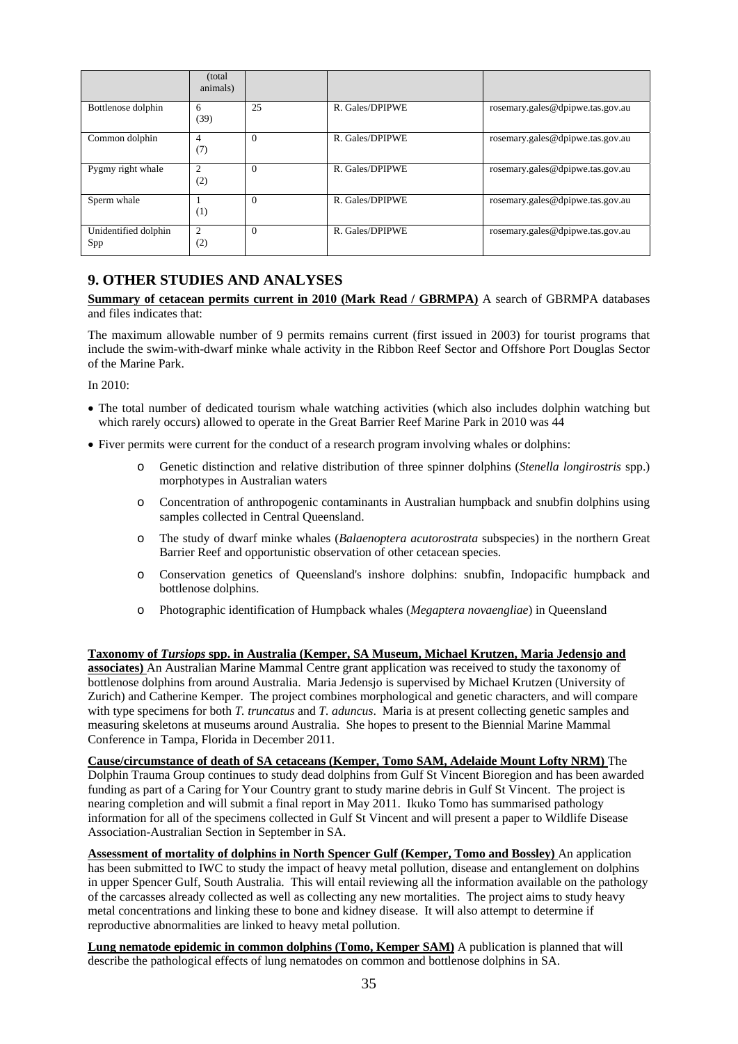| | (total animals) | | | |
|---|---|---|---|---|
| Bottlenose dolphin | 6 (39) | 25 | R. Gales/DPIPWE | rosemary.gales@dpipwe.tas.gov.au |
| Common dolphin | 4 (7) | 0 | R. Gales/DPIPWE | rosemary.gales@dpipwe.tas.gov.au |
| Pygmy right whale | 2 (2) | 0 | R. Gales/DPIPWE | rosemary.gales@dpipwe.tas.gov.au |
| Sperm whale | 1 (1) | 0 | R. Gales/DPIPWE | rosemary.gales@dpipwe.tas.gov.au |
| Unidentified dolphin Spp | 2 (2) | 0 | R. Gales/DPIPWE | rosemary.gales@dpipwe.tas.gov.au |

## 9. OTHER STUDIES AND ANALYSES

**Summary of cetacean permits current in 2010 (Mark Read / GBRMPA)** A search of GBRMPA databases and files indicates that:

The maximum allowable number of 9 permits remains current (first issued in 2003) for tourist programs that include the swim-with-dwarf minke whale activity in the Ribbon Reef Sector and Offshore Port Douglas Sector of the Marine Park.

In 2010:

- The total number of dedicated tourism whale watching activities (which also includes dolphin watching but which rarely occurs) allowed to operate in the Great Barrier Reef Marine Park in 2010 was 44
- Fiver permits were current for the conduct of a research program involving whales or dolphins:
  - Genetic distinction and relative distribution of three spinner dolphins (*Stenella longirostris* spp.) morphotypes in Australian waters
  - Concentration of anthropogenic contaminants in Australian humpback and snubfin dolphins using samples collected in Central Queensland.
  - The study of dwarf minke whales (*Balaenoptera acutorostrata* subspecies) in the northern Great Barrier Reef and opportunistic observation of other cetacean species.
  - Conservation genetics of Queensland's inshore dolphins: snubfin, Indopacific humpback and bottlenose dolphins.
  - Photographic identification of Humpback whales (*Megaptera novaengliae*) in Queensland

**Taxonomy of *Tursiops* spp. in Australia (Kemper, SA Museum, Michael Krutzen, Maria Jedensjo and associates)** An Australian Marine Mammal Centre grant application was received to study the taxonomy of bottlenose dolphins from around Australia. Maria Jedensjo is supervised by Michael Krutzen (University of Zurich) and Catherine Kemper. The project combines morphological and genetic characters, and will compare with type specimens for both *T. truncatus* and *T. aduncus*. Maria is at present collecting genetic samples and measuring skeletons at museums around Australia. She hopes to present to the Biennial Marine Mammal Conference in Tampa, Florida in December 2011.

**Cause/circumstance of death of SA cetaceans (Kemper, Tomo SAM, Adelaide Mount Lofty NRM)** The Dolphin Trauma Group continues to study dead dolphins from Gulf St Vincent Bioregion and has been awarded funding as part of a Caring for Your Country grant to study marine debris in Gulf St Vincent. The project is nearing completion and will submit a final report in May 2011. Ikuko Tomo has summarised pathology information for all of the specimens collected in Gulf St Vincent and will present a paper to Wildlife Disease Association-Australian Section in September in SA.

**Assessment of mortality of dolphins in North Spencer Gulf (Kemper, Tomo and Bossley)** An application has been submitted to IWC to study the impact of heavy metal pollution, disease and entanglement on dolphins in upper Spencer Gulf, South Australia. This will entail reviewing all the information available on the pathology of the carcasses already collected as well as collecting any new mortalities. The project aims to study heavy metal concentrations and linking these to bone and kidney disease. It will also attempt to determine if reproductive abnormalities are linked to heavy metal pollution.

**Lung nematode epidemic in common dolphins (Tomo, Kemper SAM)** A publication is planned that will describe the pathological effects of lung nematodes on common and bottlenose dolphins in SA.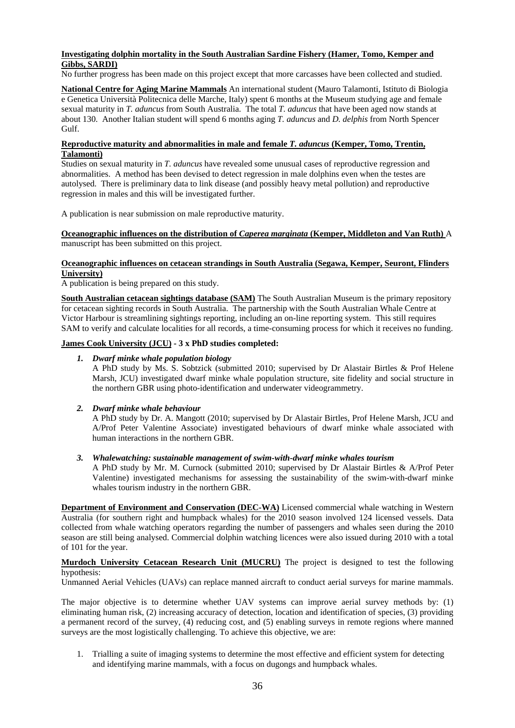**Investigating dolphin mortality in the South Australian Sardine Fishery (Hamer, Tomo, Kemper and Gibbs, SARDI)**
No further progress has been made on this project except that more carcasses have been collected and studied.

**National Centre for Aging Marine Mammals** An international student (Mauro Talamonti, Istituto di Biologia e Genetica Università Politecnica delle Marche, Italy) spent 6 months at the Museum studying age and female sexual maturity in *T. aduncus* from South Australia. The total *T. aduncus* that have been aged now stands at about 130. Another Italian student will spend 6 months aging *T. aduncus* and *D. delphis* from North Spencer Gulf.

**Reproductive maturity and abnormalities in male and female *T. aduncus* (Kemper, Tomo, Trentin, Talamonti)**
Studies on sexual maturity in *T. aduncus* have revealed some unusual cases of reproductive regression and abnormalities. A method has been devised to detect regression in male dolphins even when the testes are autolysed. There is preliminary data to link disease (and possibly heavy metal pollution) and reproductive regression in males and this will be investigated further.

A publication is near submission on male reproductive maturity.

**Oceanographic influences on the distribution of *Caperea marginata* (Kemper, Middleton and Van Ruth)** A manuscript has been submitted on this project.

**Oceanographic influences on cetacean strandings in South Australia (Segawa, Kemper, Seuront, Flinders University)**
A publication is being prepared on this study.

**South Australian cetacean sightings database (SAM)** The South Australian Museum is the primary repository for cetacean sighting records in South Australia. The partnership with the South Australian Whale Centre at Victor Harbour is streamlining sightings reporting, including an on-line reporting system. This still requires SAM to verify and calculate localities for all records, a time-consuming process for which it receives no funding.

**James Cook University (JCU) - 3 x PhD studies completed:**

1. ***Dwarf minke whale population biology***
   A PhD study by Ms. S. Sobtzick (submitted 2010; supervised by Dr Alastair Birtles & Prof Helene Marsh, JCU) investigated dwarf minke whale population structure, site fidelity and social structure in the northern GBR using photo-identification and underwater videogrammetry.

2. ***Dwarf minke whale behaviour***
   A PhD study by Dr. A. Mangott (2010; supervised by Dr Alastair Birtles, Prof Helene Marsh, JCU and A/Prof Peter Valentine Associate) investigated behaviours of dwarf minke whale associated with human interactions in the northern GBR.

3. ***Whalewatching: sustainable management of swim-with-dwarf minke whales tourism***
   A PhD study by Mr. M. Curnock (submitted 2010; supervised by Dr Alastair Birtles & A/Prof Peter Valentine) investigated mechanisms for assessing the sustainability of the swim-with-dwarf minke whales tourism industry in the northern GBR.

**Department of Environment and Conservation (DEC-WA)** Licensed commercial whale watching in Western Australia (for southern right and humpback whales) for the 2010 season involved 124 licensed vessels. Data collected from whale watching operators regarding the number of passengers and whales seen during the 2010 season are still being analysed. Commercial dolphin watching licences were also issued during 2010 with a total of 101 for the year.

**Murdoch University Cetacean Research Unit (MUCRU)** The project is designed to test the following hypothesis:
Unmanned Aerial Vehicles (UAVs) can replace manned aircraft to conduct aerial surveys for marine mammals.

The major objective is to determine whether UAV systems can improve aerial survey methods by: (1) eliminating human risk, (2) increasing accuracy of detection, location and identification of species, (3) providing a permanent record of the survey, (4) reducing cost, and (5) enabling surveys in remote regions where manned surveys are the most logistically challenging. To achieve this objective, we are:

1. Trialling a suite of imaging systems to determine the most effective and efficient system for detecting and identifying marine mammals, with a focus on dugongs and humpback whales.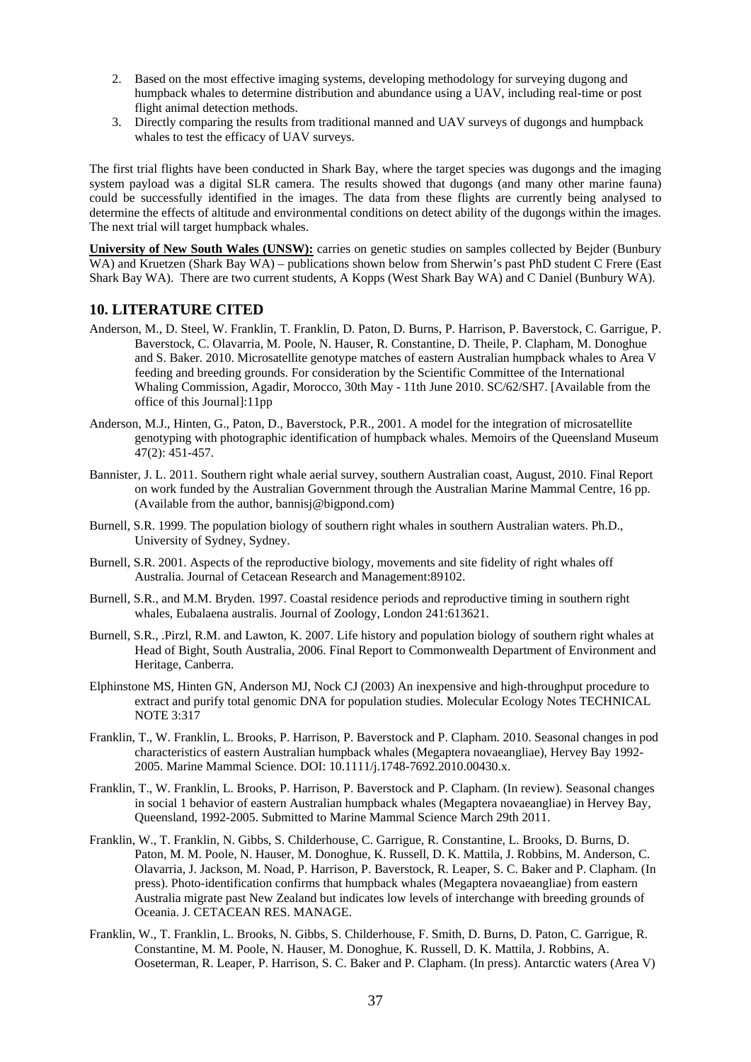2. Based on the most effective imaging systems, developing methodology for surveying dugong and humpback whales to determine distribution and abundance using a UAV, including real-time or post flight animal detection methods.
3. Directly comparing the results from traditional manned and UAV surveys of dugongs and humpback whales to test the efficacy of UAV surveys.

The first trial flights have been conducted in Shark Bay, where the target species was dugongs and the imaging system payload was a digital SLR camera. The results showed that dugongs (and many other marine fauna) could be successfully identified in the images. The data from these flights are currently being analysed to determine the effects of altitude and environmental conditions on detect ability of the dugongs within the images. The next trial will target humpback whales.

**University of New South Wales (UNSW):** carries on genetic studies on samples collected by Bejder (Bunbury WA) and Kruetzen (Shark Bay WA) – publications shown below from Sherwin's past PhD student C Frere (East Shark Bay WA). There are two current students, A Kopps (West Shark Bay WA) and C Daniel (Bunbury WA).

## 10. LITERATURE CITED

Anderson, M., D. Steel, W. Franklin, T. Franklin, D. Paton, D. Burns, P. Harrison, P. Baverstock, C. Garrigue, P. Baverstock, C. Olavarria, M. Poole, N. Hauser, R. Constantine, D. Theile, P. Clapham, M. Donoghue and S. Baker. 2010. Microsatellite genotype matches of eastern Australian humpback whales to Area V feeding and breeding grounds. For consideration by the Scientific Committee of the International Whaling Commission, Agadir, Morocco, 30th May - 11th June 2010. SC/62/SH7. [Available from the office of this Journal]:11pp

Anderson, M.J., Hinten, G., Paton, D., Baverstock, P.R., 2001. A model for the integration of microsatellite genotyping with photographic identification of humpback whales. Memoirs of the Queensland Museum 47(2): 451-457.

Bannister, J. L. 2011. Southern right whale aerial survey, southern Australian coast, August, 2010. Final Report on work funded by the Australian Government through the Australian Marine Mammal Centre, 16 pp. (Available from the author, bannisj@bigpond.com)

Burnell, S.R. 1999. The population biology of southern right whales in southern Australian waters. Ph.D., University of Sydney, Sydney.

Burnell, S.R. 2001. Aspects of the reproductive biology, movements and site fidelity of right whales off Australia. Journal of Cetacean Research and Management:89102.

Burnell, S.R., and M.M. Bryden. 1997. Coastal residence periods and reproductive timing in southern right whales, Eubalaena australis. Journal of Zoology, London 241:613621.

Burnell, S.R., .Pirzl, R.M. and Lawton, K. 2007. Life history and population biology of southern right whales at Head of Bight, South Australia, 2006. Final Report to Commonwealth Department of Environment and Heritage, Canberra.

Elphinstone MS, Hinten GN, Anderson MJ, Nock CJ (2003) An inexpensive and high-throughput procedure to extract and purify total genomic DNA for population studies. Molecular Ecology Notes TECHNICAL NOTE 3:317

Franklin, T., W. Franklin, L. Brooks, P. Harrison, P. Baverstock and P. Clapham. 2010. Seasonal changes in pod characteristics of eastern Australian humpback whales (Megaptera novaeangliae), Hervey Bay 1992-2005. Marine Mammal Science. DOI: 10.1111/j.1748-7692.2010.00430.x.

Franklin, T., W. Franklin, L. Brooks, P. Harrison, P. Baverstock and P. Clapham. (In review). Seasonal changes in social 1 behavior of eastern Australian humpback whales (Megaptera novaeangliae) in Hervey Bay, Queensland, 1992-2005. Submitted to Marine Mammal Science March 29th 2011.

Franklin, W., T. Franklin, N. Gibbs, S. Childerhouse, C. Garrigue, R. Constantine, L. Brooks, D. Burns, D. Paton, M. M. Poole, N. Hauser, M. Donoghue, K. Russell, D. K. Mattila, J. Robbins, M. Anderson, C. Olavarria, J. Jackson, M. Noad, P. Harrison, P. Baverstock, R. Leaper, S. C. Baker and P. Clapham. (In press). Photo-identification confirms that humpback whales (Megaptera novaeangliae) from eastern Australia migrate past New Zealand but indicates low levels of interchange with breeding grounds of Oceania. J. CETACEAN RES. MANAGE.

Franklin, W., T. Franklin, L. Brooks, N. Gibbs, S. Childerhouse, F. Smith, D. Burns, D. Paton, C. Garrigue, R. Constantine, M. M. Poole, N. Hauser, M. Donoghue, K. Russell, D. K. Mattila, J. Robbins, A. Ooseterman, R. Leaper, P. Harrison, S. C. Baker and P. Clapham. (In press). Antarctic waters (Area V)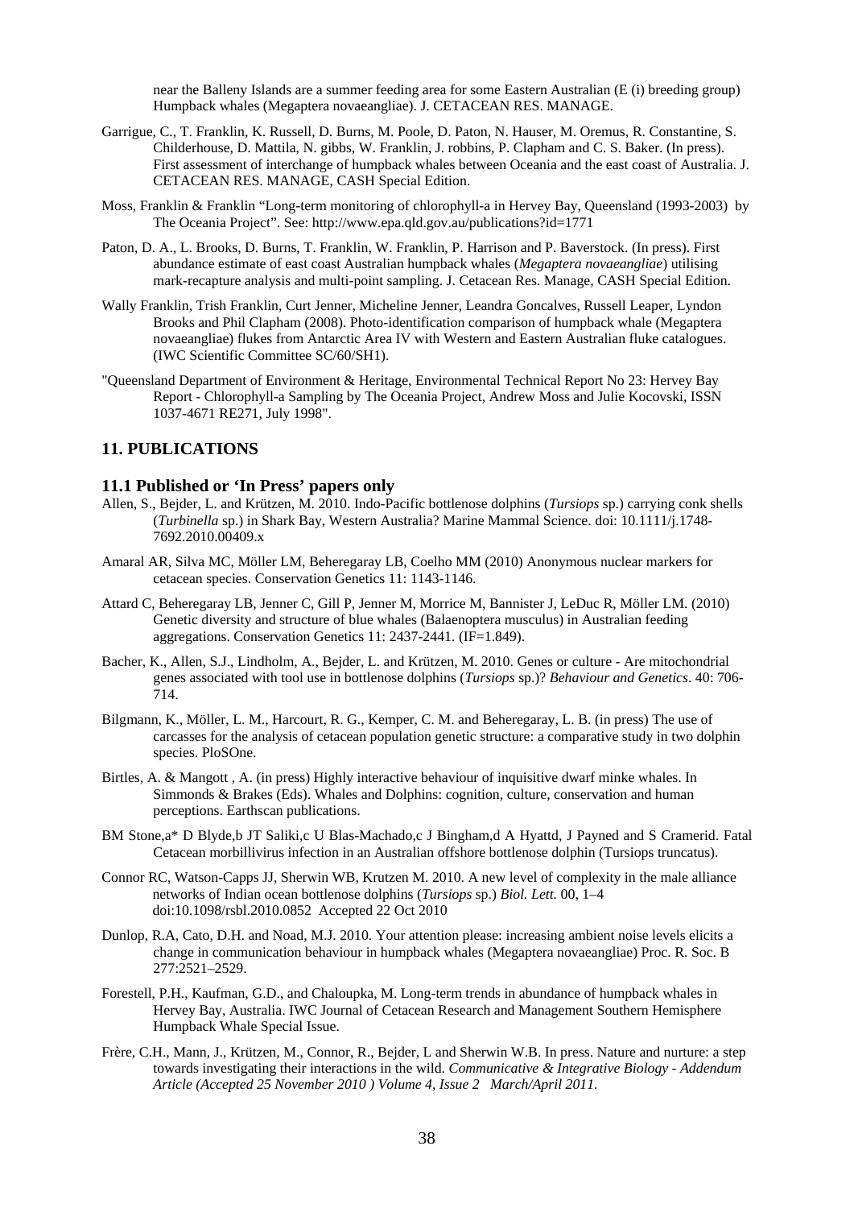near the Balleny Islands are a summer feeding area for some Eastern Australian (E (i) breeding group) Humpback whales (Megaptera novaeangliae). J. CETACEAN RES. MANAGE.

Garrigue, C., T. Franklin, K. Russell, D. Burns, M. Poole, D. Paton, N. Hauser, M. Oremus, R. Constantine, S. Childerhouse, D. Mattila, N. gibbs, W. Franklin, J. robbins, P. Clapham and C. S. Baker. (In press). First assessment of interchange of humpback whales between Oceania and the east coast of Australia. J. CETACEAN RES. MANAGE, CASH Special Edition.

Moss, Franklin & Franklin "Long-term monitoring of chlorophyll-a in Hervey Bay, Queensland (1993-2003) by The Oceania Project". See: http://www.epa.qld.gov.au/publications?id=1771

Paton, D. A., L. Brooks, D. Burns, T. Franklin, W. Franklin, P. Harrison and P. Baverstock. (In press). First abundance estimate of east coast Australian humpback whales (*Megaptera novaeangliae*) utilising mark-recapture analysis and multi-point sampling. J. Cetacean Res. Manage, CASH Special Edition.

Wally Franklin, Trish Franklin, Curt Jenner, Micheline Jenner, Leandra Goncalves, Russell Leaper, Lyndon Brooks and Phil Clapham (2008). Photo-identification comparison of humpback whale (Megaptera novaeangliae) flukes from Antarctic Area IV with Western and Eastern Australian fluke catalogues. (IWC Scientific Committee SC/60/SH1).

"Queensland Department of Environment & Heritage, Environmental Technical Report No 23: Hervey Bay Report - Chlorophyll-a Sampling by The Oceania Project, Andrew Moss and Julie Kocovski, ISSN 1037-4671 RE271, July 1998".

## 11. PUBLICATIONS

### 11.1 Published or 'In Press' papers only

Allen, S., Bejder, L. and Krützen, M. 2010. Indo-Pacific bottlenose dolphins (*Tursiops* sp.) carrying conk shells (*Turbinella* sp.) in Shark Bay, Western Australia? Marine Mammal Science. doi: 10.1111/j.1748-7692.2010.00409.x

Amaral AR, Silva MC, Möller LM, Beheregaray LB, Coelho MM (2010) Anonymous nuclear markers for cetacean species. Conservation Genetics 11: 1143-1146.

Attard C, Beheregaray LB, Jenner C, Gill P, Jenner M, Morrice M, Bannister J, LeDuc R, Möller LM. (2010) Genetic diversity and structure of blue whales (Balaenoptera musculus) in Australian feeding aggregations. Conservation Genetics 11: 2437-2441. (IF=1.849).

Bacher, K., Allen, S.J., Lindholm, A., Bejder, L. and Krützen, M. 2010. Genes or culture - Are mitochondrial genes associated with tool use in bottlenose dolphins (*Tursiops* sp.)? *Behaviour and Genetics*. 40: 706-714.

Bilgmann, K., Möller, L. M., Harcourt, R. G., Kemper, C. M. and Beheregaray, L. B. (in press) The use of carcasses for the analysis of cetacean population genetic structure: a comparative study in two dolphin species. PloSOne.

Birtles, A. & Mangott , A. (in press) Highly interactive behaviour of inquisitive dwarf minke whales. In Simmonds & Brakes (Eds). Whales and Dolphins: cognition, culture, conservation and human perceptions. Earthscan publications.

BM Stone,a* D Blyde,b JT Saliki,c U Blas-Machado,c J Bingham,d A Hyattd, J Payned and S Cramerid. Fatal Cetacean morbillivirus infection in an Australian offshore bottlenose dolphin (Tursiops truncatus).

Connor RC, Watson-Capps JJ, Sherwin WB, Krutzen M. 2010. A new level of complexity in the male alliance networks of Indian ocean bottlenose dolphins (*Tursiops* sp.) *Biol. Lett.* 00, 1–4 doi:10.1098/rsbl.2010.0852 Accepted 22 Oct 2010

Dunlop, R.A, Cato, D.H. and Noad, M.J. 2010. Your attention please: increasing ambient noise levels elicits a change in communication behaviour in humpback whales (Megaptera novaeangliae) Proc. R. Soc. B 277:2521–2529.

Forestell, P.H., Kaufman, G.D., and Chaloupka, M. Long-term trends in abundance of humpback whales in Hervey Bay, Australia. IWC Journal of Cetacean Research and Management Southern Hemisphere Humpback Whale Special Issue.

Frère, C.H., Mann, J., Krützen, M., Connor, R., Bejder, L and Sherwin W.B. In press. Nature and nurture: a step towards investigating their interactions in the wild. *Communicative & Integrative Biology - Addendum Article (Accepted 25 November 2010 ) Volume 4, Issue 2 March/April 2011.*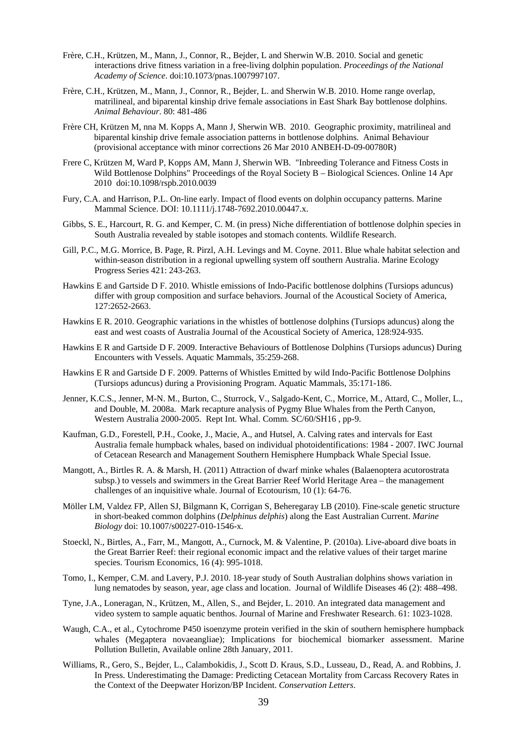Frère, C.H., Krützen, M., Mann, J., Connor, R., Bejder, L and Sherwin W.B. 2010. Social and genetic interactions drive fitness variation in a free-living dolphin population. *Proceedings of the National Academy of Science*. doi:10.1073/pnas.1007997107.

Frère, C.H., Krützen, M., Mann, J., Connor, R., Bejder, L. and Sherwin W.B. 2010. Home range overlap, matrilineal, and biparental kinship drive female associations in East Shark Bay bottlenose dolphins. *Animal Behaviour*. 80: 481-486

Frère CH, Krützen M, nna M. Kopps A, Mann J, Sherwin WB. 2010. Geographic proximity, matrilineal and biparental kinship drive female association patterns in bottlenose dolphins. Animal Behaviour (provisional acceptance with minor corrections 26 Mar 2010 ANBEH-D-09-00780R)

Frere C, Krützen M, Ward P, Kopps AM, Mann J, Sherwin WB. "Inbreeding Tolerance and Fitness Costs in Wild Bottlenose Dolphins" Proceedings of the Royal Society B – Biological Sciences. Online 14 Apr 2010 doi:10.1098/rspb.2010.0039

Fury, C.A. and Harrison, P.L. On-line early. Impact of flood events on dolphin occupancy patterns. Marine Mammal Science. DOI: 10.1111/j.1748-7692.2010.00447.x.

Gibbs, S. E., Harcourt, R. G. and Kemper, C. M. (in press) Niche differentiation of bottlenose dolphin species in South Australia revealed by stable isotopes and stomach contents. Wildlife Research.

Gill, P.C., M.G. Morrice, B. Page, R. Pirzl, A.H. Levings and M. Coyne. 2011. Blue whale habitat selection and within-season distribution in a regional upwelling system off southern Australia. Marine Ecology Progress Series 421: 243-263.

Hawkins E and Gartside D F. 2010. Whistle emissions of Indo-Pacific bottlenose dolphins (Tursiops aduncus) differ with group composition and surface behaviors. Journal of the Acoustical Society of America, 127:2652-2663.

Hawkins E R. 2010. Geographic variations in the whistles of bottlenose dolphins (Tursiops aduncus) along the east and west coasts of Australia Journal of the Acoustical Society of America, 128:924-935.

Hawkins E R and Gartside D F. 2009. Interactive Behaviours of Bottlenose Dolphins (Tursiops aduncus) During Encounters with Vessels. Aquatic Mammals, 35:259-268.

Hawkins E R and Gartside D F. 2009. Patterns of Whistles Emitted by wild Indo-Pacific Bottlenose Dolphins (Tursiops aduncus) during a Provisioning Program. Aquatic Mammals, 35:171-186.

Jenner, K.C.S., Jenner, M-N. M., Burton, C., Sturrock, V., Salgado-Kent, C., Morrice, M., Attard, C., Moller, L., and Double, M. 2008a. Mark recapture analysis of Pygmy Blue Whales from the Perth Canyon, Western Australia 2000-2005. Rept Int. Whal. Comm. SC/60/SH16 , pp-9.

Kaufman, G.D., Forestell, P.H., Cooke, J., Macie, A., and Hutsel, A. Calving rates and intervals for East Australia female humpback whales, based on individual photoidentifications: 1984 - 2007. IWC Journal of Cetacean Research and Management Southern Hemisphere Humpback Whale Special Issue.

Mangott, A., Birtles R. A. & Marsh, H. (2011) Attraction of dwarf minke whales (Balaenoptera acutorostrata subsp.) to vessels and swimmers in the Great Barrier Reef World Heritage Area – the management challenges of an inquisitive whale. Journal of Ecotourism, 10 (1): 64-76.

Möller LM, Valdez FP, Allen SJ, Bilgmann K, Corrigan S, Beheregaray LB (2010). Fine-scale genetic structure in short-beaked common dolphins (*Delphinus delphis*) along the East Australian Current. *Marine Biology* doi: 10.1007/s00227-010-1546-x.

Stoeckl, N., Birtles, A., Farr, M., Mangott, A., Curnock, M. & Valentine, P. (2010a). Live-aboard dive boats in the Great Barrier Reef: their regional economic impact and the relative values of their target marine species. Tourism Economics, 16 (4): 995-1018.

Tomo, I., Kemper, C.M. and Lavery, P.J. 2010. 18-year study of South Australian dolphins shows variation in lung nematodes by season, year, age class and location. Journal of Wildlife Diseases 46 (2): 488–498.

Tyne, J.A., Loneragan, N., Krützen, M., Allen, S., and Bejder, L. 2010. An integrated data management and video system to sample aquatic benthos. Journal of Marine and Freshwater Research. 61: 1023-1028.

Waugh, C.A., et al., Cytochrome P450 isoenzyme protein verified in the skin of southern hemisphere humpback whales (Megaptera novaeangliae); Implications for biochemical biomarker assessment. Marine Pollution Bulletin, Available online 28th January, 2011.

Williams, R., Gero, S., Bejder, L., Calambokidis, J., Scott D. Kraus, S.D., Lusseau, D., Read, A. and Robbins, J. In Press. Underestimating the Damage: Predicting Cetacean Mortality from Carcass Recovery Rates in the Context of the Deepwater Horizon/BP Incident. *Conservation Letters*.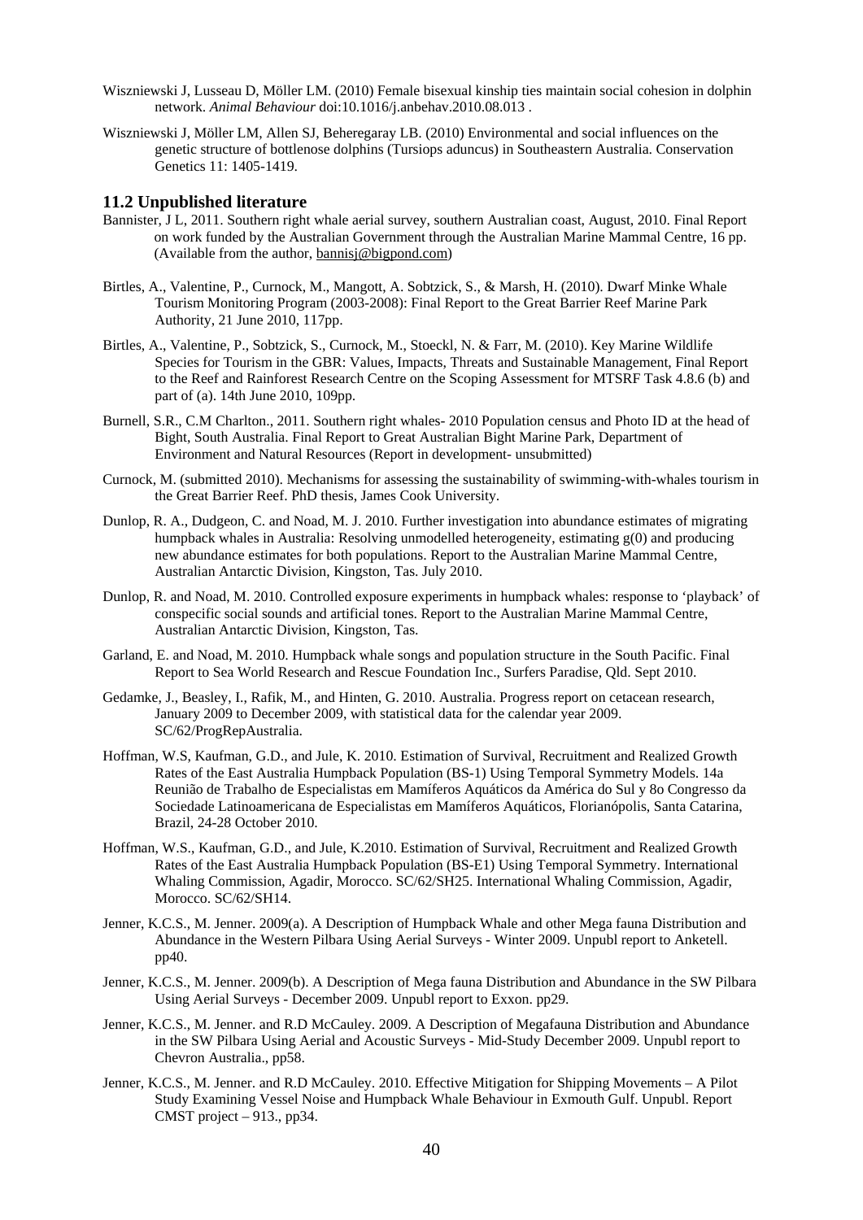Wiszniewski J, Lusseau D, Möller LM. (2010) Female bisexual kinship ties maintain social cohesion in dolphin network. *Animal Behaviour* doi:10.1016/j.anbehav.2010.08.013 .

Wiszniewski J, Möller LM, Allen SJ, Beheregaray LB. (2010) Environmental and social influences on the genetic structure of bottlenose dolphins (Tursiops aduncus) in Southeastern Australia. Conservation Genetics 11: 1405-1419.

### 11.2 Unpublished literature

Bannister, J L, 2011. Southern right whale aerial survey, southern Australian coast, August, 2010. Final Report on work funded by the Australian Government through the Australian Marine Mammal Centre, 16 pp. (Available from the author, bannisj@bigpond.com)

Birtles, A., Valentine, P., Curnock, M., Mangott, A. Sobtzick, S., & Marsh, H. (2010). Dwarf Minke Whale Tourism Monitoring Program (2003-2008): Final Report to the Great Barrier Reef Marine Park Authority, 21 June 2010, 117pp.

Birtles, A., Valentine, P., Sobtzick, S., Curnock, M., Stoeckl, N. & Farr, M. (2010). Key Marine Wildlife Species for Tourism in the GBR: Values, Impacts, Threats and Sustainable Management, Final Report to the Reef and Rainforest Research Centre on the Scoping Assessment for MTSRF Task 4.8.6 (b) and part of (a). 14th June 2010, 109pp.

Burnell, S.R., C.M Charlton., 2011. Southern right whales- 2010 Population census and Photo ID at the head of Bight, South Australia. Final Report to Great Australian Bight Marine Park, Department of Environment and Natural Resources (Report in development- unsubmitted)

Curnock, M. (submitted 2010). Mechanisms for assessing the sustainability of swimming-with-whales tourism in the Great Barrier Reef. PhD thesis, James Cook University.

Dunlop, R. A., Dudgeon, C. and Noad, M. J. 2010. Further investigation into abundance estimates of migrating humpback whales in Australia: Resolving unmodelled heterogeneity, estimating g(0) and producing new abundance estimates for both populations. Report to the Australian Marine Mammal Centre, Australian Antarctic Division, Kingston, Tas. July 2010.

Dunlop, R. and Noad, M. 2010. Controlled exposure experiments in humpback whales: response to 'playback' of conspecific social sounds and artificial tones. Report to the Australian Marine Mammal Centre, Australian Antarctic Division, Kingston, Tas.

Garland, E. and Noad, M. 2010. Humpback whale songs and population structure in the South Pacific. Final Report to Sea World Research and Rescue Foundation Inc., Surfers Paradise, Qld. Sept 2010.

Gedamke, J., Beasley, I., Rafik, M., and Hinten, G. 2010. Australia. Progress report on cetacean research, January 2009 to December 2009, with statistical data for the calendar year 2009. SC/62/ProgRepAustralia.

Hoffman, W.S, Kaufman, G.D., and Jule, K. 2010. Estimation of Survival, Recruitment and Realized Growth Rates of the East Australia Humpback Population (BS-1) Using Temporal Symmetry Models. 14a Reunião de Trabalho de Especialistas em Mamíferos Aquáticos da América do Sul y 8o Congresso da Sociedade Latinoamericana de Especialistas em Mamíferos Aquáticos, Florianópolis, Santa Catarina, Brazil, 24-28 October 2010.

Hoffman, W.S., Kaufman, G.D., and Jule, K.2010. Estimation of Survival, Recruitment and Realized Growth Rates of the East Australia Humpback Population (BS-E1) Using Temporal Symmetry. International Whaling Commission, Agadir, Morocco. SC/62/SH25. International Whaling Commission, Agadir, Morocco. SC/62/SH14.

Jenner, K.C.S., M. Jenner. 2009(a). A Description of Humpback Whale and other Mega fauna Distribution and Abundance in the Western Pilbara Using Aerial Surveys - Winter 2009. Unpubl report to Anketell. pp40.

Jenner, K.C.S., M. Jenner. 2009(b). A Description of Mega fauna Distribution and Abundance in the SW Pilbara Using Aerial Surveys - December 2009. Unpubl report to Exxon. pp29.

Jenner, K.C.S., M. Jenner. and R.D McCauley. 2009. A Description of Megafauna Distribution and Abundance in the SW Pilbara Using Aerial and Acoustic Surveys - Mid-Study December 2009. Unpubl report to Chevron Australia., pp58.

Jenner, K.C.S., M. Jenner. and R.D McCauley. 2010. Effective Mitigation for Shipping Movements – A Pilot Study Examining Vessel Noise and Humpback Whale Behaviour in Exmouth Gulf. Unpubl. Report CMST project – 913., pp34.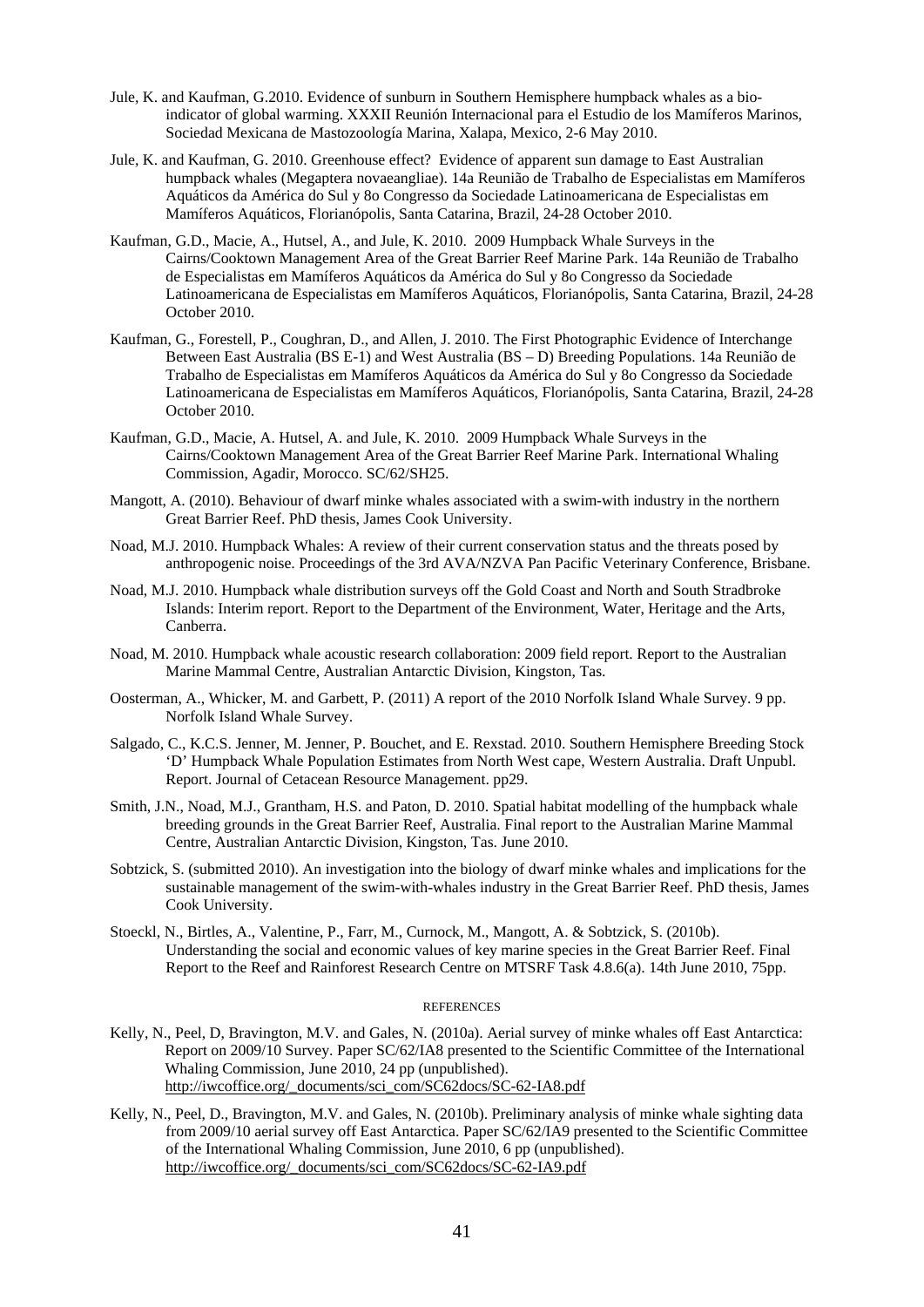Jule, K. and Kaufman, G.2010. Evidence of sunburn in Southern Hemisphere humpback whales as a bio-indicator of global warming. XXXII Reunión Internacional para el Estudio de los Mamíferos Marinos, Sociedad Mexicana de Mastozoología Marina, Xalapa, Mexico, 2-6 May 2010.

Jule, K. and Kaufman, G. 2010. Greenhouse effect? Evidence of apparent sun damage to East Australian humpback whales (Megaptera novaeangliae). 14a Reunião de Trabalho de Especialistas em Mamíferos Aquáticos da América do Sul y 8o Congresso da Sociedade Latinoamericana de Especialistas em Mamíferos Aquáticos, Florianópolis, Santa Catarina, Brazil, 24-28 October 2010.

Kaufman, G.D., Macie, A., Hutsel, A., and Jule, K. 2010. 2009 Humpback Whale Surveys in the Cairns/Cooktown Management Area of the Great Barrier Reef Marine Park. 14a Reunião de Trabalho de Especialistas em Mamíferos Aquáticos da América do Sul y 8o Congresso da Sociedade Latinoamericana de Especialistas em Mamíferos Aquáticos, Florianópolis, Santa Catarina, Brazil, 24-28 October 2010.

Kaufman, G., Forestell, P., Coughran, D., and Allen, J. 2010. The First Photographic Evidence of Interchange Between East Australia (BS E-1) and West Australia (BS – D) Breeding Populations. 14a Reunião de Trabalho de Especialistas em Mamíferos Aquáticos da América do Sul y 8o Congresso da Sociedade Latinoamericana de Especialistas em Mamíferos Aquáticos, Florianópolis, Santa Catarina, Brazil, 24-28 October 2010.

Kaufman, G.D., Macie, A. Hutsel, A. and Jule, K. 2010. 2009 Humpback Whale Surveys in the Cairns/Cooktown Management Area of the Great Barrier Reef Marine Park. International Whaling Commission, Agadir, Morocco. SC/62/SH25.

Mangott, A. (2010). Behaviour of dwarf minke whales associated with a swim-with industry in the northern Great Barrier Reef. PhD thesis, James Cook University.

Noad, M.J. 2010. Humpback Whales: A review of their current conservation status and the threats posed by anthropogenic noise. Proceedings of the 3rd AVA/NZVA Pan Pacific Veterinary Conference, Brisbane.

Noad, M.J. 2010. Humpback whale distribution surveys off the Gold Coast and North and South Stradbroke Islands: Interim report. Report to the Department of the Environment, Water, Heritage and the Arts, Canberra.

Noad, M. 2010. Humpback whale acoustic research collaboration: 2009 field report. Report to the Australian Marine Mammal Centre, Australian Antarctic Division, Kingston, Tas.

Oosterman, A., Whicker, M. and Garbett, P. (2011) A report of the 2010 Norfolk Island Whale Survey. 9 pp. Norfolk Island Whale Survey.

Salgado, C., K.C.S. Jenner, M. Jenner, P. Bouchet, and E. Rexstad. 2010. Southern Hemisphere Breeding Stock 'D' Humpback Whale Population Estimates from North West cape, Western Australia. Draft Unpubl. Report. Journal of Cetacean Resource Management. pp29.

Smith, J.N., Noad, M.J., Grantham, H.S. and Paton, D. 2010. Spatial habitat modelling of the humpback whale breeding grounds in the Great Barrier Reef, Australia. Final report to the Australian Marine Mammal Centre, Australian Antarctic Division, Kingston, Tas. June 2010.

Sobtzick, S. (submitted 2010). An investigation into the biology of dwarf minke whales and implications for the sustainable management of the swim-with-whales industry in the Great Barrier Reef. PhD thesis, James Cook University.

Stoeckl, N., Birtles, A., Valentine, P., Farr, M., Curnock, M., Mangott, A. & Sobtzick, S. (2010b). Understanding the social and economic values of key marine species in the Great Barrier Reef. Final Report to the Reef and Rainforest Research Centre on MTSRF Task 4.8.6(a). 14th June 2010, 75pp.

## REFERENCES

Kelly, N., Peel, D, Bravington, M.V. and Gales, N. (2010a). Aerial survey of minke whales off East Antarctica: Report on 2009/10 Survey. Paper SC/62/IA8 presented to the Scientific Committee of the International Whaling Commission, June 2010, 24 pp (unpublished). http://iwcoffice.org/_documents/sci_com/SC62docs/SC-62-IA8.pdf

Kelly, N., Peel, D., Bravington, M.V. and Gales, N. (2010b). Preliminary analysis of minke whale sighting data from 2009/10 aerial survey off East Antarctica. Paper SC/62/IA9 presented to the Scientific Committee of the International Whaling Commission, June 2010, 6 pp (unpublished). http://iwcoffice.org/_documents/sci_com/SC62docs/SC-62-IA9.pdf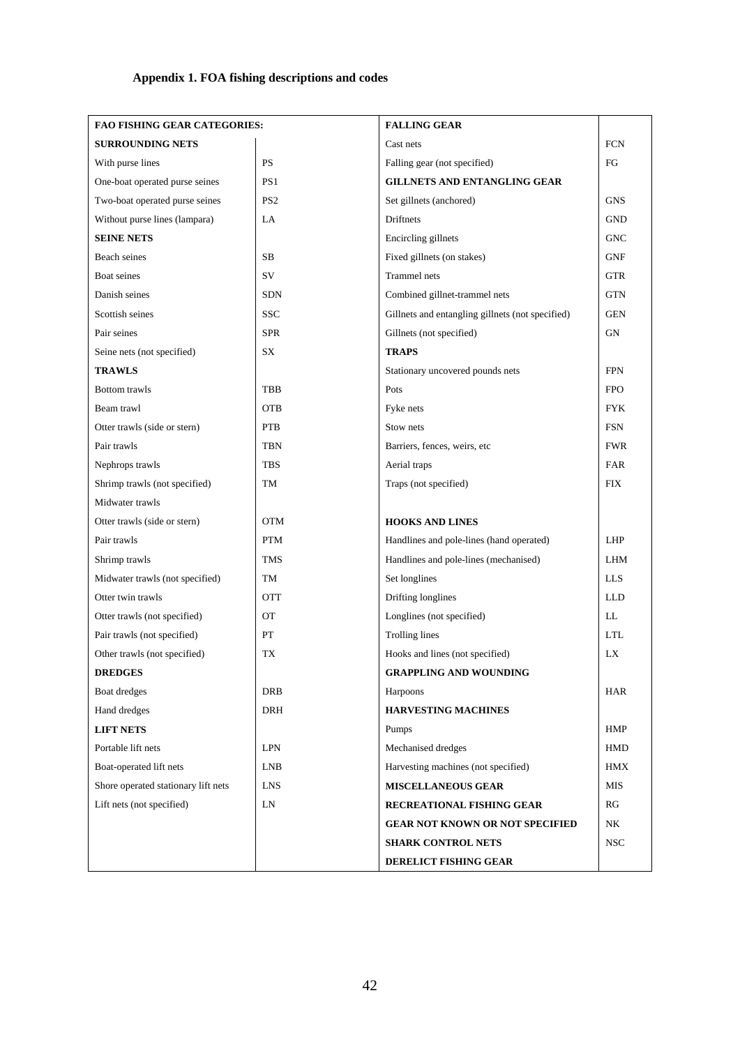## Appendix 1. FOA fishing descriptions and codes

| | | | |
|---|---|---|---|
| **FAO FISHING GEAR CATEGORIES:** | | **FALLING GEAR** | |
| **SURROUNDING NETS** | | Cast nets | FCN |
| With purse lines | PS | Falling gear (not specified) | FG |
| One-boat operated purse seines | PS1 | **GILLNETS AND ENTANGLING GEAR** | |
| Two-boat operated purse seines | PS2 | Set gillnets (anchored) | GNS |
| Without purse lines (lampara) | LA | Driftnets | GND |
| **SEINE NETS** | | Encircling gillnets | GNC |
| Beach seines | SB | Fixed gillnets (on stakes) | GNF |
| Boat seines | SV | Trammel nets | GTR |
| Danish seines | SDN | Combined gillnet-trammel nets | GTN |
| Scottish seines | SSC | Gillnets and entangling gillnets (not specified) | GEN |
| Pair seines | SPR | Gillnets (not specified) | GN |
| Seine nets (not specified) | SX | **TRAPS** | |
| **TRAWLS** | | Stationary uncovered pounds nets | FPN |
| Bottom trawls | TBB | Pots | FPO |
| Beam trawl | OTB | Fyke nets | FYK |
| Otter trawls (side or stern) | PTB | Stow nets | FSN |
| Pair trawls | TBN | Barriers, fences, weirs, etc | FWR |
| Nephrops trawls | TBS | Aerial traps | FAR |
| Shrimp trawls (not specified) | TM | Traps (not specified) | FIX |
| Midwater trawls | | | |
| Otter trawls (side or stern) | OTM | **HOOKS AND LINES** | |
| Pair trawls | PTM | Handlines and pole-lines (hand operated) | LHP |
| Shrimp trawls | TMS | Handlines and pole-lines (mechanised) | LHM |
| Midwater trawls (not specified) | TM | Set longlines | LLS |
| Otter twin trawls | OTT | Drifting longlines | LLD |
| Otter trawls (not specified) | OT | Longlines (not specified) | LL |
| Pair trawls (not specified) | PT | Trolling lines | LTL |
| Other trawls (not specified) | TX | Hooks and lines (not specified) | LX |
| **DREDGES** | | **GRAPPLING AND WOUNDING** | |
| Boat dredges | DRB | Harpoons | HAR |
| Hand dredges | DRH | **HARVESTING MACHINES** | |
| **LIFT NETS** | | Pumps | HMP |
| Portable lift nets | LPN | Mechanised dredges | HMD |
| Boat-operated lift nets | LNB | Harvesting machines (not specified) | HMX |
| Shore operated stationary lift nets | LNS | **MISCELLANEOUS GEAR** | MIS |
| Lift nets (not specified) | LN | **RECREATIONAL FISHING GEAR** | RG |
| | | **GEAR NOT KNOWN OR NOT SPECIFIED** | NK |
| | | **SHARK CONTROL NETS** | NSC |
| | | **DERELICT FISHING GEAR** | |